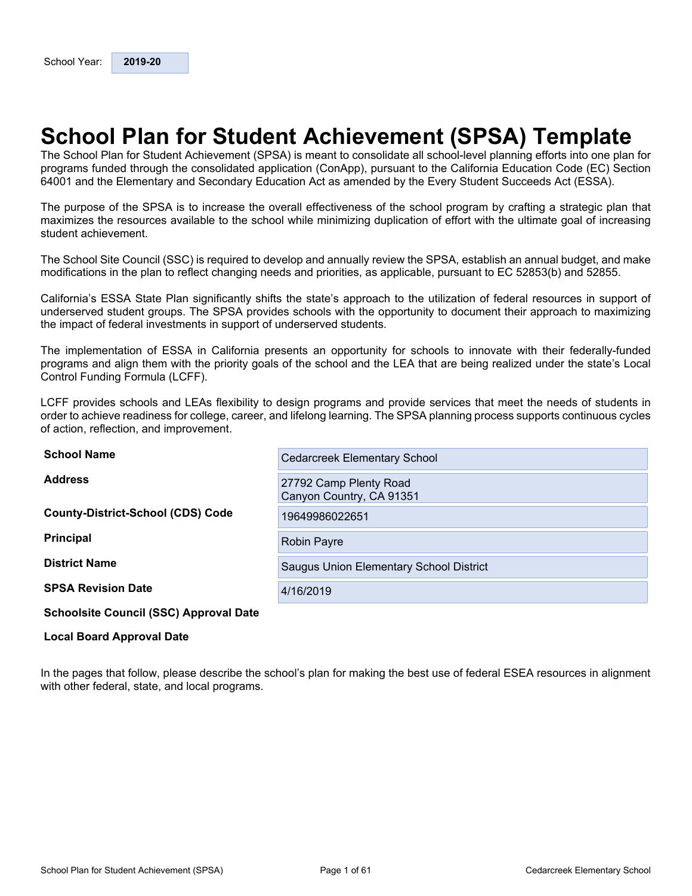School Year: **2019-20**

# School Plan for Student Achievement (SPSA) Template

The School Plan for Student Achievement (SPSA) is meant to consolidate all school-level planning efforts into one plan for programs funded through the consolidated application (ConApp), pursuant to the California Education Code (EC) Section 64001 and the Elementary and Secondary Education Act as amended by the Every Student Succeeds Act (ESSA).

The purpose of the SPSA is to increase the overall effectiveness of the school program by crafting a strategic plan that maximizes the resources available to the school while minimizing duplication of effort with the ultimate goal of increasing student achievement.

The School Site Council (SSC) is required to develop and annually review the SPSA, establish an annual budget, and make modifications in the plan to reflect changing needs and priorities, as applicable, pursuant to EC 52853(b) and 52855.

California's ESSA State Plan significantly shifts the state's approach to the utilization of federal resources in support of underserved student groups. The SPSA provides schools with the opportunity to document their approach to maximizing the impact of federal investments in support of underserved students.

The implementation of ESSA in California presents an opportunity for schools to innovate with their federally-funded programs and align them with the priority goals of the school and the LEA that are being realized under the state's Local Control Funding Formula (LCFF).

LCFF provides schools and LEAs flexibility to design programs and provide services that meet the needs of students in order to achieve readiness for college, career, and lifelong learning. The SPSA planning process supports continuous cycles of action, reflection, and improvement.

| | |
|---|---|
| **School Name** | Cedarcreek Elementary School |
| **Address** | 27792 Camp Plenty Road<br>Canyon Country, CA 91351 |
| **County-District-School (CDS) Code** | 19649986022651 |
| **Principal** | Robin Payre |
| **District Name** | Saugus Union Elementary School District |
| **SPSA Revision Date** | 4/16/2019 |
| **Schoolsite Council (SSC) Approval Date** | |
| **Local Board Approval Date** | |

In the pages that follow, please describe the school's plan for making the best use of federal ESEA resources in alignment with other federal, state, and local programs.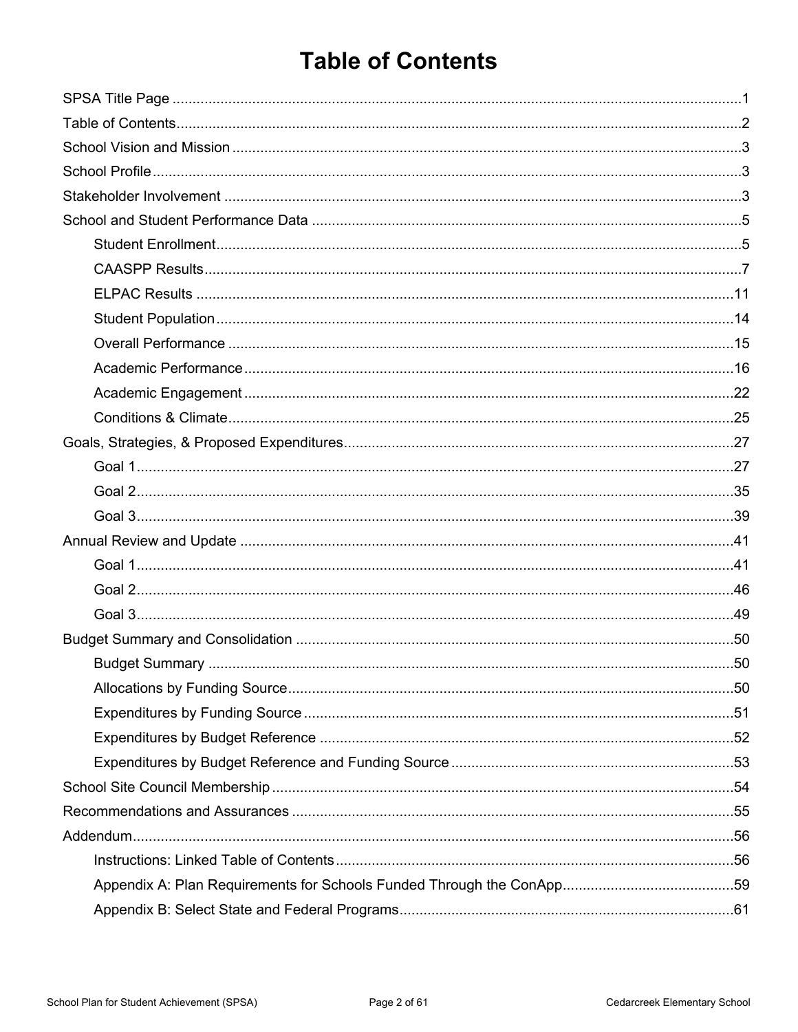# Table of Contents

- SPSA Title Page ..... 1
- Table of Contents ..... 2
- School Vision and Mission ..... 3
- School Profile ..... 3
- Stakeholder Involvement ..... 3
- School and Student Performance Data ..... 5
  - Student Enrollment ..... 5
  - CAASPP Results ..... 7
  - ELPAC Results ..... 11
  - Student Population ..... 14
  - Overall Performance ..... 15
  - Academic Performance ..... 16
  - Academic Engagement ..... 22
  - Conditions & Climate ..... 25
- Goals, Strategies, & Proposed Expenditures ..... 27
  - Goal 1 ..... 27
  - Goal 2 ..... 35
  - Goal 3 ..... 39
- Annual Review and Update ..... 41
  - Goal 1 ..... 41
  - Goal 2 ..... 46
  - Goal 3 ..... 49
- Budget Summary and Consolidation ..... 50
  - Budget Summary ..... 50
  - Allocations by Funding Source ..... 50
  - Expenditures by Funding Source ..... 51
  - Expenditures by Budget Reference ..... 52
  - Expenditures by Budget Reference and Funding Source ..... 53
- School Site Council Membership ..... 54
- Recommendations and Assurances ..... 55
- Addendum ..... 56
  - Instructions: Linked Table of Contents ..... 56
  - Appendix A: Plan Requirements for Schools Funded Through the ConApp ..... 59
  - Appendix B: Select State and Federal Programs ..... 61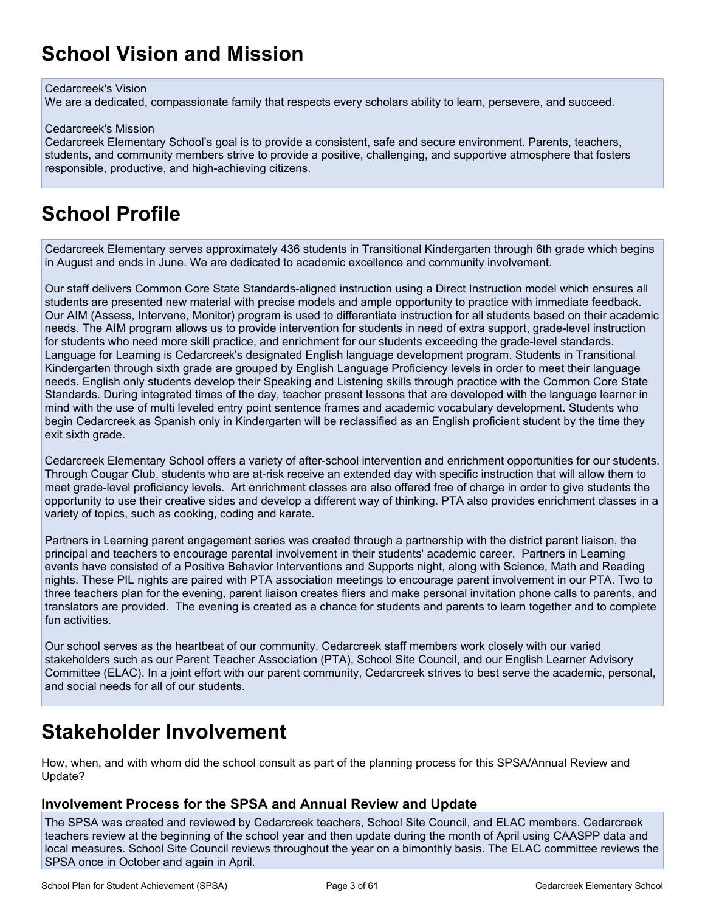# School Vision and Mission

Cedarcreek's Vision
We are a dedicated, compassionate family that respects every scholars ability to learn, persevere, and succeed.

Cedarcreek's Mission
Cedarcreek Elementary School's goal is to provide a consistent, safe and secure environment. Parents, teachers, students, and community members strive to provide a positive, challenging, and supportive atmosphere that fosters responsible, productive, and high-achieving citizens.

# School Profile

Cedarcreek Elementary serves approximately 436 students in Transitional Kindergarten through 6th grade which begins in August and ends in June. We are dedicated to academic excellence and community involvement.

Our staff delivers Common Core State Standards-aligned instruction using a Direct Instruction model which ensures all students are presented new material with precise models and ample opportunity to practice with immediate feedback. Our AIM (Assess, Intervene, Monitor) program is used to differentiate instruction for all students based on their academic needs. The AIM program allows us to provide intervention for students in need of extra support, grade-level instruction for students who need more skill practice, and enrichment for our students exceeding the grade-level standards. Language for Learning is Cedarcreek's designated English language development program. Students in Transitional Kindergarten through sixth grade are grouped by English Language Proficiency levels in order to meet their language needs. English only students develop their Speaking and Listening skills through practice with the Common Core State Standards. During integrated times of the day, teacher present lessons that are developed with the language learner in mind with the use of multi leveled entry point sentence frames and academic vocabulary development. Students who begin Cedarcreek as Spanish only in Kindergarten will be reclassified as an English proficient student by the time they exit sixth grade.

Cedarcreek Elementary School offers a variety of after-school intervention and enrichment opportunities for our students. Through Cougar Club, students who are at-risk receive an extended day with specific instruction that will allow them to meet grade-level proficiency levels. Art enrichment classes are also offered free of charge in order to give students the opportunity to use their creative sides and develop a different way of thinking. PTA also provides enrichment classes in a variety of topics, such as cooking, coding and karate.

Partners in Learning parent engagement series was created through a partnership with the district parent liaison, the principal and teachers to encourage parental involvement in their students' academic career. Partners in Learning events have consisted of a Positive Behavior Interventions and Supports night, along with Science, Math and Reading nights. These PIL nights are paired with PTA association meetings to encourage parent involvement in our PTA. Two to three teachers plan for the evening, parent liaison creates fliers and make personal invitation phone calls to parents, and translators are provided. The evening is created as a chance for students and parents to learn together and to complete fun activities.

Our school serves as the heartbeat of our community. Cedarcreek staff members work closely with our varied stakeholders such as our Parent Teacher Association (PTA), School Site Council, and our English Learner Advisory Committee (ELAC). In a joint effort with our parent community, Cedarcreek strives to best serve the academic, personal, and social needs for all of our students.

# Stakeholder Involvement

How, when, and with whom did the school consult as part of the planning process for this SPSA/Annual Review and Update?

### Involvement Process for the SPSA and Annual Review and Update

The SPSA was created and reviewed by Cedarcreek teachers, School Site Council, and ELAC members. Cedarcreek teachers review at the beginning of the school year and then update during the month of April using CAASPP data and local measures. School Site Council reviews throughout the year on a bimonthly basis. The ELAC committee reviews the SPSA once in October and again in April.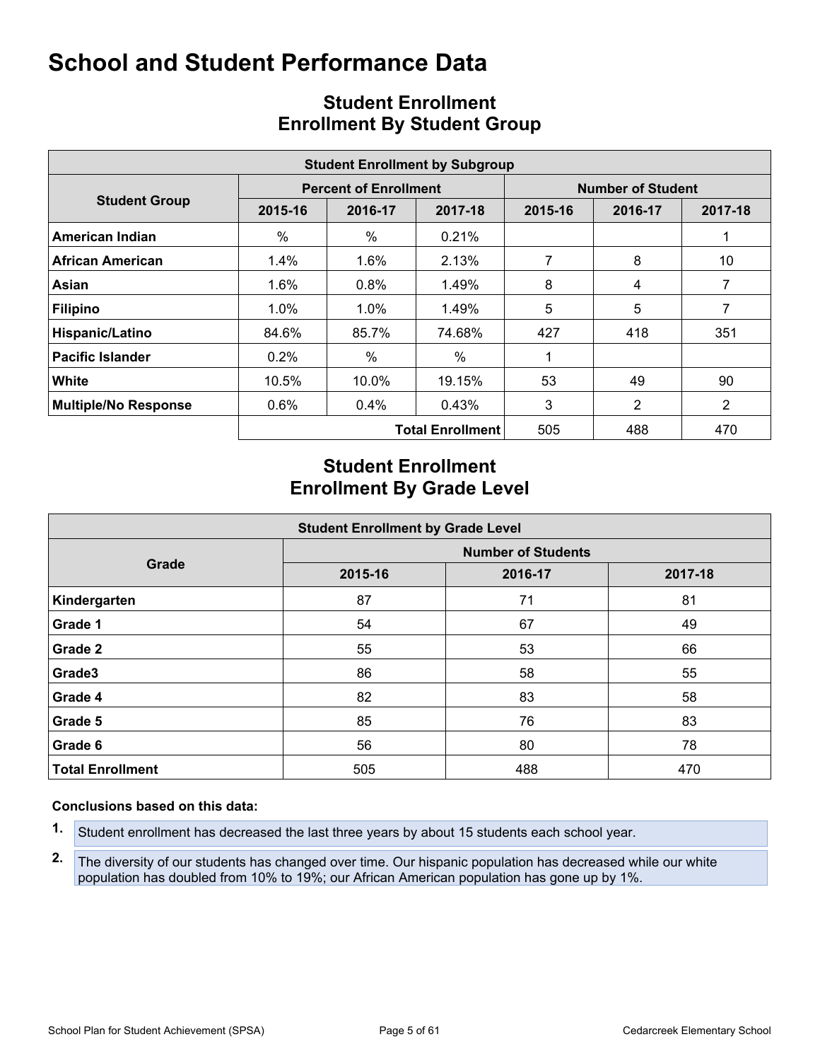# School and Student Performance Data

## Student Enrollment
## Enrollment By Student Group

| Student Enrollment by Subgroup | | | | | | |
|---|---|---|---|---|---|---|
| Student Group | Percent of Enrollment | | | Number of Student | | |
| | 2015-16 | 2016-17 | 2017-18 | 2015-16 | 2016-17 | 2017-18 |
| **American Indian** | % | % | 0.21% | | | 1 |
| **African American** | 1.4% | 1.6% | 2.13% | 7 | 8 | 10 |
| **Asian** | 1.6% | 0.8% | 1.49% | 8 | 4 | 7 |
| **Filipino** | 1.0% | 1.0% | 1.49% | 5 | 5 | 7 |
| **Hispanic/Latino** | 84.6% | 85.7% | 74.68% | 427 | 418 | 351 |
| **Pacific Islander** | 0.2% | % | % | 1 | | |
| **White** | 10.5% | 10.0% | 19.15% | 53 | 49 | 90 |
| **Multiple/No Response** | 0.6% | 0.4% | 0.43% | 3 | 2 | 2 |
| | | | **Total Enrollment** | 505 | 488 | 470 |

## Student Enrollment
## Enrollment By Grade Level

| Student Enrollment by Grade Level | | | |
|---|---|---|---|
| Grade | Number of Students | | |
| | 2015-16 | 2016-17 | 2017-18 |
| **Kindergarten** | 87 | 71 | 81 |
| **Grade 1** | 54 | 67 | 49 |
| **Grade 2** | 55 | 53 | 66 |
| **Grade3** | 86 | 58 | 55 |
| **Grade 4** | 82 | 83 | 58 |
| **Grade 5** | 85 | 76 | 83 |
| **Grade 6** | 56 | 80 | 78 |
| **Total Enrollment** | 505 | 488 | 470 |

**Conclusions based on this data:**

1. Student enrollment has decreased the last three years by about 15 students each school year.
2. The diversity of our students has changed over time. Our hispanic population has decreased while our white population has doubled from 10% to 19%; our African American population has gone up by 1%.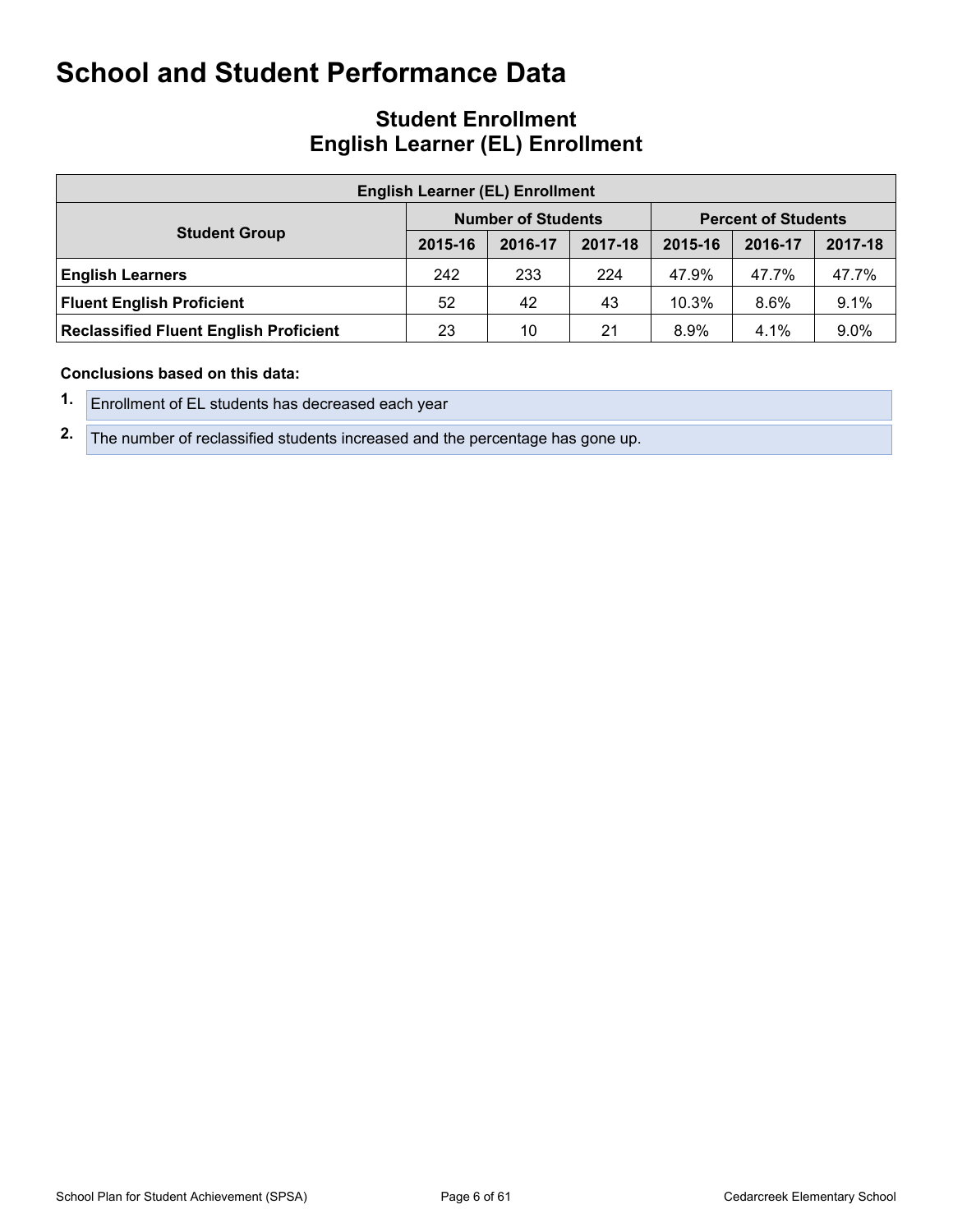# School and Student Performance Data

## Student Enrollment
## English Learner (EL) Enrollment

| English Learner (EL) Enrollment | | | | | | |
|---|---|---|---|---|---|---|
| **Student Group** | **Number of Students** | | | **Percent of Students** | | |
| | **2015-16** | **2016-17** | **2017-18** | **2015-16** | **2016-17** | **2017-18** |
| **English Learners** | 242 | 233 | 224 | 47.9% | 47.7% | 47.7% |
| **Fluent English Proficient** | 52 | 42 | 43 | 10.3% | 8.6% | 9.1% |
| **Reclassified Fluent English Proficient** | 23 | 10 | 21 | 8.9% | 4.1% | 9.0% |

**Conclusions based on this data:**

1. Enrollment of EL students has decreased each year
2. The number of reclassified students increased and the percentage has gone up.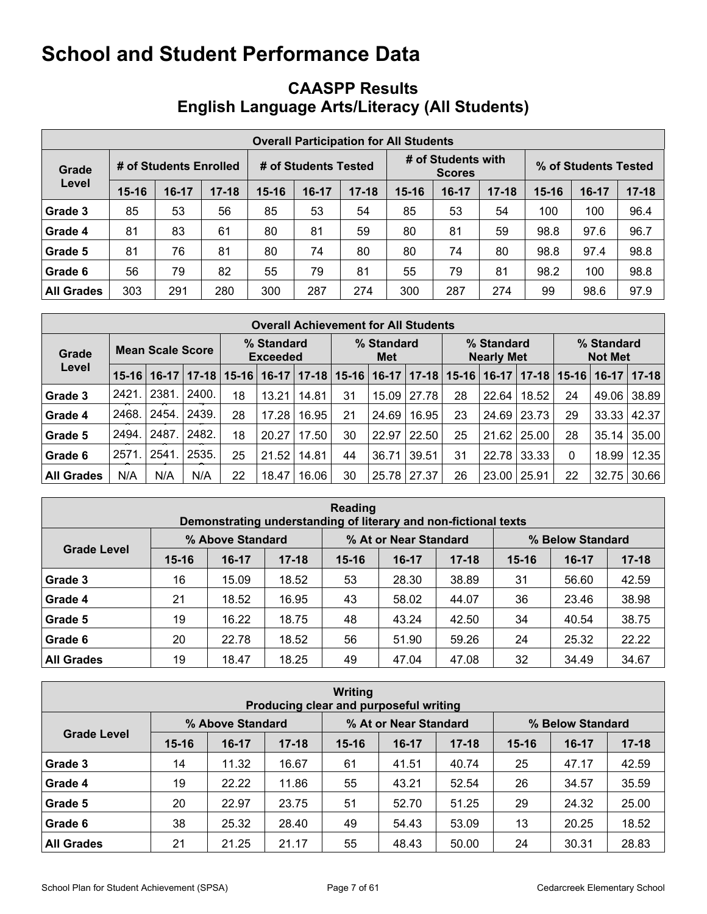# School and Student Performance Data

## CAASPP Results
## English Language Arts/Literacy (All Students)

| Overall Participation for All Students | | | | | | | | | | | | |
|---|---|---|---|---|---|---|---|---|---|---|---|---|
| Grade Level | # of Students Enrolled | | | # of Students Tested | | | # of Students with Scores | | | % of Students Tested | | |
| | 15-16 | 16-17 | 17-18 | 15-16 | 16-17 | 17-18 | 15-16 | 16-17 | 17-18 | 15-16 | 16-17 | 17-18 |
| Grade 3 | 85 | 53 | 56 | 85 | 53 | 54 | 85 | 53 | 54 | 100 | 100 | 96.4 |
| Grade 4 | 81 | 83 | 61 | 80 | 81 | 59 | 80 | 81 | 59 | 98.8 | 97.6 | 96.7 |
| Grade 5 | 81 | 76 | 81 | 80 | 74 | 80 | 80 | 74 | 80 | 98.8 | 97.4 | 98.8 |
| Grade 6 | 56 | 79 | 82 | 55 | 79 | 81 | 55 | 79 | 81 | 98.2 | 100 | 98.8 |
| All Grades | 303 | 291 | 280 | 300 | 287 | 274 | 300 | 287 | 274 | 99 | 98.6 | 97.9 |

| Overall Achievement for All Students | | | | | | | | | | | | | | | |
|---|---|---|---|---|---|---|---|---|---|---|---|---|---|---|---|
| Grade Level | Mean Scale Score | | | % Standard Exceeded | | | % Standard Met | | | % Standard Nearly Met | | | % Standard Not Met | | |
| | 15-16 | 16-17 | 17-18 | 15-16 | 16-17 | 17-18 | 15-16 | 16-17 | 17-18 | 15-16 | 16-17 | 17-18 | 15-16 | 16-17 | 17-18 |
| Grade 3 | 2421. | 2381. | 2400. | 18 | 13.21 | 14.81 | 31 | 15.09 | 27.78 | 28 | 22.64 | 18.52 | 24 | 49.06 | 38.89 |
| Grade 4 | 2468. | 2454. | 2439. | 28 | 17.28 | 16.95 | 21 | 24.69 | 16.95 | 23 | 24.69 | 23.73 | 29 | 33.33 | 42.37 |
| Grade 5 | 2494. | 2487. | 2482. | 18 | 20.27 | 17.50 | 30 | 22.97 | 22.50 | 25 | 21.62 | 25.00 | 28 | 35.14 | 35.00 |
| Grade 6 | 2571. | 2541. | 2535. | 25 | 21.52 | 14.81 | 44 | 36.71 | 39.51 | 31 | 22.78 | 33.33 | 0 | 18.99 | 12.35 |
| All Grades | N/A | N/A | N/A | 22 | 18.47 | 16.06 | 30 | 25.78 | 27.37 | 26 | 23.00 | 25.91 | 22 | 32.75 | 30.66 |

| Reading<br>Demonstrating understanding of literary and non-fictional texts | | | | | | | | | |
|---|---|---|---|---|---|---|---|---|---|
| Grade Level | % Above Standard | | | % At or Near Standard | | | % Below Standard | | |
| | 15-16 | 16-17 | 17-18 | 15-16 | 16-17 | 17-18 | 15-16 | 16-17 | 17-18 |
| Grade 3 | 16 | 15.09 | 18.52 | 53 | 28.30 | 38.89 | 31 | 56.60 | 42.59 |
| Grade 4 | 21 | 18.52 | 16.95 | 43 | 58.02 | 44.07 | 36 | 23.46 | 38.98 |
| Grade 5 | 19 | 16.22 | 18.75 | 48 | 43.24 | 42.50 | 34 | 40.54 | 38.75 |
| Grade 6 | 20 | 22.78 | 18.52 | 56 | 51.90 | 59.26 | 24 | 25.32 | 22.22 |
| All Grades | 19 | 18.47 | 18.25 | 49 | 47.04 | 47.08 | 32 | 34.49 | 34.67 |

| Writing<br>Producing clear and purposeful writing | | | | | | | | | |
|---|---|---|---|---|---|---|---|---|---|
| Grade Level | % Above Standard | | | % At or Near Standard | | | % Below Standard | | |
| | 15-16 | 16-17 | 17-18 | 15-16 | 16-17 | 17-18 | 15-16 | 16-17 | 17-18 |
| Grade 3 | 14 | 11.32 | 16.67 | 61 | 41.51 | 40.74 | 25 | 47.17 | 42.59 |
| Grade 4 | 19 | 22.22 | 11.86 | 55 | 43.21 | 52.54 | 26 | 34.57 | 35.59 |
| Grade 5 | 20 | 22.97 | 23.75 | 51 | 52.70 | 51.25 | 29 | 24.32 | 25.00 |
| Grade 6 | 38 | 25.32 | 28.40 | 49 | 54.43 | 53.09 | 13 | 20.25 | 18.52 |
| All Grades | 21 | 21.25 | 21.17 | 55 | 48.43 | 50.00 | 24 | 30.31 | 28.83 |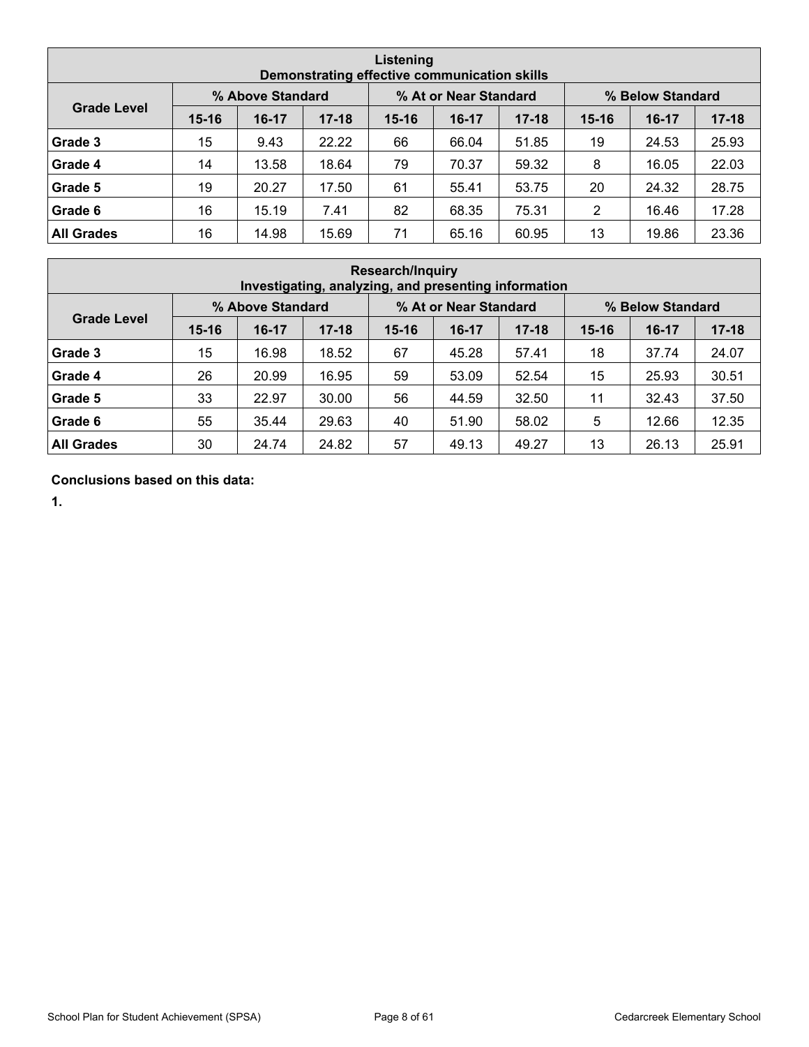| Listening<br>Demonstrating effective communication skills | | | | | | | | | |
|---|---|---|---|---|---|---|---|---|---|
| Grade Level | % Above Standard | | | % At or Near Standard | | | % Below Standard | | |
| | 15-16 | 16-17 | 17-18 | 15-16 | 16-17 | 17-18 | 15-16 | 16-17 | 17-18 |
| **Grade 3** | 15 | 9.43 | 22.22 | 66 | 66.04 | 51.85 | 19 | 24.53 | 25.93 |
| **Grade 4** | 14 | 13.58 | 18.64 | 79 | 70.37 | 59.32 | 8 | 16.05 | 22.03 |
| **Grade 5** | 19 | 20.27 | 17.50 | 61 | 55.41 | 53.75 | 20 | 24.32 | 28.75 |
| **Grade 6** | 16 | 15.19 | 7.41 | 82 | 68.35 | 75.31 | 2 | 16.46 | 17.28 |
| **All Grades** | 16 | 14.98 | 15.69 | 71 | 65.16 | 60.95 | 13 | 19.86 | 23.36 |

| Research/Inquiry<br>Investigating, analyzing, and presenting information | | | | | | | | | |
|---|---|---|---|---|---|---|---|---|---|
| Grade Level | % Above Standard | | | % At or Near Standard | | | % Below Standard | | |
| | 15-16 | 16-17 | 17-18 | 15-16 | 16-17 | 17-18 | 15-16 | 16-17 | 17-18 |
| **Grade 3** | 15 | 16.98 | 18.52 | 67 | 45.28 | 57.41 | 18 | 37.74 | 24.07 |
| **Grade 4** | 26 | 20.99 | 16.95 | 59 | 53.09 | 52.54 | 15 | 25.93 | 30.51 |
| **Grade 5** | 33 | 22.97 | 30.00 | 56 | 44.59 | 32.50 | 11 | 32.43 | 37.50 |
| **Grade 6** | 55 | 35.44 | 29.63 | 40 | 51.90 | 58.02 | 5 | 12.66 | 12.35 |
| **All Grades** | 30 | 24.74 | 24.82 | 57 | 49.13 | 49.27 | 13 | 26.13 | 25.91 |

**Conclusions based on this data:**

**1.**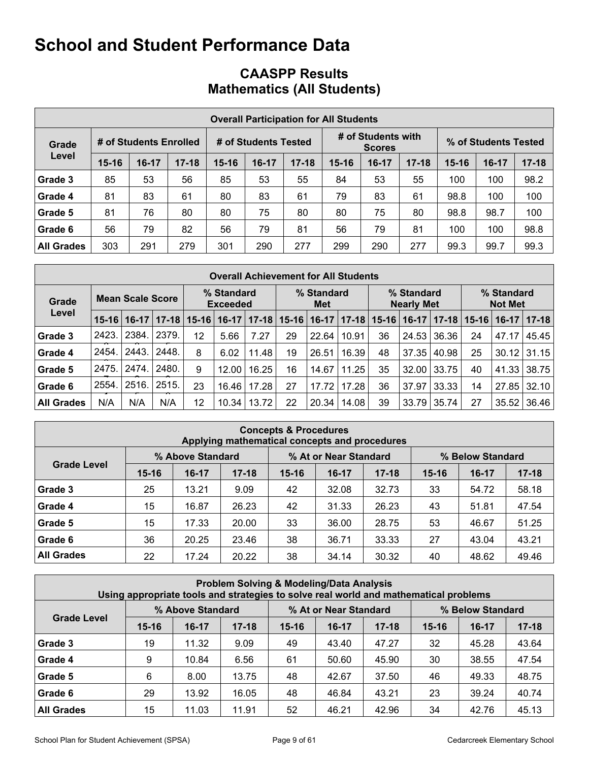# School and Student Performance Data

## CAASPP Results
## Mathematics (All Students)

| Overall Participation for All Students | | | | | | | | | | | | |
|---|---|---|---|---|---|---|---|---|---|---|---|---|
| Grade Level | # of Students Enrolled | | | # of Students Tested | | | # of Students with Scores | | | % of Students Tested | | |
| | 15-16 | 16-17 | 17-18 | 15-16 | 16-17 | 17-18 | 15-16 | 16-17 | 17-18 | 15-16 | 16-17 | 17-18 |
| Grade 3 | 85 | 53 | 56 | 85 | 53 | 55 | 84 | 53 | 55 | 100 | 100 | 98.2 |
| Grade 4 | 81 | 83 | 61 | 80 | 83 | 61 | 79 | 83 | 61 | 98.8 | 100 | 100 |
| Grade 5 | 81 | 76 | 80 | 80 | 75 | 80 | 80 | 75 | 80 | 98.8 | 98.7 | 100 |
| Grade 6 | 56 | 79 | 82 | 56 | 79 | 81 | 56 | 79 | 81 | 100 | 100 | 98.8 |
| All Grades | 303 | 291 | 279 | 301 | 290 | 277 | 299 | 290 | 277 | 99.3 | 99.7 | 99.3 |

| Overall Achievement for All Students | | | | | | | | | | | | | | | |
|---|---|---|---|---|---|---|---|---|---|---|---|---|---|---|---|
| Grade Level | Mean Scale Score | | | % Standard Exceeded | | | % Standard Met | | | % Standard Nearly Met | | | % Standard Not Met | | |
| | 15-16 | 16-17 | 17-18 | 15-16 | 16-17 | 17-18 | 15-16 | 16-17 | 17-18 | 15-16 | 16-17 | 17-18 | 15-16 | 16-17 | 17-18 |
| Grade 3 | 2423. | 2384. | 2379. | 12 | 5.66 | 7.27 | 29 | 22.64 | 10.91 | 36 | 24.53 | 36.36 | 24 | 47.17 | 45.45 |
| Grade 4 | 2454. | 2443. | 2448. | 8 | 6.02 | 11.48 | 19 | 26.51 | 16.39 | 48 | 37.35 | 40.98 | 25 | 30.12 | 31.15 |
| Grade 5 | 2475. | 2474. | 2480. | 9 | 12.00 | 16.25 | 16 | 14.67 | 11.25 | 35 | 32.00 | 33.75 | 40 | 41.33 | 38.75 |
| Grade 6 | 2554. | 2516. | 2515. | 23 | 16.46 | 17.28 | 27 | 17.72 | 17.28 | 36 | 37.97 | 33.33 | 14 | 27.85 | 32.10 |
| All Grades | N/A | N/A | N/A | 12 | 10.34 | 13.72 | 22 | 20.34 | 14.08 | 39 | 33.79 | 35.74 | 27 | 35.52 | 36.46 |

| Concepts & Procedures<br>Applying mathematical concepts and procedures | | | | | | | | | |
|---|---|---|---|---|---|---|---|---|---|
| Grade Level | % Above Standard | | | % At or Near Standard | | | % Below Standard | | |
| | 15-16 | 16-17 | 17-18 | 15-16 | 16-17 | 17-18 | 15-16 | 16-17 | 17-18 |
| Grade 3 | 25 | 13.21 | 9.09 | 42 | 32.08 | 32.73 | 33 | 54.72 | 58.18 |
| Grade 4 | 15 | 16.87 | 26.23 | 42 | 31.33 | 26.23 | 43 | 51.81 | 47.54 |
| Grade 5 | 15 | 17.33 | 20.00 | 33 | 36.00 | 28.75 | 53 | 46.67 | 51.25 |
| Grade 6 | 36 | 20.25 | 23.46 | 38 | 36.71 | 33.33 | 27 | 43.04 | 43.21 |
| All Grades | 22 | 17.24 | 20.22 | 38 | 34.14 | 30.32 | 40 | 48.62 | 49.46 |

| Problem Solving & Modeling/Data Analysis<br>Using appropriate tools and strategies to solve real world and mathematical problems | | | | | | | | | |
|---|---|---|---|---|---|---|---|---|---|
| Grade Level | % Above Standard | | | % At or Near Standard | | | % Below Standard | | |
| | 15-16 | 16-17 | 17-18 | 15-16 | 16-17 | 17-18 | 15-16 | 16-17 | 17-18 |
| Grade 3 | 19 | 11.32 | 9.09 | 49 | 43.40 | 47.27 | 32 | 45.28 | 43.64 |
| Grade 4 | 9 | 10.84 | 6.56 | 61 | 50.60 | 45.90 | 30 | 38.55 | 47.54 |
| Grade 5 | 6 | 8.00 | 13.75 | 48 | 42.67 | 37.50 | 46 | 49.33 | 48.75 |
| Grade 6 | 29 | 13.92 | 16.05 | 48 | 46.84 | 43.21 | 23 | 39.24 | 40.74 |
| All Grades | 15 | 11.03 | 11.91 | 52 | 46.21 | 42.96 | 34 | 42.76 | 45.13 |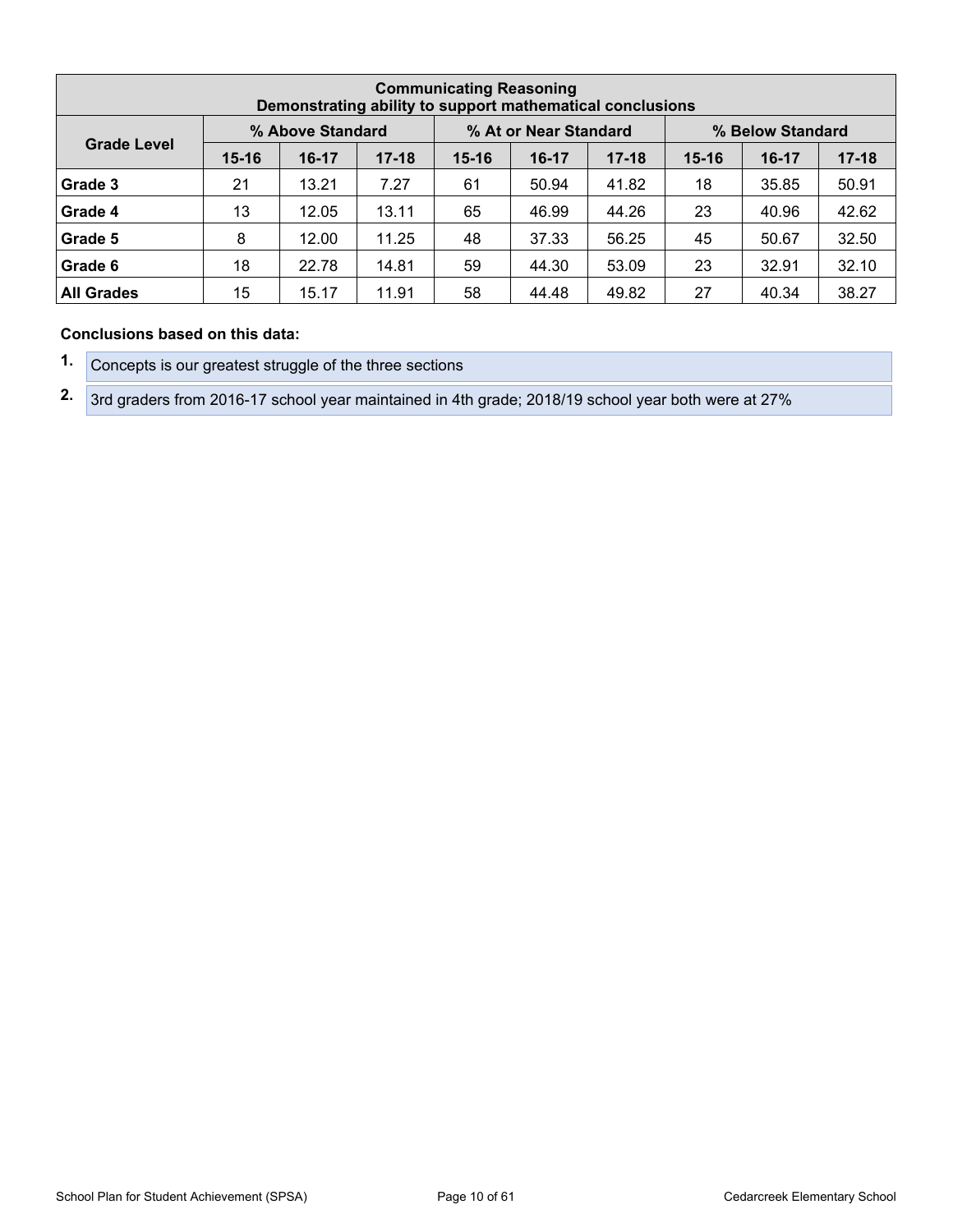| Communicating Reasoning<br>Demonstrating ability to support mathematical conclusions | | | | | | | | | |
|---|---|---|---|---|---|---|---|---|---|
| Grade Level | % Above Standard | | | % At or Near Standard | | | % Below Standard | | |
| | 15-16 | 16-17 | 17-18 | 15-16 | 16-17 | 17-18 | 15-16 | 16-17 | 17-18 |
| **Grade 3** | 21 | 13.21 | 7.27 | 61 | 50.94 | 41.82 | 18 | 35.85 | 50.91 |
| **Grade 4** | 13 | 12.05 | 13.11 | 65 | 46.99 | 44.26 | 23 | 40.96 | 42.62 |
| **Grade 5** | 8 | 12.00 | 11.25 | 48 | 37.33 | 56.25 | 45 | 50.67 | 32.50 |
| **Grade 6** | 18 | 22.78 | 14.81 | 59 | 44.30 | 53.09 | 23 | 32.91 | 32.10 |
| **All Grades** | 15 | 15.17 | 11.91 | 58 | 44.48 | 49.82 | 27 | 40.34 | 38.27 |

**Conclusions based on this data:**

1. Concepts is our greatest struggle of the three sections
2. 3rd graders from 2016-17 school year maintained in 4th grade; 2018/19 school year both were at 27%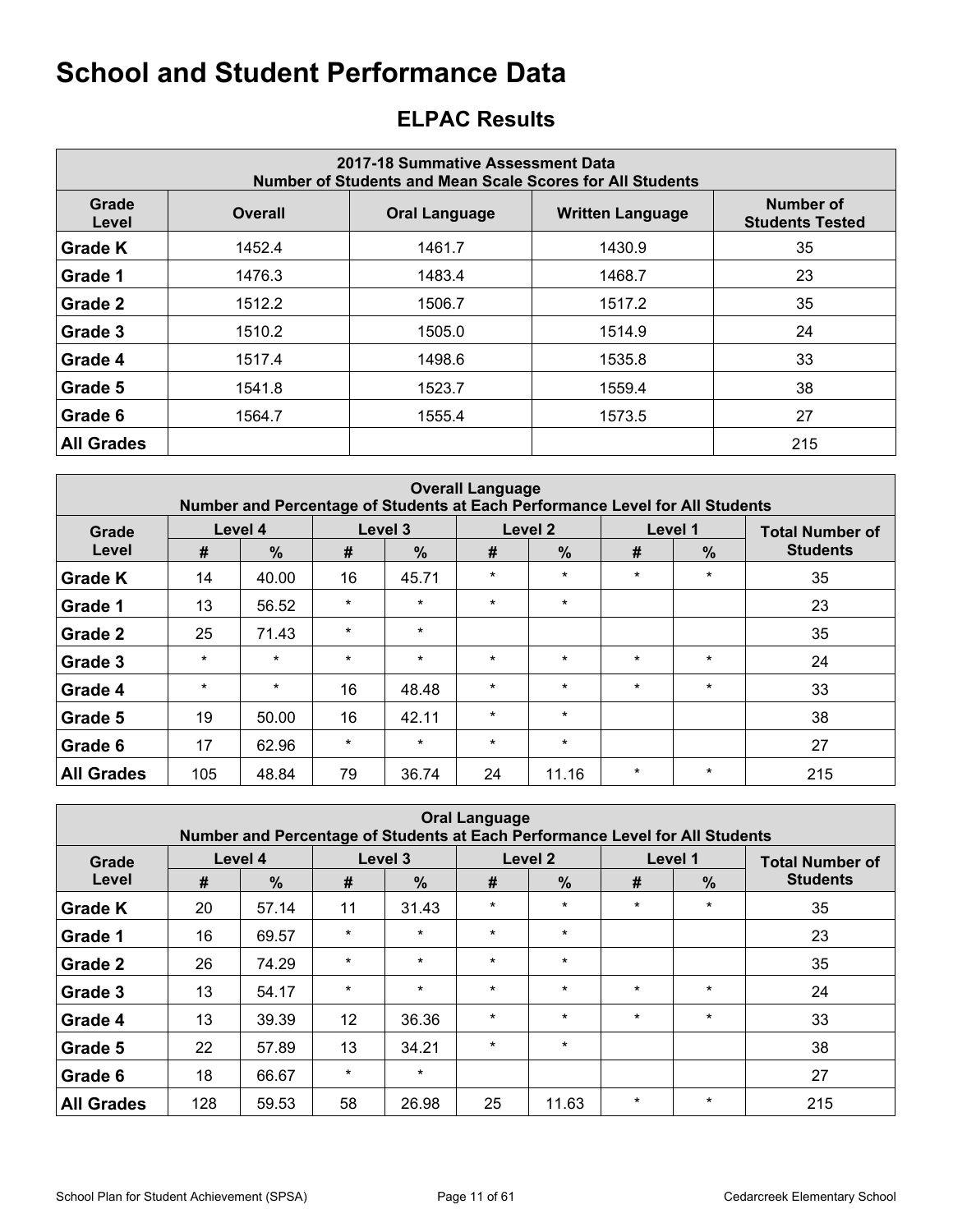# School and Student Performance Data

## ELPAC Results

| 2017-18 Summative Assessment Data<br>Number of Students and Mean Scale Scores for All Students | | | | |
|---|---|---|---|---|
| Grade Level | Overall | Oral Language | Written Language | Number of Students Tested |
| **Grade K** | 1452.4 | 1461.7 | 1430.9 | 35 |
| **Grade 1** | 1476.3 | 1483.4 | 1468.7 | 23 |
| **Grade 2** | 1512.2 | 1506.7 | 1517.2 | 35 |
| **Grade 3** | 1510.2 | 1505.0 | 1514.9 | 24 |
| **Grade 4** | 1517.4 | 1498.6 | 1535.8 | 33 |
| **Grade 5** | 1541.8 | 1523.7 | 1559.4 | 38 |
| **Grade 6** | 1564.7 | 1555.4 | 1573.5 | 27 |
| **All Grades** | | | | 215 |

| Overall Language<br>Number and Percentage of Students at Each Performance Level for All Students | | | | | | | | | |
|---|---|---|---|---|---|---|---|---|---|
| Grade Level | Level 4 | | Level 3 | | Level 2 | | Level 1 | | Total Number of Students |
| | # | % | # | % | # | % | # | % | |
| **Grade K** | 14 | 40.00 | 16 | 45.71 | * | * | * | * | 35 |
| **Grade 1** | 13 | 56.52 | * | * | * | * | | | 23 |
| **Grade 2** | 25 | 71.43 | * | * | | | | | 35 |
| **Grade 3** | * | * | * | * | * | * | * | * | 24 |
| **Grade 4** | * | * | 16 | 48.48 | * | * | * | * | 33 |
| **Grade 5** | 19 | 50.00 | 16 | 42.11 | * | * | | | 38 |
| **Grade 6** | 17 | 62.96 | * | * | * | * | | | 27 |
| **All Grades** | 105 | 48.84 | 79 | 36.74 | 24 | 11.16 | * | * | 215 |

| Oral Language<br>Number and Percentage of Students at Each Performance Level for All Students | | | | | | | | | |
|---|---|---|---|---|---|---|---|---|---|
| Grade Level | Level 4 | | Level 3 | | Level 2 | | Level 1 | | Total Number of Students |
| | # | % | # | % | # | % | # | % | |
| **Grade K** | 20 | 57.14 | 11 | 31.43 | * | * | * | * | 35 |
| **Grade 1** | 16 | 69.57 | * | * | * | * | | | 23 |
| **Grade 2** | 26 | 74.29 | * | * | * | * | | | 35 |
| **Grade 3** | 13 | 54.17 | * | * | * | * | * | * | 24 |
| **Grade 4** | 13 | 39.39 | 12 | 36.36 | * | * | * | * | 33 |
| **Grade 5** | 22 | 57.89 | 13 | 34.21 | * | * | | | 38 |
| **Grade 6** | 18 | 66.67 | * | * | | | | | 27 |
| **All Grades** | 128 | 59.53 | 58 | 26.98 | 25 | 11.63 | * | * | 215 |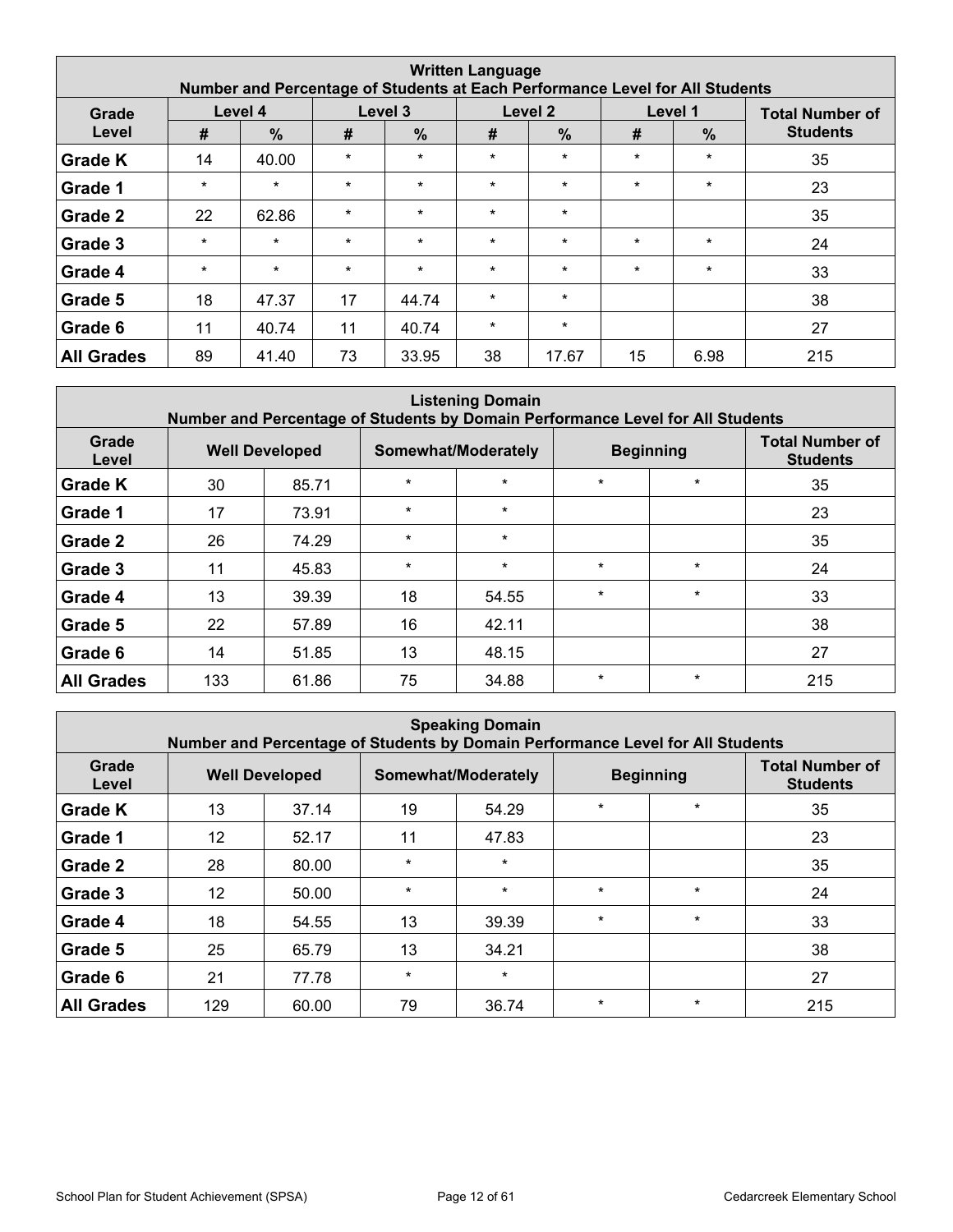| Written Language<br>Number and Percentage of Students at Each Performance Level for All Students | | | | | | | | | |
|---|---|---|---|---|---|---|---|---|---|
| Grade Level | Level 4 | | Level 3 | | Level 2 | | Level 1 | | Total Number of Students |
| | # | % | # | % | # | % | # | % | |
| Grade K | 14 | 40.00 | * | * | * | * | * | * | 35 |
| Grade 1 | * | * | * | * | * | * | * | * | 23 |
| Grade 2 | 22 | 62.86 | * | * | * | * | | | 35 |
| Grade 3 | * | * | * | * | * | * | * | * | 24 |
| Grade 4 | * | * | * | * | * | * | * | * | 33 |
| Grade 5 | 18 | 47.37 | 17 | 44.74 | * | * | | | 38 |
| Grade 6 | 11 | 40.74 | 11 | 40.74 | * | * | | | 27 |
| All Grades | 89 | 41.40 | 73 | 33.95 | 38 | 17.67 | 15 | 6.98 | 215 |

| Listening Domain<br>Number and Percentage of Students by Domain Performance Level for All Students | | | | | | | |
|---|---|---|---|---|---|---|---|
| Grade Level | Well Developed | | Somewhat/Moderately | | Beginning | | Total Number of Students |
| Grade K | 30 | 85.71 | * | * | * | * | 35 |
| Grade 1 | 17 | 73.91 | * | * | | | 23 |
| Grade 2 | 26 | 74.29 | * | * | | | 35 |
| Grade 3 | 11 | 45.83 | * | * | * | * | 24 |
| Grade 4 | 13 | 39.39 | 18 | 54.55 | * | * | 33 |
| Grade 5 | 22 | 57.89 | 16 | 42.11 | | | 38 |
| Grade 6 | 14 | 51.85 | 13 | 48.15 | | | 27 |
| All Grades | 133 | 61.86 | 75 | 34.88 | * | * | 215 |

| Speaking Domain<br>Number and Percentage of Students by Domain Performance Level for All Students | | | | | | | |
|---|---|---|---|---|---|---|---|
| Grade Level | Well Developed | | Somewhat/Moderately | | Beginning | | Total Number of Students |
| Grade K | 13 | 37.14 | 19 | 54.29 | * | * | 35 |
| Grade 1 | 12 | 52.17 | 11 | 47.83 | | | 23 |
| Grade 2 | 28 | 80.00 | * | * | | | 35 |
| Grade 3 | 12 | 50.00 | * | * | * | * | 24 |
| Grade 4 | 18 | 54.55 | 13 | 39.39 | * | * | 33 |
| Grade 5 | 25 | 65.79 | 13 | 34.21 | | | 38 |
| Grade 6 | 21 | 77.78 | * | * | | | 27 |
| All Grades | 129 | 60.00 | 79 | 36.74 | * | * | 215 |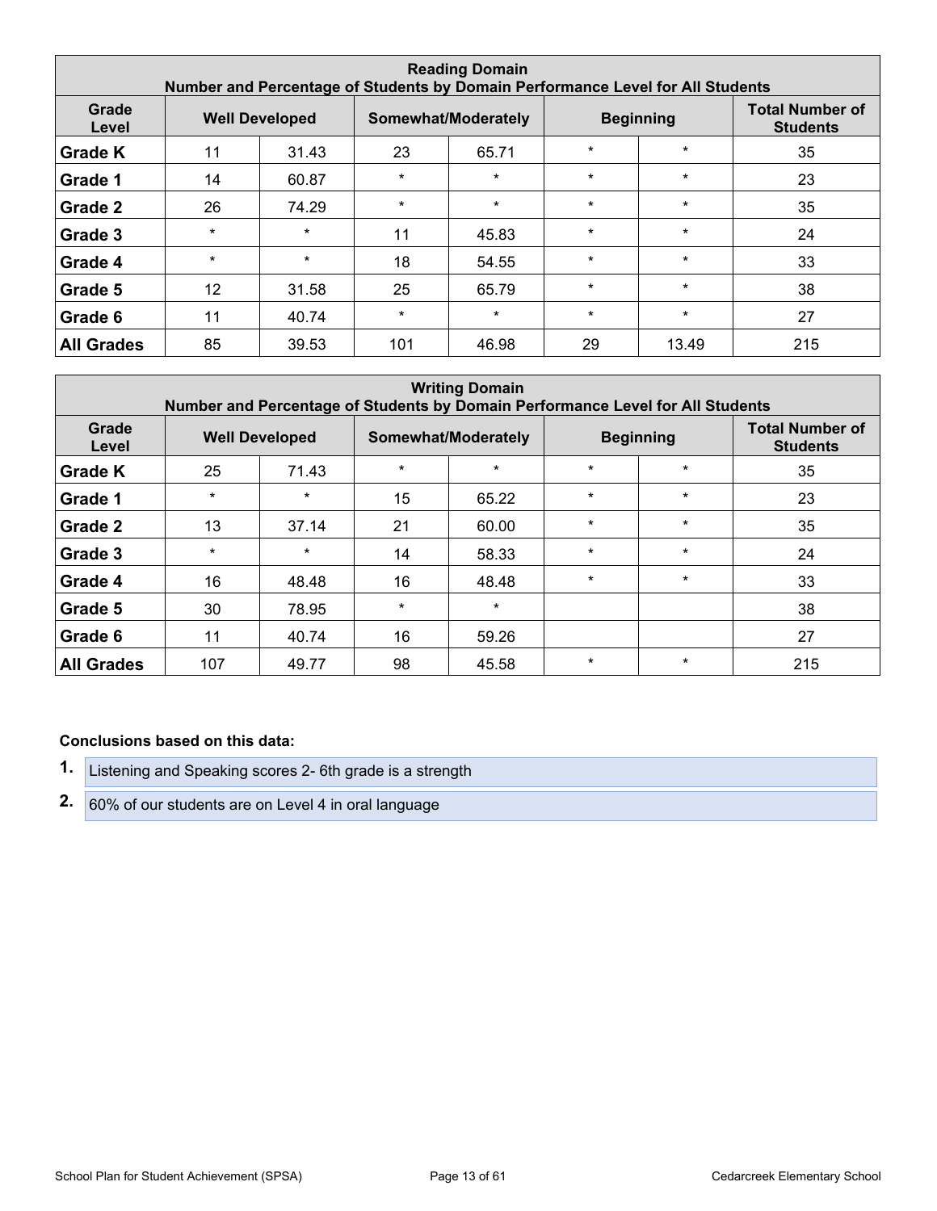| Reading Domain<br>Number and Percentage of Students by Domain Performance Level for All Students | | | | | | | |
|---|---|---|---|---|---|---|---|
| Grade Level | Well Developed | | Somewhat/Moderately | | Beginning | | Total Number of Students |
| **Grade K** | 11 | 31.43 | 23 | 65.71 | * | * | 35 |
| **Grade 1** | 14 | 60.87 | * | * | * | * | 23 |
| **Grade 2** | 26 | 74.29 | * | * | * | * | 35 |
| **Grade 3** | * | * | 11 | 45.83 | * | * | 24 |
| **Grade 4** | * | * | 18 | 54.55 | * | * | 33 |
| **Grade 5** | 12 | 31.58 | 25 | 65.79 | * | * | 38 |
| **Grade 6** | 11 | 40.74 | * | * | * | * | 27 |
| **All Grades** | 85 | 39.53 | 101 | 46.98 | 29 | 13.49 | 215 |

| Writing Domain<br>Number and Percentage of Students by Domain Performance Level for All Students | | | | | | | |
|---|---|---|---|---|---|---|---|
| Grade Level | Well Developed | | Somewhat/Moderately | | Beginning | | Total Number of Students |
| **Grade K** | 25 | 71.43 | * | * | * | * | 35 |
| **Grade 1** | * | * | 15 | 65.22 | * | * | 23 |
| **Grade 2** | 13 | 37.14 | 21 | 60.00 | * | * | 35 |
| **Grade 3** | * | * | 14 | 58.33 | * | * | 24 |
| **Grade 4** | 16 | 48.48 | 16 | 48.48 | * | * | 33 |
| **Grade 5** | 30 | 78.95 | * | * | | | 38 |
| **Grade 6** | 11 | 40.74 | 16 | 59.26 | | | 27 |
| **All Grades** | 107 | 49.77 | 98 | 45.58 | * | * | 215 |

**Conclusions based on this data:**

1. Listening and Speaking scores 2- 6th grade is a strength
2. 60% of our students are on Level 4 in oral language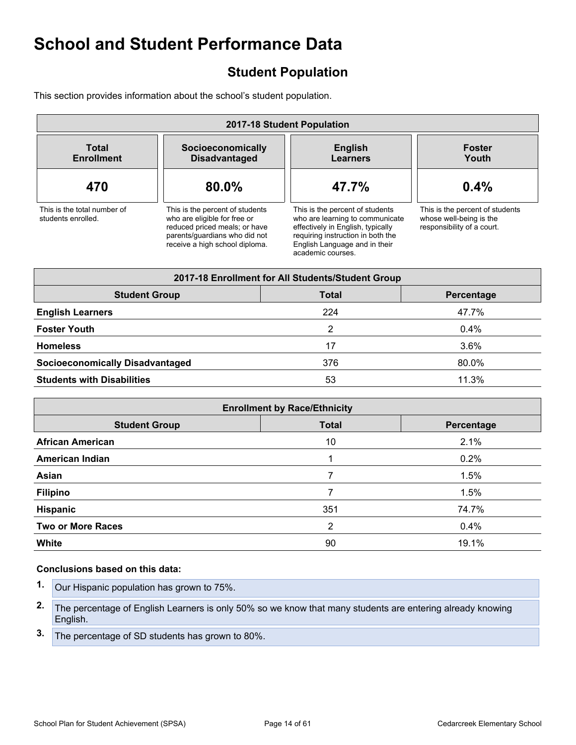# School and Student Performance Data

## Student Population

This section provides information about the school's student population.

| 2017-18 Student Population | | | |
|---|---|---|---|
| **Total Enrollment** | **Socioeconomically Disadvantaged** | **English Learners** | **Foster Youth** |
| **470** | **80.0%** | **47.7%** | **0.4%** |
| This is the total number of students enrolled. | This is the percent of students who are eligible for free or reduced priced meals; or have parents/guardians who did not receive a high school diploma. | This is the percent of students who are learning to communicate effectively in English, typically requiring instruction in both the English Language and in their academic courses. | This is the percent of students whose well-being is the responsibility of a court. |

| 2017-18 Enrollment for All Students/Student Group | | |
|---|---|---|
| **Student Group** | **Total** | **Percentage** |
| **English Learners** | 224 | 47.7% |
| **Foster Youth** | 2 | 0.4% |
| **Homeless** | 17 | 3.6% |
| **Socioeconomically Disadvantaged** | 376 | 80.0% |
| **Students with Disabilities** | 53 | 11.3% |

| Enrollment by Race/Ethnicity | | |
|---|---|---|
| **Student Group** | **Total** | **Percentage** |
| **African American** | 10 | 2.1% |
| **American Indian** | 1 | 0.2% |
| **Asian** | 7 | 1.5% |
| **Filipino** | 7 | 1.5% |
| **Hispanic** | 351 | 74.7% |
| **Two or More Races** | 2 | 0.4% |
| **White** | 90 | 19.1% |

**Conclusions based on this data:**

1. Our Hispanic population has grown to 75%.
2. The percentage of English Learners is only 50% so we know that many students are entering already knowing English.
3. The percentage of SD students has grown to 80%.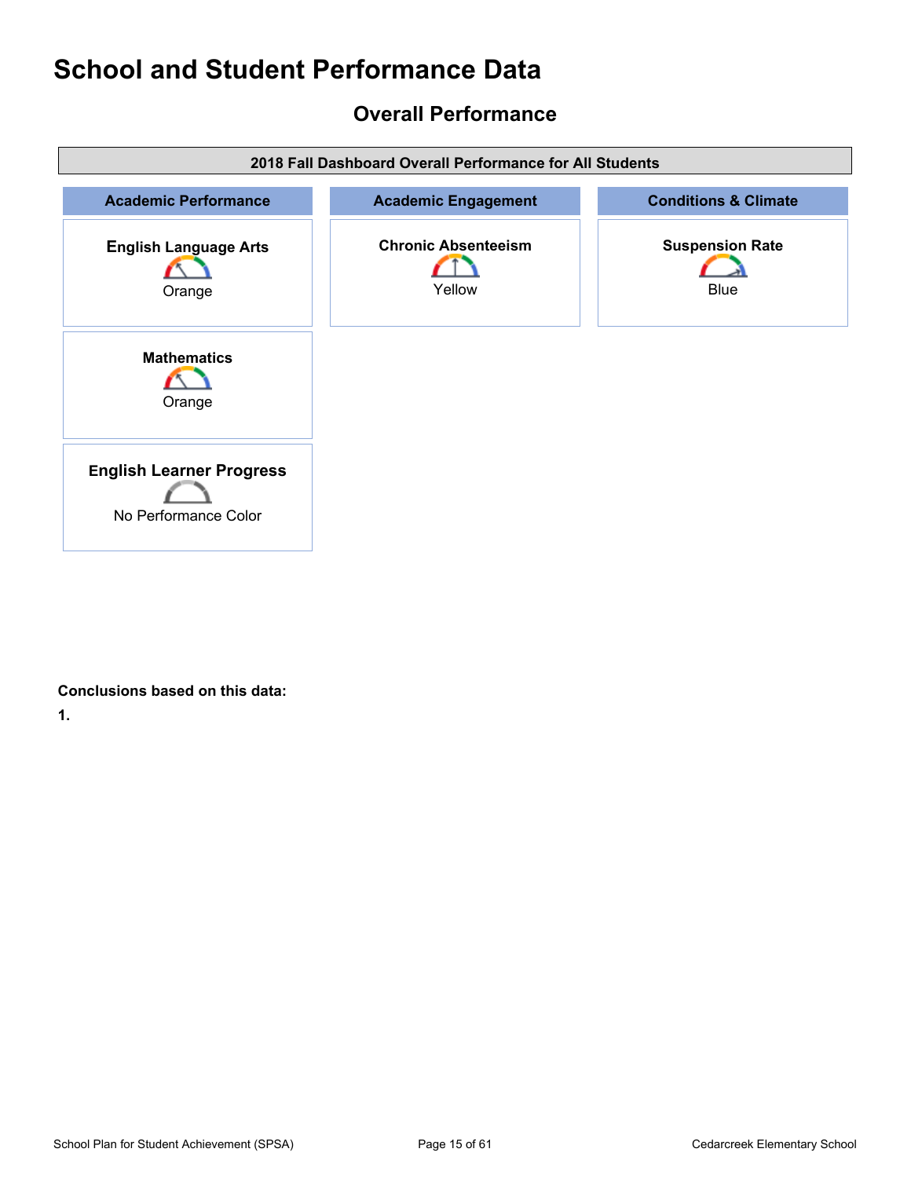# School and Student Performance Data

## Overall Performance

| 2018 Fall Dashboard Overall Performance for All Students | | |
|---|---|---|
| **Academic Performance** | **Academic Engagement** | **Conditions & Climate** |
| **English Language Arts** Orange | **Chronic Absenteeism** Yellow | **Suspension Rate** Blue |
| **Mathematics** Orange | | |
| **English Learner Progress** No Performance Color | | |

**Conclusions based on this data:**

**1.**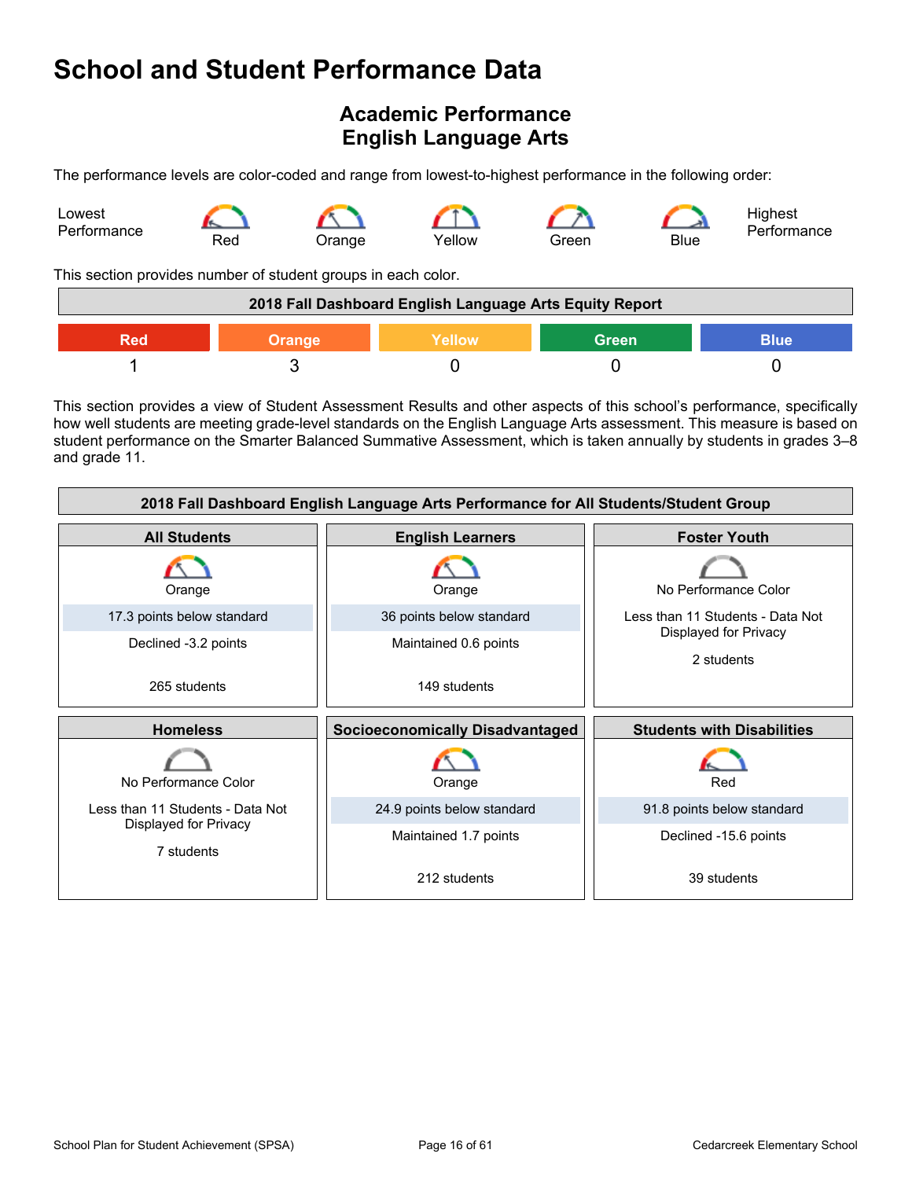# School and Student Performance Data

## Academic Performance
## English Language Arts

The performance levels are color-coded and range from lowest-to-highest performance in the following order:

Lowest Performance — Red — Orange — Yellow — Green — Blue — Highest Performance

This section provides number of student groups in each color.

| 2018 Fall Dashboard English Language Arts Equity Report | | | | |
|---|---|---|---|---|
| Red | Orange | Yellow | Green | Blue |
| 1 | 3 | 0 | 0 | 0 |

This section provides a view of Student Assessment Results and other aspects of this school's performance, specifically how well students are meeting grade-level standards on the English Language Arts assessment. This measure is based on student performance on the Smarter Balanced Summative Assessment, which is taken annually by students in grades 3–8 and grade 11.

| 2018 Fall Dashboard English Language Arts Performance for All Students/Student Group | | |
|---|---|---|
| **All Students** | **English Learners** | **Foster Youth** |
| Orange | Orange | No Performance Color |
| 17.3 points below standard | 36 points below standard | Less than 11 Students - Data Not Displayed for Privacy |
| Declined -3.2 points | Maintained 0.6 points | 2 students |
| 265 students | 149 students | |
| **Homeless** | **Socioeconomically Disadvantaged** | **Students with Disabilities** |
| No Performance Color | Orange | Red |
| Less than 11 Students - Data Not Displayed for Privacy | 24.9 points below standard | 91.8 points below standard |
| 7 students | Maintained 1.7 points | Declined -15.6 points |
| | 212 students | 39 students |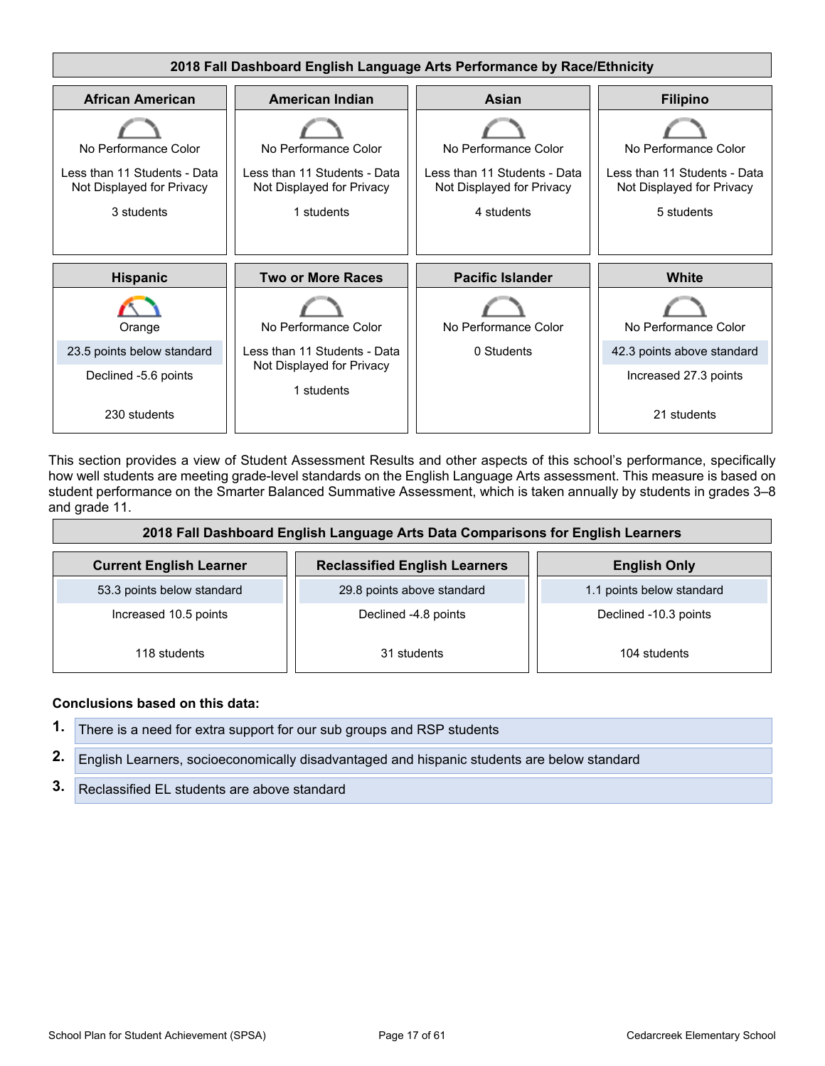| 2018 Fall Dashboard English Language Arts Performance by Race/Ethnicity | | | |
|---|---|---|---|
| **African American** | **American Indian** | **Asian** | **Filipino** |
| No Performance Color<br>Less than 11 Students - Data Not Displayed for Privacy<br>3 students | No Performance Color<br>Less than 11 Students - Data Not Displayed for Privacy<br>1 students | No Performance Color<br>Less than 11 Students - Data Not Displayed for Privacy<br>4 students | No Performance Color<br>Less than 11 Students - Data Not Displayed for Privacy<br>5 students |
| **Hispanic** | **Two or More Races** | **Pacific Islander** | **White** |
| Orange<br>23.5 points below standard<br>Declined -5.6 points<br>230 students | No Performance Color<br>Less than 11 Students - Data Not Displayed for Privacy<br>1 students | No Performance Color<br>0 Students | No Performance Color<br>42.3 points above standard<br>Increased 27.3 points<br>21 students |

This section provides a view of Student Assessment Results and other aspects of this school's performance, specifically how well students are meeting grade-level standards on the English Language Arts assessment. This measure is based on student performance on the Smarter Balanced Summative Assessment, which is taken annually by students in grades 3–8 and grade 11.

| 2018 Fall Dashboard English Language Arts Data Comparisons for English Learners | | |
|---|---|---|
| **Current English Learner** | **Reclassified English Learners** | **English Only** |
| 53.3 points below standard<br>Increased 10.5 points<br>118 students | 29.8 points above standard<br>Declined -4.8 points<br>31 students | 1.1 points below standard<br>Declined -10.3 points<br>104 students |

**Conclusions based on this data:**

1. There is a need for extra support for our sub groups and RSP students
2. English Learners, socioeconomically disadvantaged and hispanic students are below standard
3. Reclassified EL students are above standard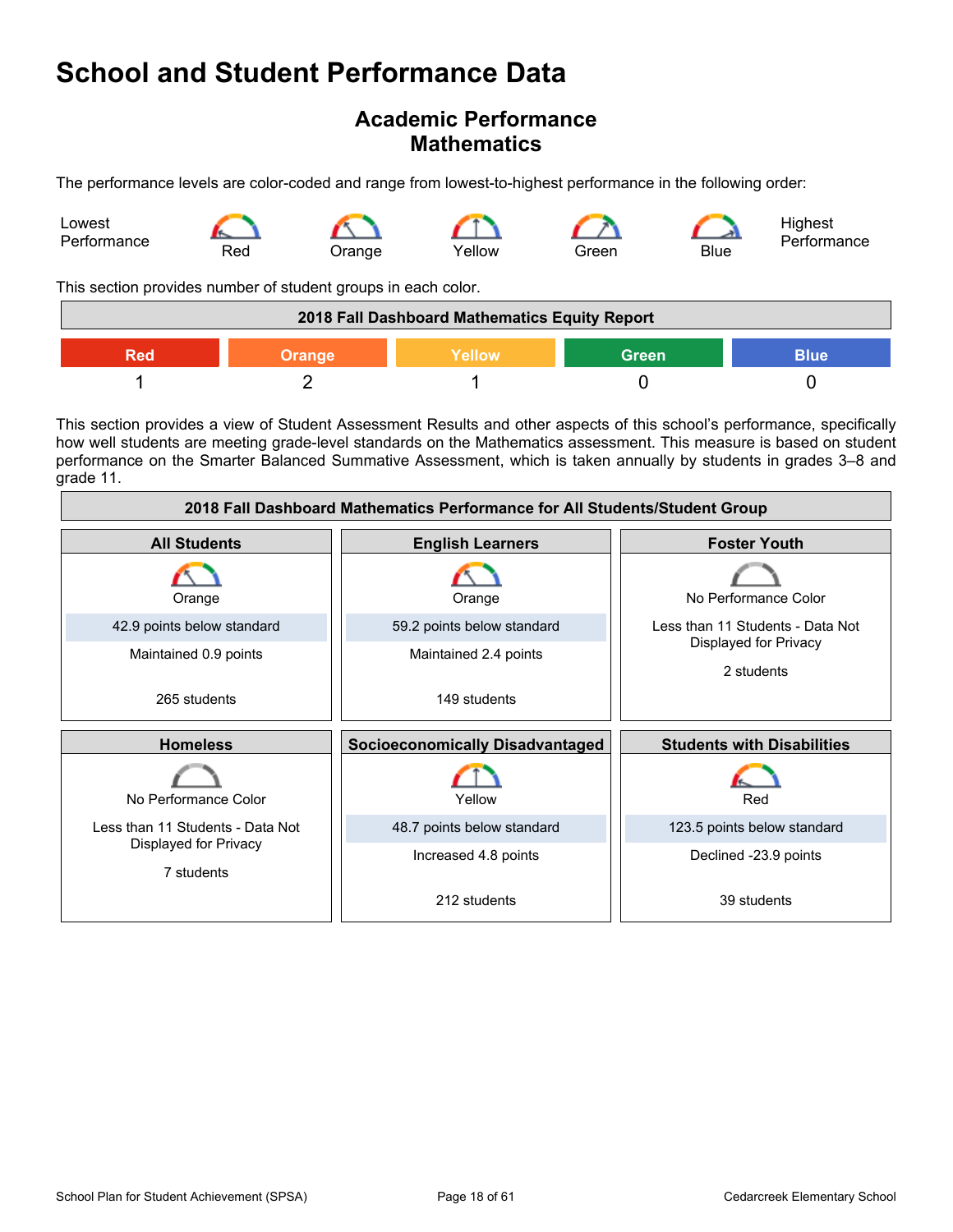# School and Student Performance Data

## Academic Performance
## Mathematics

The performance levels are color-coded and range from lowest-to-highest performance in the following order:

Lowest Performance — Red — Orange — Yellow — Green — Blue — Highest Performance

This section provides number of student groups in each color.

| 2018 Fall Dashboard Mathematics Equity Report | | | | |
|---|---|---|---|---|
| Red | Orange | Yellow | Green | Blue |
| 1 | 2 | 1 | 0 | 0 |

This section provides a view of Student Assessment Results and other aspects of this school's performance, specifically how well students are meeting grade-level standards on the Mathematics assessment. This measure is based on student performance on the Smarter Balanced Summative Assessment, which is taken annually by students in grades 3–8 and grade 11.

| 2018 Fall Dashboard Mathematics Performance for All Students/Student Group | | |
|---|---|---|
| **All Students** | **English Learners** | **Foster Youth** |
| Orange<br>42.9 points below standard<br>Maintained 0.9 points<br>265 students | Orange<br>59.2 points below standard<br>Maintained 2.4 points<br>149 students | No Performance Color<br>Less than 11 Students - Data Not Displayed for Privacy<br>2 students |
| **Homeless** | **Socioeconomically Disadvantaged** | **Students with Disabilities** |
| No Performance Color<br>Less than 11 Students - Data Not Displayed for Privacy<br>7 students | Yellow<br>48.7 points below standard<br>Increased 4.8 points<br>212 students | Red<br>123.5 points below standard<br>Declined -23.9 points<br>39 students |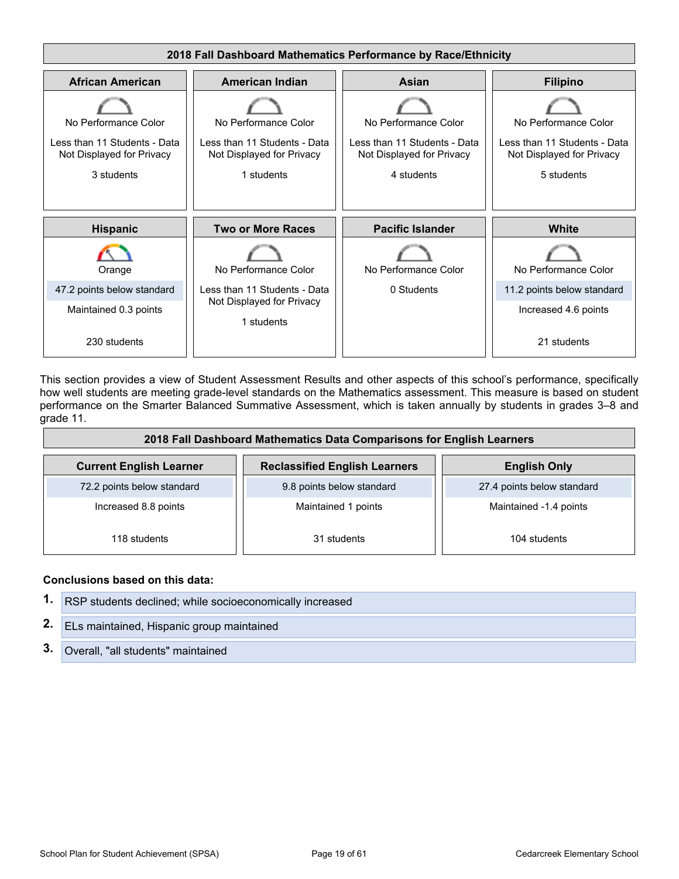### 2018 Fall Dashboard Mathematics Performance by Race/Ethnicity

| African American | American Indian | Asian | Filipino |
|---|---|---|---|
| No Performance Color | No Performance Color | No Performance Color | No Performance Color |
| Less than 11 Students - Data Not Displayed for Privacy | Less than 11 Students - Data Not Displayed for Privacy | Less than 11 Students - Data Not Displayed for Privacy | Less than 11 Students - Data Not Displayed for Privacy |
| 3 students | 1 students | 4 students | 5 students |

| Hispanic | Two or More Races | Pacific Islander | White |
|---|---|---|---|
| Orange | No Performance Color | No Performance Color | No Performance Color |
| 47.2 points below standard | Less than 11 Students - Data Not Displayed for Privacy | 0 Students | 11.2 points below standard |
| Maintained 0.3 points | 1 students | | Increased 4.6 points |
| 230 students | | | 21 students |

This section provides a view of Student Assessment Results and other aspects of this school's performance, specifically how well students are meeting grade-level standards on the Mathematics assessment. This measure is based on student performance on the Smarter Balanced Summative Assessment, which is taken annually by students in grades 3–8 and grade 11.

### 2018 Fall Dashboard Mathematics Data Comparisons for English Learners

| Current English Learner | Reclassified English Learners | English Only |
|---|---|---|
| 72.2 points below standard | 9.8 points below standard | 27.4 points below standard |
| Increased 8.8 points | Maintained 1 points | Maintained -1.4 points |
| 118 students | 31 students | 104 students |

**Conclusions based on this data:**

1. RSP students declined; while socioeconomically increased
2. ELs maintained, Hispanic group maintained
3. Overall, "all students" maintained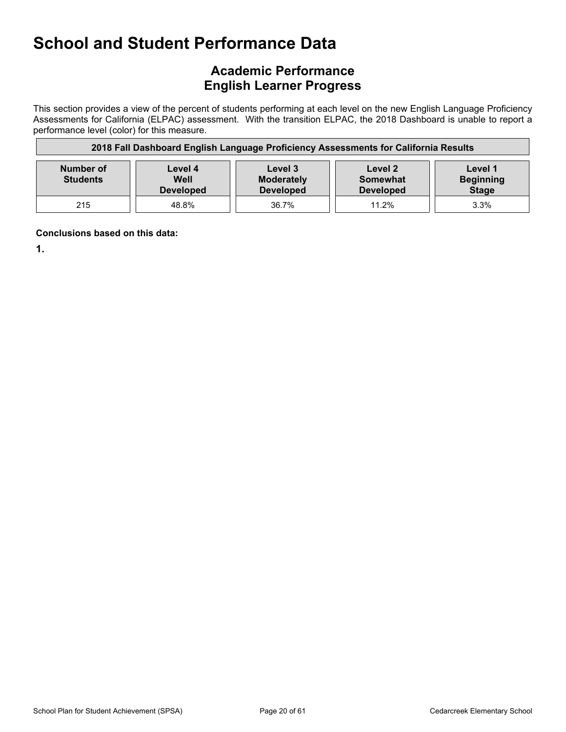# School and Student Performance Data

## Academic Performance
## English Learner Progress

This section provides a view of the percent of students performing at each level on the new English Language Proficiency Assessments for California (ELPAC) assessment. With the transition ELPAC, the 2018 Dashboard is unable to report a performance level (color) for this measure.

**2018 Fall Dashboard English Language Proficiency Assessments for California Results**

| Number of Students | Level 4 Well Developed | Level 3 Moderately Developed | Level 2 Somewhat Developed | Level 1 Beginning Stage |
|---|---|---|---|---|
| 215 | 48.8% | 36.7% | 11.2% | 3.3% |

**Conclusions based on this data:**

**1.**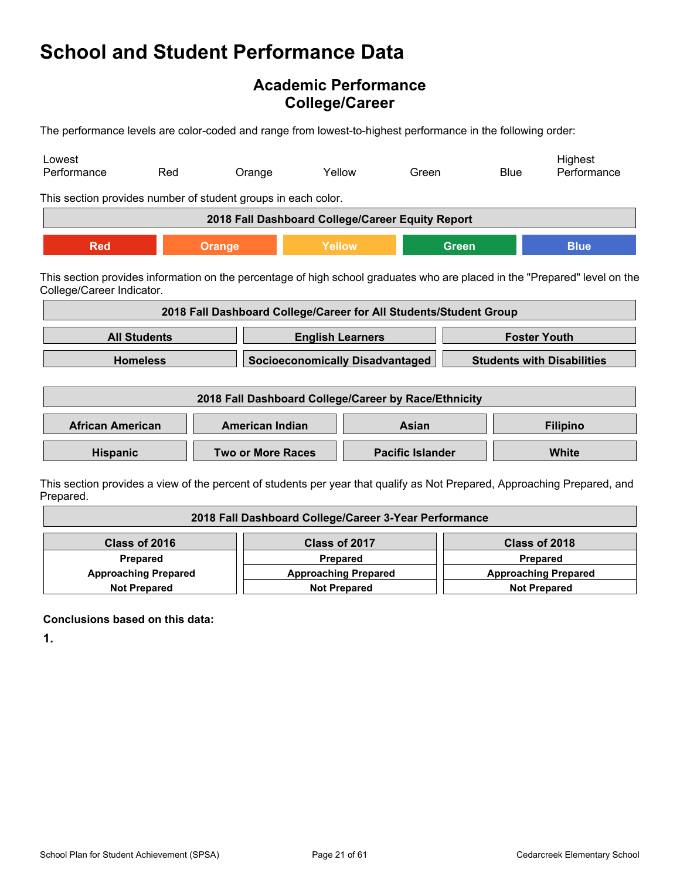# School and Student Performance Data

## Academic Performance
## College/Career

The performance levels are color-coded and range from lowest-to-highest performance in the following order:

| Lowest Performance | Red | Orange | Yellow | Green | Blue | Highest Performance |
|---|---|---|---|---|---|---|

This section provides number of student groups in each color.

| 2018 Fall Dashboard College/Career Equity Report | | | | |
|---|---|---|---|---|
| Red | Orange | Yellow | Green | Blue |

This section provides information on the percentage of high school graduates who are placed in the "Prepared" level on the College/Career Indicator.

| 2018 Fall Dashboard College/Career for All Students/Student Group | | |
|---|---|---|
| All Students | English Learners | Foster Youth |
| Homeless | Socioeconomically Disadvantaged | Students with Disabilities |

| 2018 Fall Dashboard College/Career by Race/Ethnicity | | | |
|---|---|---|---|
| African American | American Indian | Asian | Filipino |
| Hispanic | Two or More Races | Pacific Islander | White |

This section provides a view of the percent of students per year that qualify as Not Prepared, Approaching Prepared, and Prepared.

| 2018 Fall Dashboard College/Career 3-Year Performance | | |
|---|---|---|
| Class of 2016 | Class of 2017 | Class of 2018 |
| Prepared | Prepared | Prepared |
| Approaching Prepared | Approaching Prepared | Approaching Prepared |
| Not Prepared | Not Prepared | Not Prepared |

**Conclusions based on this data:**

**1.**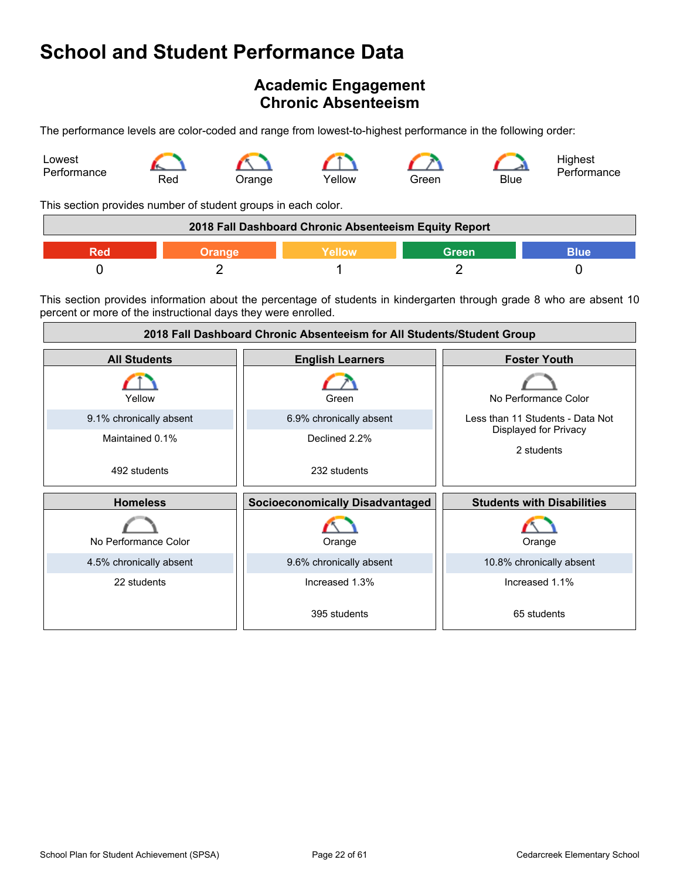# School and Student Performance Data

## Academic Engagement
## Chronic Absenteeism

The performance levels are color-coded and range from lowest-to-highest performance in the following order:

Lowest Performance — Red — Orange — Yellow — Green — Blue — Highest Performance

This section provides number of student groups in each color.

| 2018 Fall Dashboard Chronic Absenteeism Equity Report | | | | |
|---|---|---|---|---|
| Red | Orange | Yellow | Green | Blue |
| 0 | 2 | 1 | 2 | 0 |

This section provides information about the percentage of students in kindergarten through grade 8 who are absent 10 percent or more of the instructional days they were enrolled.

| 2018 Fall Dashboard Chronic Absenteeism for All Students/Student Group | | |
|---|---|---|
| **All Students** | **English Learners** | **Foster Youth** |
| Yellow<br>9.1% chronically absent<br>Maintained 0.1%<br>492 students | Green<br>6.9% chronically absent<br>Declined 2.2%<br>232 students | No Performance Color<br>Less than 11 Students - Data Not Displayed for Privacy<br>2 students |
| **Homeless** | **Socioeconomically Disadvantaged** | **Students with Disabilities** |
| No Performance Color<br>4.5% chronically absent<br>22 students | Orange<br>9.6% chronically absent<br>Increased 1.3%<br>395 students | Orange<br>10.8% chronically absent<br>Increased 1.1%<br>65 students |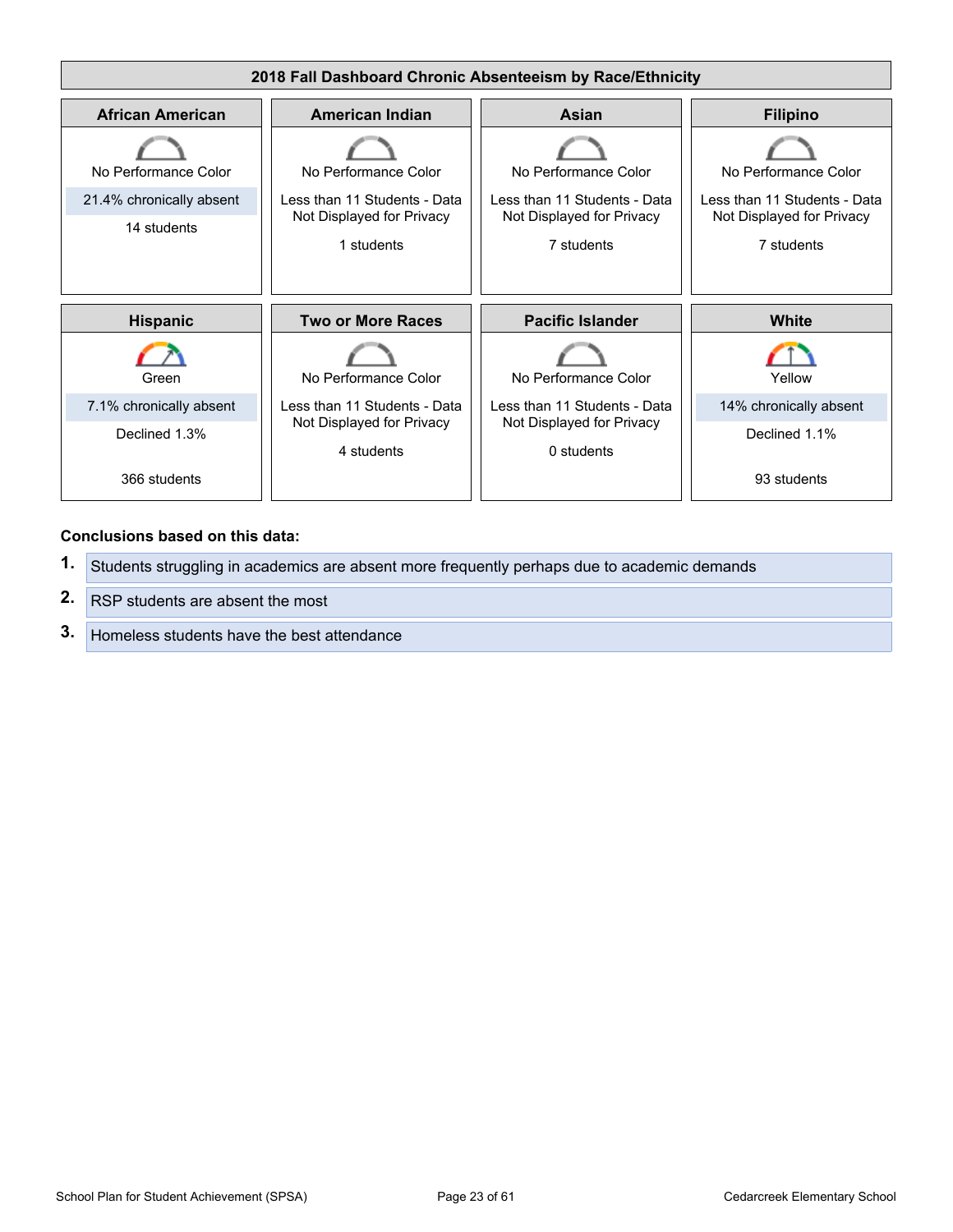| 2018 Fall Dashboard Chronic Absenteeism by Race/Ethnicity | | | |
|---|---|---|---|
| **African American** | **American Indian** | **Asian** | **Filipino** |
| No Performance Color<br>21.4% chronically absent<br>14 students | No Performance Color<br>Less than 11 Students - Data Not Displayed for Privacy<br>1 students | No Performance Color<br>Less than 11 Students - Data Not Displayed for Privacy<br>7 students | No Performance Color<br>Less than 11 Students - Data Not Displayed for Privacy<br>7 students |
| **Hispanic** | **Two or More Races** | **Pacific Islander** | **White** |
| Green<br>7.1% chronically absent<br>Declined 1.3%<br>366 students | No Performance Color<br>Less than 11 Students - Data Not Displayed for Privacy<br>4 students | No Performance Color<br>Less than 11 Students - Data Not Displayed for Privacy<br>0 students | Yellow<br>14% chronically absent<br>Declined 1.1%<br>93 students |

**Conclusions based on this data:**

1. Students struggling in academics are absent more frequently perhaps due to academic demands
2. RSP students are absent the most
3. Homeless students have the best attendance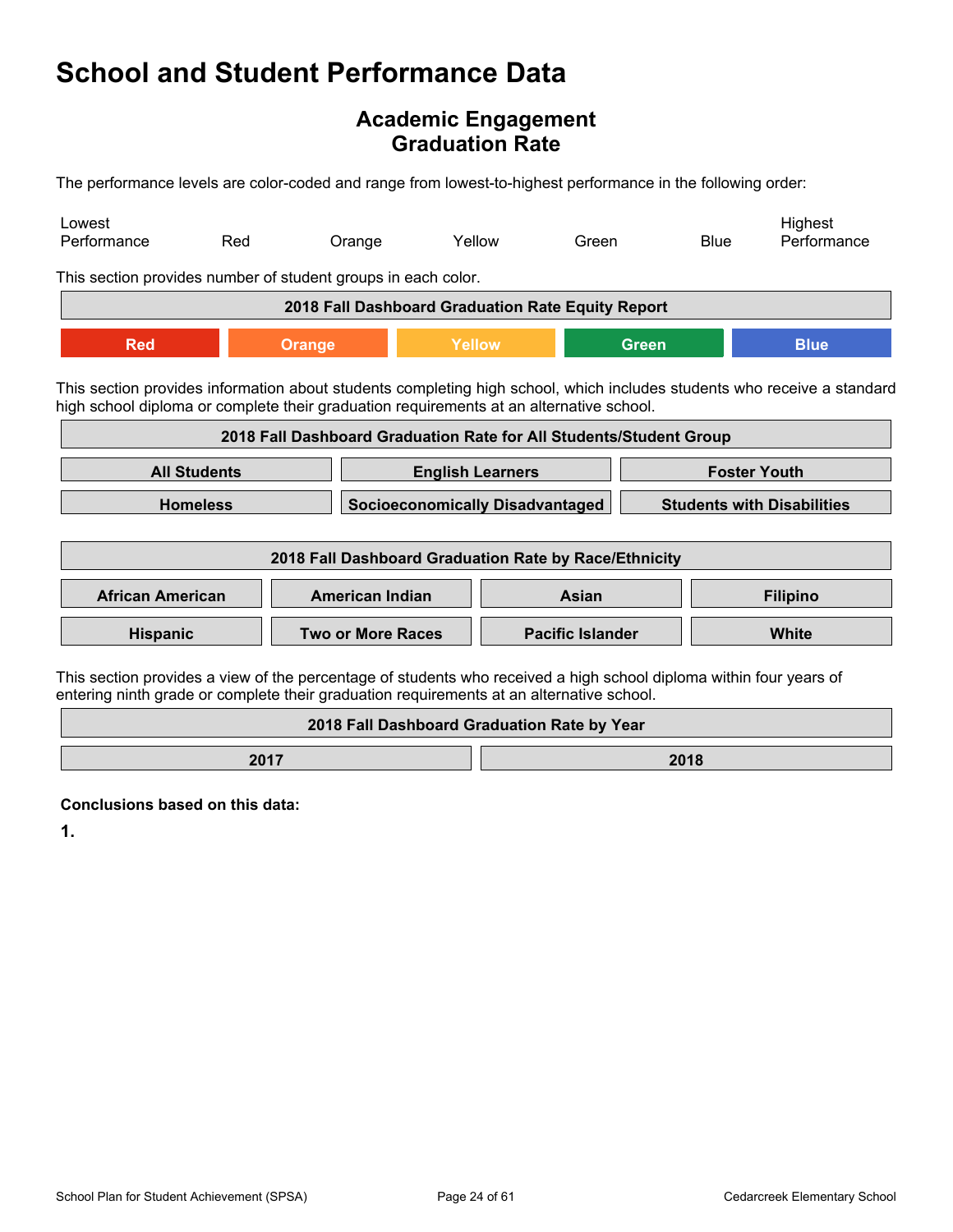# School and Student Performance Data

## Academic Engagement
## Graduation Rate

The performance levels are color-coded and range from lowest-to-highest performance in the following order:

| Lowest Performance | Red | Orange | Yellow | Green | Blue | Highest Performance |
|---|---|---|---|---|---|---|

This section provides number of student groups in each color.

| 2018 Fall Dashboard Graduation Rate Equity Report | | | | |
|---|---|---|---|---|
| Red | Orange | Yellow | Green | Blue |

This section provides information about students completing high school, which includes students who receive a standard high school diploma or complete their graduation requirements at an alternative school.

| 2018 Fall Dashboard Graduation Rate for All Students/Student Group | | |
|---|---|---|
| All Students | English Learners | Foster Youth |
| Homeless | Socioeconomically Disadvantaged | Students with Disabilities |

| 2018 Fall Dashboard Graduation Rate by Race/Ethnicity | | | |
|---|---|---|---|
| African American | American Indian | Asian | Filipino |
| Hispanic | Two or More Races | Pacific Islander | White |

This section provides a view of the percentage of students who received a high school diploma within four years of entering ninth grade or complete their graduation requirements at an alternative school.

| 2018 Fall Dashboard Graduation Rate by Year | |
|---|---|
| 2017 | 2018 |

**Conclusions based on this data:**

**1.**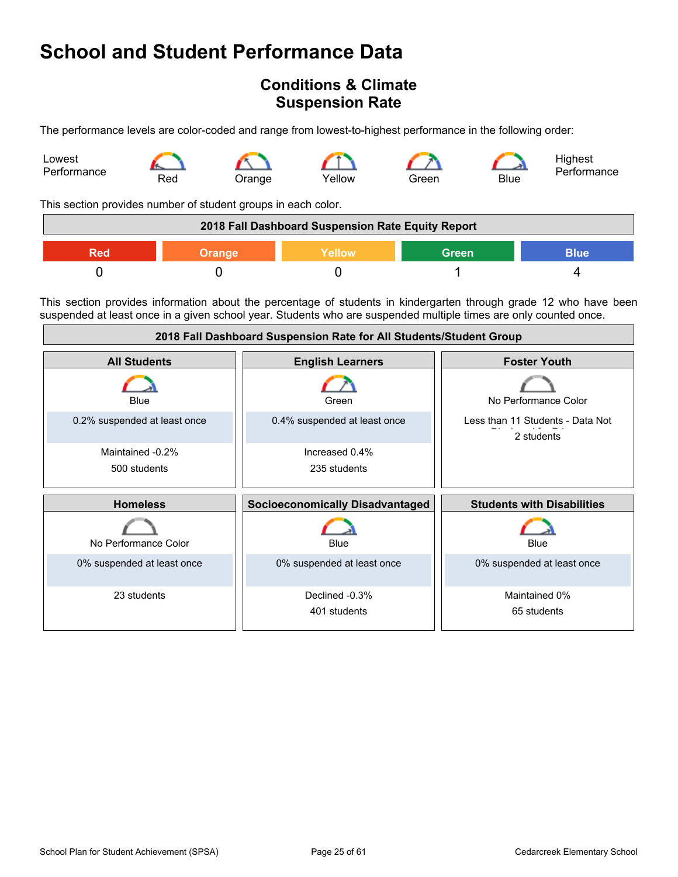# School and Student Performance Data

## Conditions & Climate
## Suspension Rate

The performance levels are color-coded and range from lowest-to-highest performance in the following order:

Lowest Performance — Red — Orange — Yellow — Green — Blue — Highest Performance

This section provides number of student groups in each color.

| 2018 Fall Dashboard Suspension Rate Equity Report | | | | |
|---|---|---|---|---|
| Red | Orange | Yellow | Green | Blue |
| 0 | 0 | 0 | 1 | 4 |

This section provides information about the percentage of students in kindergarten through grade 12 who have been suspended at least once in a given school year. Students who are suspended multiple times are only counted once.

| 2018 Fall Dashboard Suspension Rate for All Students/Student Group | | |
|---|---|---|
| **All Students** | **English Learners** | **Foster Youth** |
| Blue<br>0.2% suspended at least once<br>Maintained -0.2%<br>500 students | Green<br>0.4% suspended at least once<br>Increased 0.4%<br>235 students | No Performance Color<br>Less than 11 Students - Data Not Displayed for Privacy<br>2 students |
| **Homeless** | **Socioeconomically Disadvantaged** | **Students with Disabilities** |
| No Performance Color<br>0% suspended at least once<br>23 students | Blue<br>0% suspended at least once<br>Declined -0.3%<br>401 students | Blue<br>0% suspended at least once<br>Maintained 0%<br>65 students |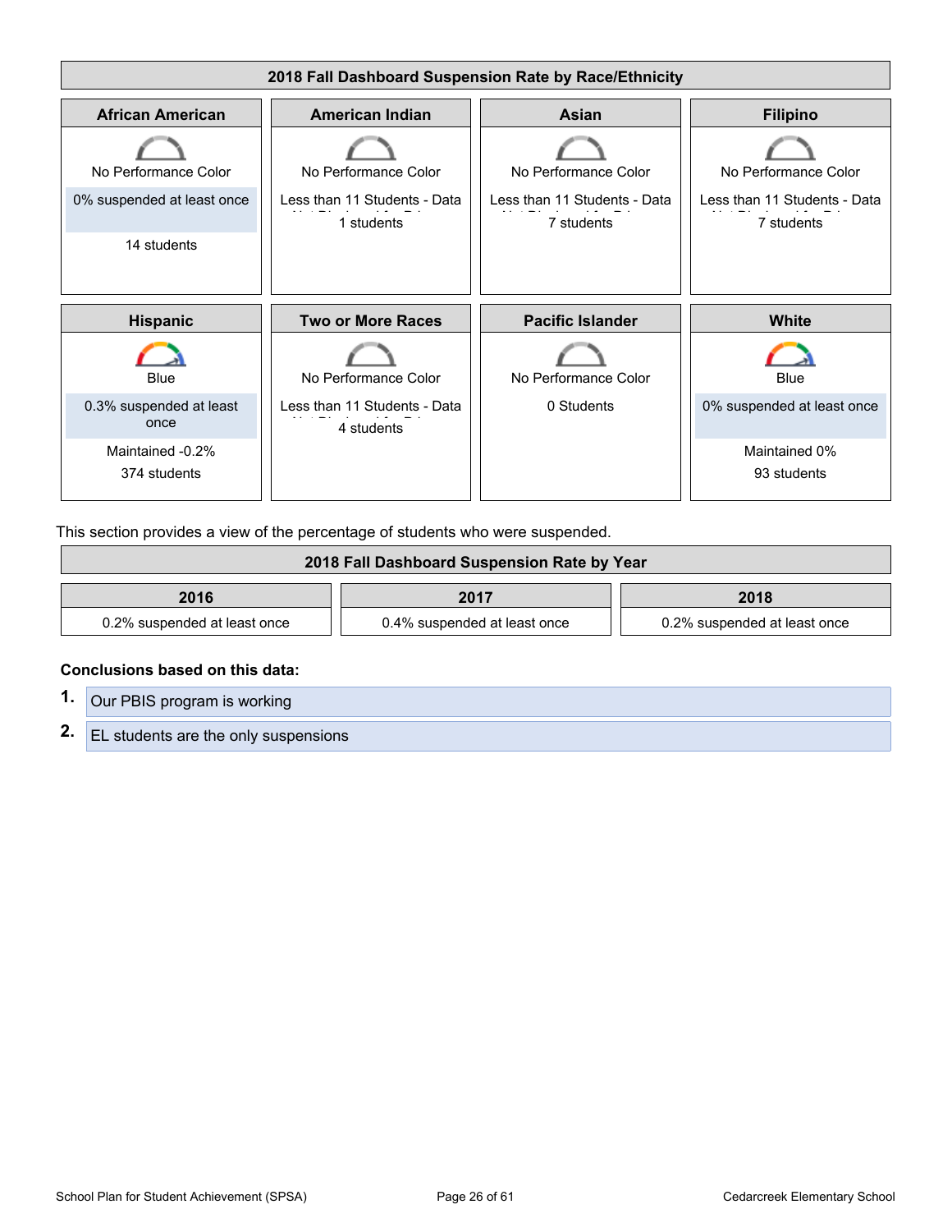## 2018 Fall Dashboard Suspension Rate by Race/Ethnicity

| African American | American Indian | Asian | Filipino |
|---|---|---|---|
| No Performance Color | No Performance Color | No Performance Color | No Performance Color |
| 0% suspended at least once | Less than 11 Students - Data Not Displayed for Privacy | Less than 11 Students - Data Not Displayed for Privacy | Less than 11 Students - Data Not Displayed for Privacy |
| 14 students | 1 students | 7 students | 7 students |

| Hispanic | Two or More Races | Pacific Islander | White |
|---|---|---|---|
| Blue | No Performance Color | No Performance Color | Blue |
| 0.3% suspended at least once | Less than 11 Students - Data Not Displayed for Privacy | 0 Students | 0% suspended at least once |
| Maintained -0.2% | 4 students | | Maintained 0% |
| 374 students | | | 93 students |

This section provides a view of the percentage of students who were suspended.

## 2018 Fall Dashboard Suspension Rate by Year

| 2016 | 2017 | 2018 |
|---|---|---|
| 0.2% suspended at least once | 0.4% suspended at least once | 0.2% suspended at least once |

**Conclusions based on this data:**

1. Our PBIS program is working
2. EL students are the only suspensions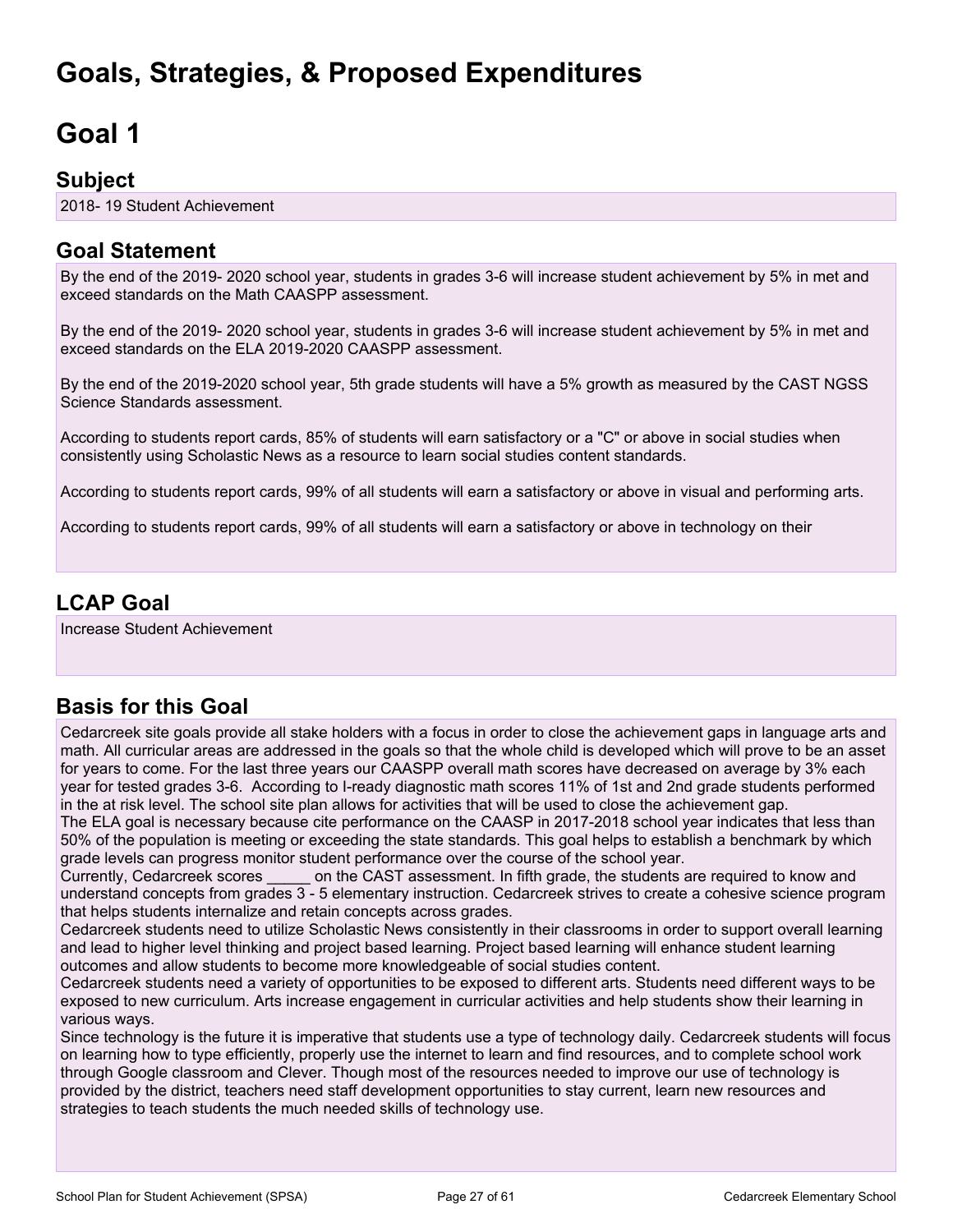# Goals, Strategies, & Proposed Expenditures

# Goal 1

## Subject

2018- 19 Student Achievement

## Goal Statement

By the end of the 2019- 2020 school year, students in grades 3-6 will increase student achievement by 5% in met and exceed standards on the Math CAASPP assessment.

By the end of the 2019- 2020 school year, students in grades 3-6 will increase student achievement by 5% in met and exceed standards on the ELA 2019-2020 CAASPP assessment.

By the end of the 2019-2020 school year, 5th grade students will have a 5% growth as measured by the CAST NGSS Science Standards assessment.

According to students report cards, 85% of students will earn satisfactory or a "C" or above in social studies when consistently using Scholastic News as a resource to learn social studies content standards.

According to students report cards, 99% of all students will earn a satisfactory or above in visual and performing arts.

According to students report cards, 99% of all students will earn a satisfactory or above in technology on their

## LCAP Goal

Increase Student Achievement

## Basis for this Goal

Cedarcreek site goals provide all stake holders with a focus in order to close the achievement gaps in language arts and math. All curricular areas are addressed in the goals so that the whole child is developed which will prove to be an asset for years to come. For the last three years our CAASPP overall math scores have decreased on average by 3% each year for tested grades 3-6. According to I-ready diagnostic math scores 11% of 1st and 2nd grade students performed in the at risk level. The school site plan allows for activities that will be used to close the achievement gap.
The ELA goal is necessary because cite performance on the CAASP in 2017-2018 school year indicates that less than 50% of the population is meeting or exceeding the state standards. This goal helps to establish a benchmark by which grade levels can progress monitor student performance over the course of the school year.
Currently, Cedarcreek scores _____ on the CAST assessment. In fifth grade, the students are required to know and understand concepts from grades 3 - 5 elementary instruction. Cedarcreek strives to create a cohesive science program that helps students internalize and retain concepts across grades.
Cedarcreek students need to utilize Scholastic News consistently in their classrooms in order to support overall learning and lead to higher level thinking and project based learning. Project based learning will enhance student learning outcomes and allow students to become more knowledgeable of social studies content.
Cedarcreek students need a variety of opportunities to be exposed to different arts. Students need different ways to be exposed to new curriculum. Arts increase engagement in curricular activities and help students show their learning in various ways.
Since technology is the future it is imperative that students use a type of technology daily. Cedarcreek students will focus on learning how to type efficiently, properly use the internet to learn and find resources, and to complete school work through Google classroom and Clever. Though most of the resources needed to improve our use of technology is provided by the district, teachers need staff development opportunities to stay current, learn new resources and strategies to teach students the much needed skills of technology use.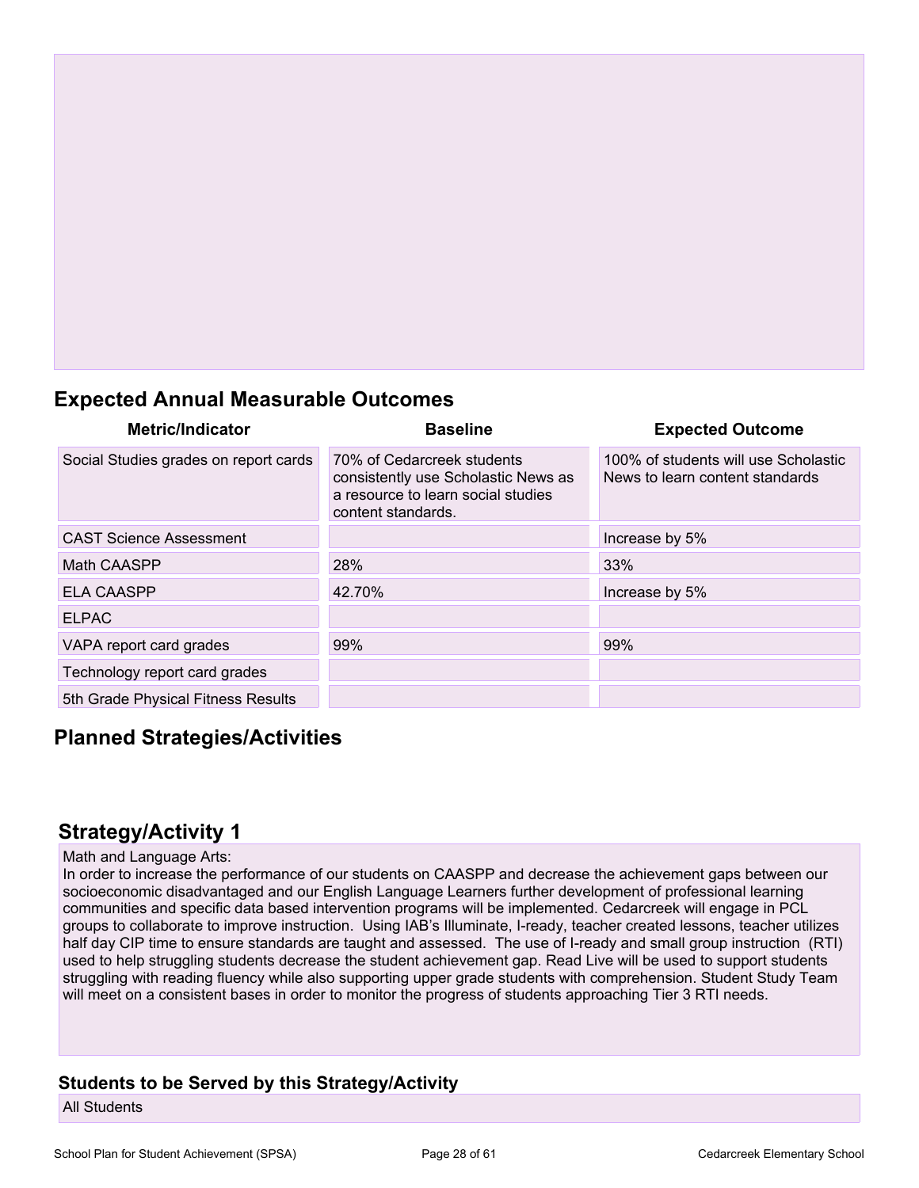## Expected Annual Measurable Outcomes

| Metric/Indicator | Baseline | Expected Outcome |
|---|---|---|
| Social Studies grades on report cards | 70% of Cedarcreek students consistently use Scholastic News as a resource to learn social studies content standards. | 100% of students will use Scholastic News to learn content standards |
| CAST Science Assessment | | Increase by 5% |
| Math CAASPP | 28% | 33% |
| ELA CAASPP | 42.70% | Increase by 5% |
| ELPAC | | |
| VAPA report card grades | 99% | 99% |
| Technology report card grades | | |
| 5th Grade Physical Fitness Results | | |

## Planned Strategies/Activities

## Strategy/Activity 1

Math and Language Arts:
In order to increase the performance of our students on CAASPP and decrease the achievement gaps between our socioeconomic disadvantaged and our English Language Learners further development of professional learning communities and specific data based intervention programs will be implemented. Cedarcreek will engage in PCL groups to collaborate to improve instruction. Using IAB's Illuminate, I-ready, teacher created lessons, teacher utilizes half day CIP time to ensure standards are taught and assessed. The use of I-ready and small group instruction (RTI) used to help struggling students decrease the student achievement gap. Read Live will be used to support students struggling with reading fluency while also supporting upper grade students with comprehension. Student Study Team will meet on a consistent bases in order to monitor the progress of students approaching Tier 3 RTI needs.

### Students to be Served by this Strategy/Activity

All Students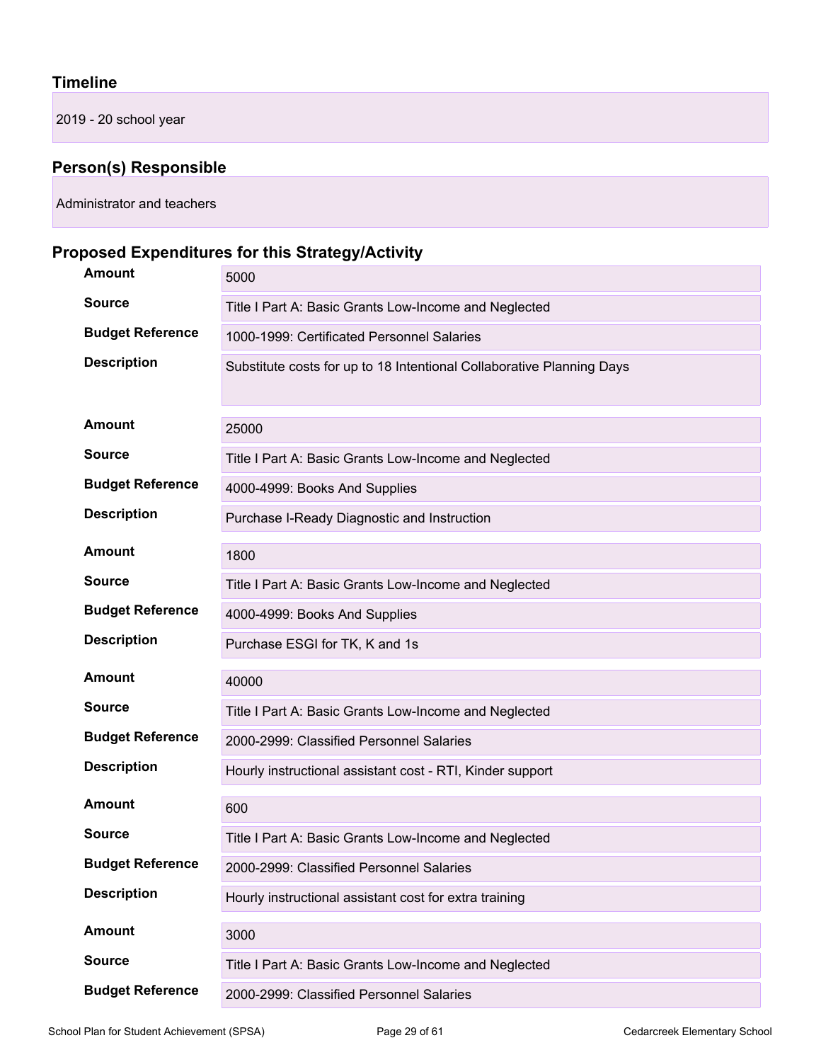### Timeline

2019 - 20 school year

### Person(s) Responsible

Administrator and teachers

### Proposed Expenditures for this Strategy/Activity

| | |
|---|---|
| **Amount** | 5000 |
| **Source** | Title I Part A: Basic Grants Low-Income and Neglected |
| **Budget Reference** | 1000-1999: Certificated Personnel Salaries |
| **Description** | Substitute costs for up to 18 Intentional Collaborative Planning Days |

| | |
|---|---|
| **Amount** | 25000 |
| **Source** | Title I Part A: Basic Grants Low-Income and Neglected |
| **Budget Reference** | 4000-4999: Books And Supplies |
| **Description** | Purchase I-Ready Diagnostic and Instruction |

| | |
|---|---|
| **Amount** | 1800 |
| **Source** | Title I Part A: Basic Grants Low-Income and Neglected |
| **Budget Reference** | 4000-4999: Books And Supplies |
| **Description** | Purchase ESGI for TK, K and 1s |

| | |
|---|---|
| **Amount** | 40000 |
| **Source** | Title I Part A: Basic Grants Low-Income and Neglected |
| **Budget Reference** | 2000-2999: Classified Personnel Salaries |
| **Description** | Hourly instructional assistant cost - RTI, Kinder support |

| | |
|---|---|
| **Amount** | 600 |
| **Source** | Title I Part A: Basic Grants Low-Income and Neglected |
| **Budget Reference** | 2000-2999: Classified Personnel Salaries |
| **Description** | Hourly instructional assistant cost for extra training |

| | |
|---|---|
| **Amount** | 3000 |
| **Source** | Title I Part A: Basic Grants Low-Income and Neglected |
| **Budget Reference** | 2000-2999: Classified Personnel Salaries |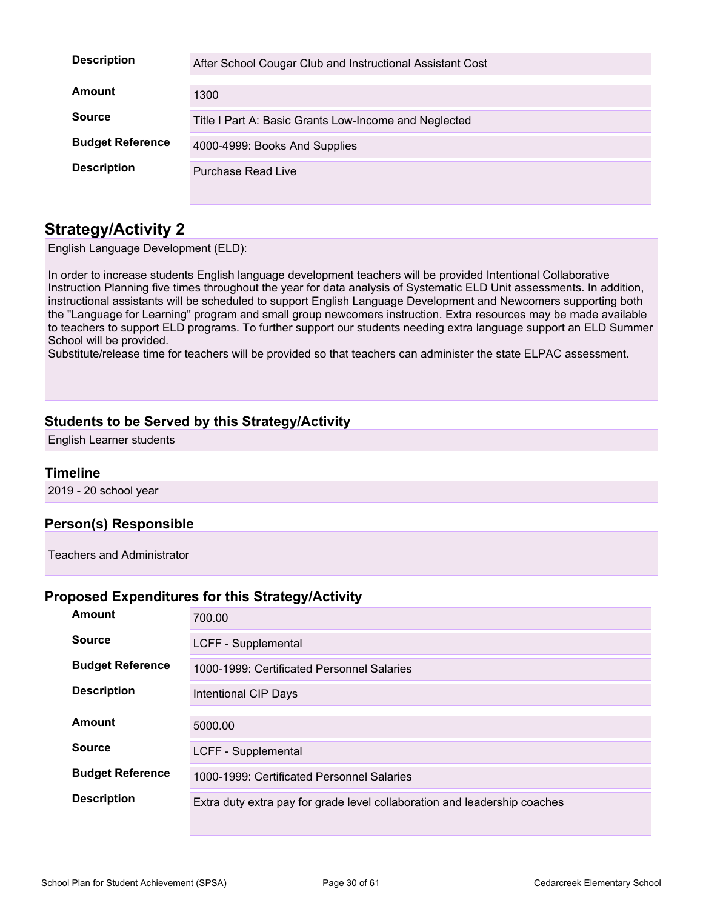| | |
|---|---|
| **Description** | After School Cougar Club and Instructional Assistant Cost |
| **Amount** | 1300 |
| **Source** | Title I Part A: Basic Grants Low-Income and Neglected |
| **Budget Reference** | 4000-4999: Books And Supplies |
| **Description** | Purchase Read Live |

## Strategy/Activity 2

English Language Development (ELD):

In order to increase students English language development teachers will be provided Intentional Collaborative Instruction Planning five times throughout the year for data analysis of Systematic ELD Unit assessments. In addition, instructional assistants will be scheduled to support English Language Development and Newcomers supporting both the "Language for Learning" program and small group newcomers instruction. Extra resources may be made available to teachers to support ELD programs. To further support our students needing extra language support an ELD Summer School will be provided.
Substitute/release time for teachers will be provided so that teachers can administer the state ELPAC assessment.

### Students to be Served by this Strategy/Activity

English Learner students

### Timeline

2019 - 20 school year

### Person(s) Responsible

Teachers and Administrator

### Proposed Expenditures for this Strategy/Activity

| | |
|---|---|
| **Amount** | 700.00 |
| **Source** | LCFF - Supplemental |
| **Budget Reference** | 1000-1999: Certificated Personnel Salaries |
| **Description** | Intentional CIP Days |
| **Amount** | 5000.00 |
| **Source** | LCFF - Supplemental |
| **Budget Reference** | 1000-1999: Certificated Personnel Salaries |
| **Description** | Extra duty extra pay for grade level collaboration and leadership coaches |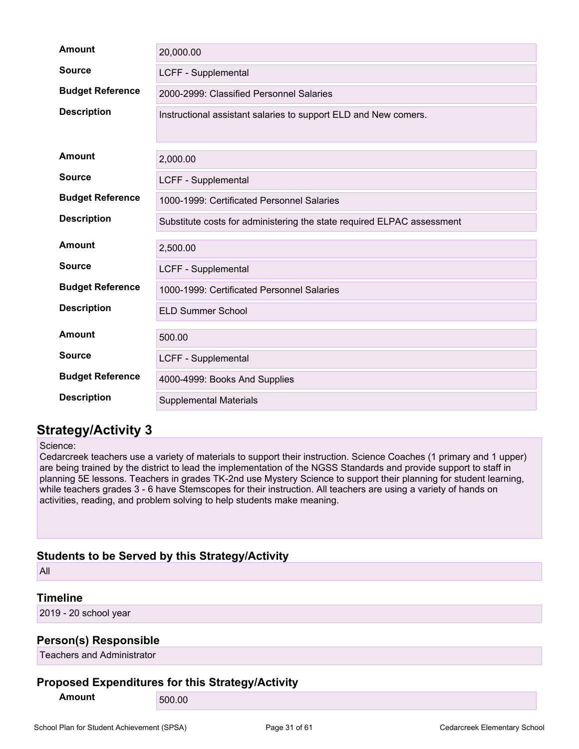| | |
|---|---|
| **Amount** | 20,000.00 |
| **Source** | LCFF - Supplemental |
| **Budget Reference** | 2000-2999: Classified Personnel Salaries |
| **Description** | Instructional assistant salaries to support ELD and New comers. |

| | |
|---|---|
| **Amount** | 2,000.00 |
| **Source** | LCFF - Supplemental |
| **Budget Reference** | 1000-1999: Certificated Personnel Salaries |
| **Description** | Substitute costs for administering the state required ELPAC assessment |

| | |
|---|---|
| **Amount** | 2,500.00 |
| **Source** | LCFF - Supplemental |
| **Budget Reference** | 1000-1999: Certificated Personnel Salaries |
| **Description** | ELD Summer School |

| | |
|---|---|
| **Amount** | 500.00 |
| **Source** | LCFF - Supplemental |
| **Budget Reference** | 4000-4999: Books And Supplies |
| **Description** | Supplemental Materials |

## Strategy/Activity 3

Science:
Cedarcreek teachers use a variety of materials to support their instruction. Science Coaches (1 primary and 1 upper) are being trained by the district to lead the implementation of the NGSS Standards and provide support to staff in planning 5E lessons. Teachers in grades TK-2nd use Mystery Science to support their planning for student learning, while teachers grades 3 - 6 have Stemscopes for their instruction. All teachers are using a variety of hands on activities, reading, and problem solving to help students make meaning.

### Students to be Served by this Strategy/Activity

All

### Timeline

2019 - 20 school year

### Person(s) Responsible

Teachers and Administrator

### Proposed Expenditures for this Strategy/Activity

| | |
|---|---|
| **Amount** | 500.00 |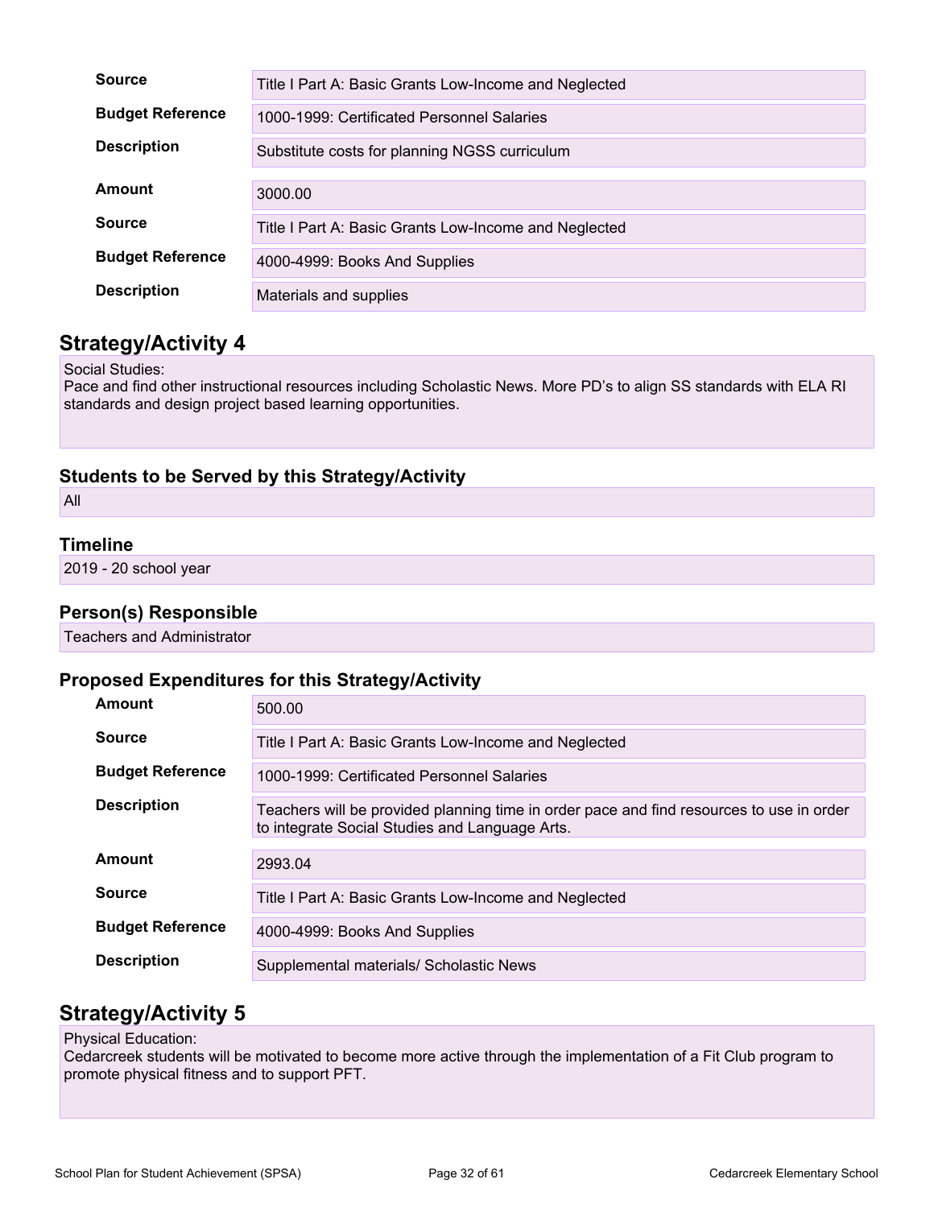| | |
|---|---|
| **Source** | Title I Part A: Basic Grants Low-Income and Neglected |
| **Budget Reference** | 1000-1999: Certificated Personnel Salaries |
| **Description** | Substitute costs for planning NGSS curriculum |
| **Amount** | 3000.00 |
| **Source** | Title I Part A: Basic Grants Low-Income and Neglected |
| **Budget Reference** | 4000-4999: Books And Supplies |
| **Description** | Materials and supplies |

## Strategy/Activity 4

Social Studies:
Pace and find other instructional resources including Scholastic News. More PD's to align SS standards with ELA RI standards and design project based learning opportunities.

### Students to be Served by this Strategy/Activity

All

### Timeline

2019 - 20 school year

### Person(s) Responsible

Teachers and Administrator

### Proposed Expenditures for this Strategy/Activity

| | |
|---|---|
| **Amount** | 500.00 |
| **Source** | Title I Part A: Basic Grants Low-Income and Neglected |
| **Budget Reference** | 1000-1999: Certificated Personnel Salaries |
| **Description** | Teachers will be provided planning time in order pace and find resources to use in order to integrate Social Studies and Language Arts. |
| **Amount** | 2993.04 |
| **Source** | Title I Part A: Basic Grants Low-Income and Neglected |
| **Budget Reference** | 4000-4999: Books And Supplies |
| **Description** | Supplemental materials/ Scholastic News |

## Strategy/Activity 5

Physical Education:
Cedarcreek students will be motivated to become more active through the implementation of a Fit Club program to promote physical fitness and to support PFT.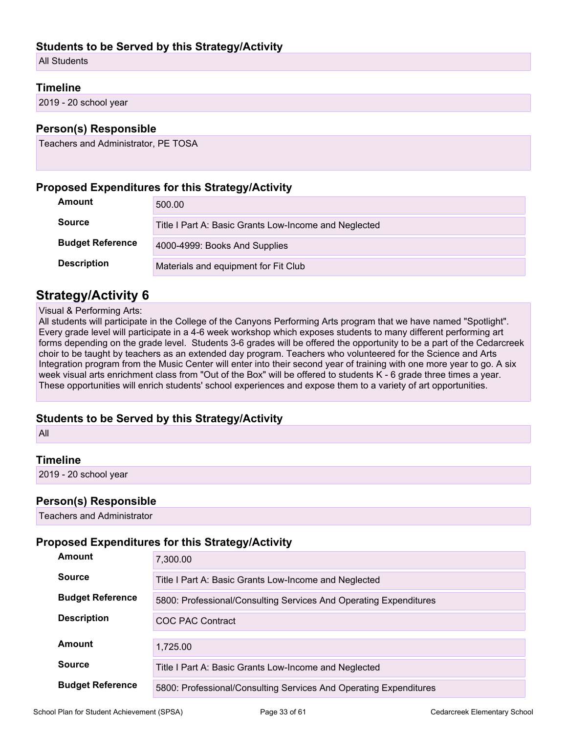### Students to be Served by this Strategy/Activity

All Students

### Timeline

2019 - 20 school year

### Person(s) Responsible

Teachers and Administrator, PE TOSA

### Proposed Expenditures for this Strategy/Activity

| | |
|---|---|
| **Amount** | 500.00 |
| **Source** | Title I Part A: Basic Grants Low-Income and Neglected |
| **Budget Reference** | 4000-4999: Books And Supplies |
| **Description** | Materials and equipment for Fit Club |

## Strategy/Activity 6

Visual & Performing Arts:
All students will participate in the College of the Canyons Performing Arts program that we have named "Spotlight". Every grade level will participate in a 4-6 week workshop which exposes students to many different performing art forms depending on the grade level. Students 3-6 grades will be offered the opportunity to be a part of the Cedarcreek choir to be taught by teachers as an extended day program. Teachers who volunteered for the Science and Arts Integration program from the Music Center will enter into their second year of training with one more year to go. A six week visual arts enrichment class from "Out of the Box" will be offered to students K - 6 grade three times a year. These opportunities will enrich students' school experiences and expose them to a variety of art opportunities.

### Students to be Served by this Strategy/Activity

All

### Timeline

2019 - 20 school year

### Person(s) Responsible

Teachers and Administrator

### Proposed Expenditures for this Strategy/Activity

| | |
|---|---|
| **Amount** | 7,300.00 |
| **Source** | Title I Part A: Basic Grants Low-Income and Neglected |
| **Budget Reference** | 5800: Professional/Consulting Services And Operating Expenditures |
| **Description** | COC PAC Contract |

| | |
|---|---|
| **Amount** | 1,725.00 |
| **Source** | Title I Part A: Basic Grants Low-Income and Neglected |
| **Budget Reference** | 5800: Professional/Consulting Services And Operating Expenditures |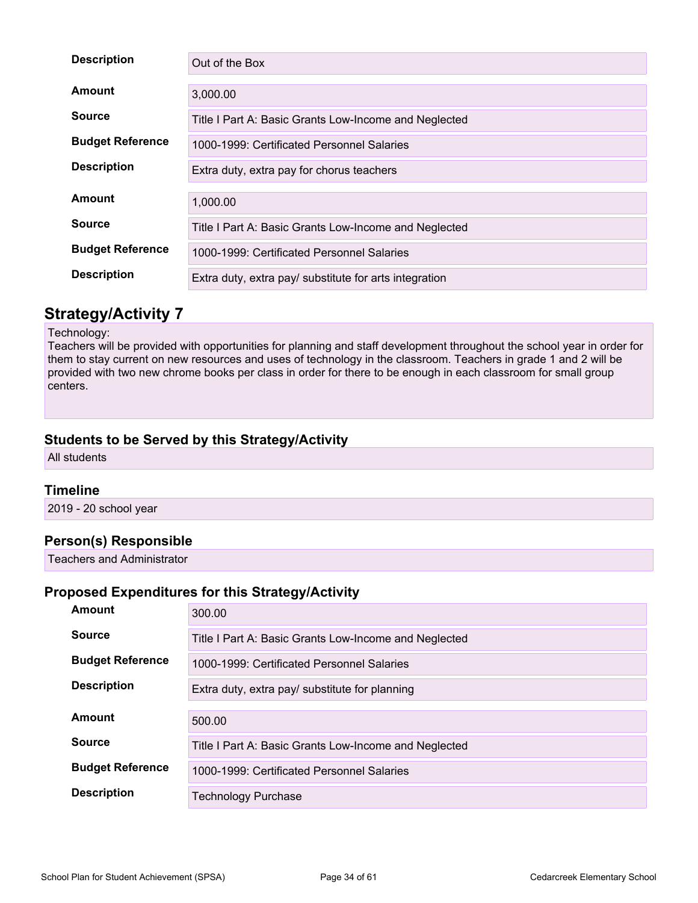| | |
|---|---|
| **Description** | Out of the Box |

| | |
|---|---|
| **Amount** | 3,000.00 |
| **Source** | Title I Part A: Basic Grants Low-Income and Neglected |
| **Budget Reference** | 1000-1999: Certificated Personnel Salaries |
| **Description** | Extra duty, extra pay for chorus teachers |

| | |
|---|---|
| **Amount** | 1,000.00 |
| **Source** | Title I Part A: Basic Grants Low-Income and Neglected |
| **Budget Reference** | 1000-1999: Certificated Personnel Salaries |
| **Description** | Extra duty, extra pay/ substitute for arts integration |

## Strategy/Activity 7

Technology:
Teachers will be provided with opportunities for planning and staff development throughout the school year in order for them to stay current on new resources and uses of technology in the classroom. Teachers in grade 1 and 2 will be provided with two new chrome books per class in order for there to be enough in each classroom for small group centers.

### Students to be Served by this Strategy/Activity

All students

### Timeline

2019 - 20 school year

### Person(s) Responsible

Teachers and Administrator

### Proposed Expenditures for this Strategy/Activity

| | |
|---|---|
| **Amount** | 300.00 |
| **Source** | Title I Part A: Basic Grants Low-Income and Neglected |
| **Budget Reference** | 1000-1999: Certificated Personnel Salaries |
| **Description** | Extra duty, extra pay/ substitute for planning |

| | |
|---|---|
| **Amount** | 500.00 |
| **Source** | Title I Part A: Basic Grants Low-Income and Neglected |
| **Budget Reference** | 1000-1999: Certificated Personnel Salaries |
| **Description** | Technology Purchase |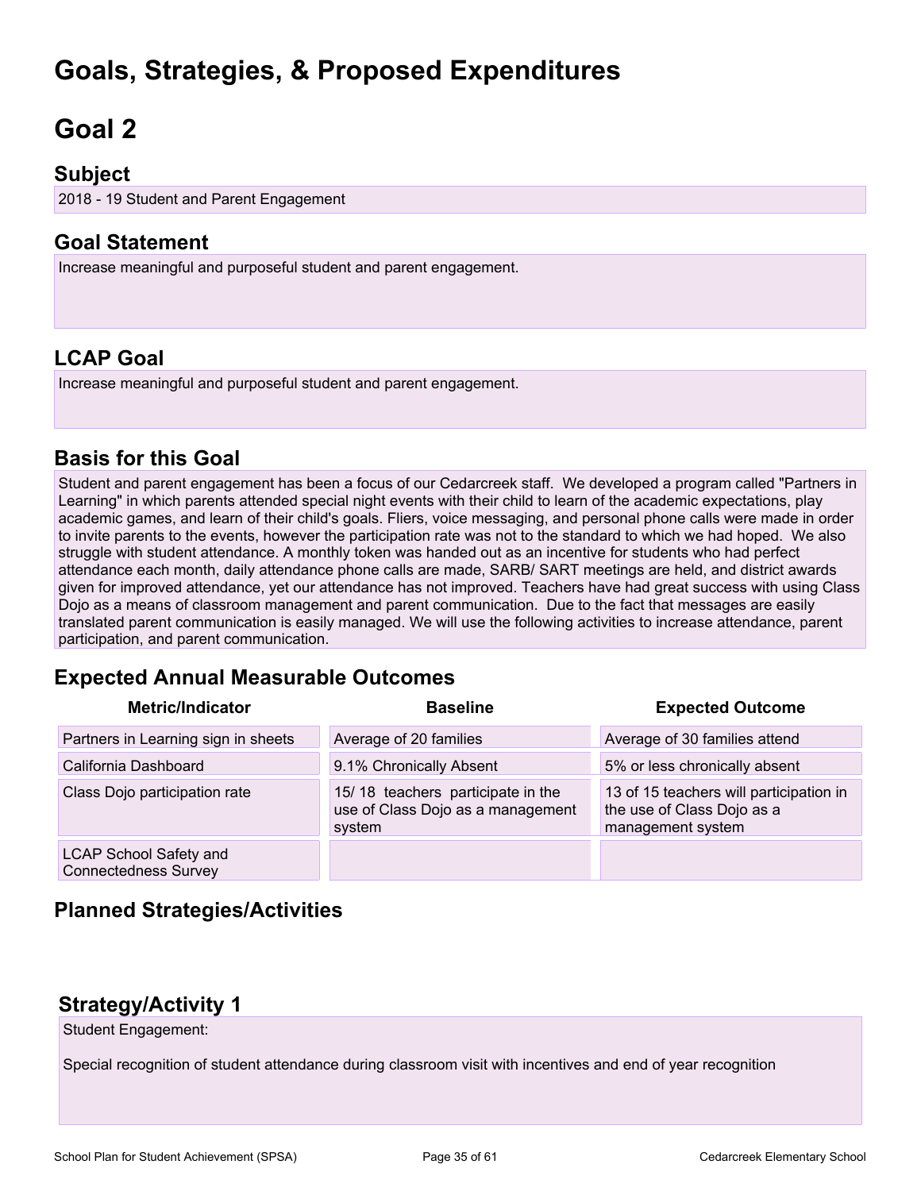# Goals, Strategies, & Proposed Expenditures

# Goal 2

## Subject

2018 - 19 Student and Parent Engagement

## Goal Statement

Increase meaningful and purposeful student and parent engagement.

## LCAP Goal

Increase meaningful and purposeful student and parent engagement.

## Basis for this Goal

Student and parent engagement has been a focus of our Cedarcreek staff. We developed a program called "Partners in Learning" in which parents attended special night events with their child to learn of the academic expectations, play academic games, and learn of their child's goals. Fliers, voice messaging, and personal phone calls were made in order to invite parents to the events, however the participation rate was not to the standard to which we had hoped. We also struggle with student attendance. A monthly token was handed out as an incentive for students who had perfect attendance each month, daily attendance phone calls are made, SARB/ SART meetings are held, and district awards given for improved attendance, yet our attendance has not improved. Teachers have had great success with using Class Dojo as a means of classroom management and parent communication. Due to the fact that messages are easily translated parent communication is easily managed. We will use the following activities to increase attendance, parent participation, and parent communication.

## Expected Annual Measurable Outcomes

| Metric/Indicator | Baseline | Expected Outcome |
|---|---|---|
| Partners in Learning sign in sheets | Average of 20 families | Average of 30 families attend |
| California Dashboard | 9.1% Chronically Absent | 5% or less chronically absent |
| Class Dojo participation rate | 15/ 18 teachers participate in the use of Class Dojo as a management system | 13 of 15 teachers will participation in the use of Class Dojo as a management system |
| LCAP School Safety and Connectedness Survey | | |

## Planned Strategies/Activities

### Strategy/Activity 1

Student Engagement:

Special recognition of student attendance during classroom visit with incentives and end of year recognition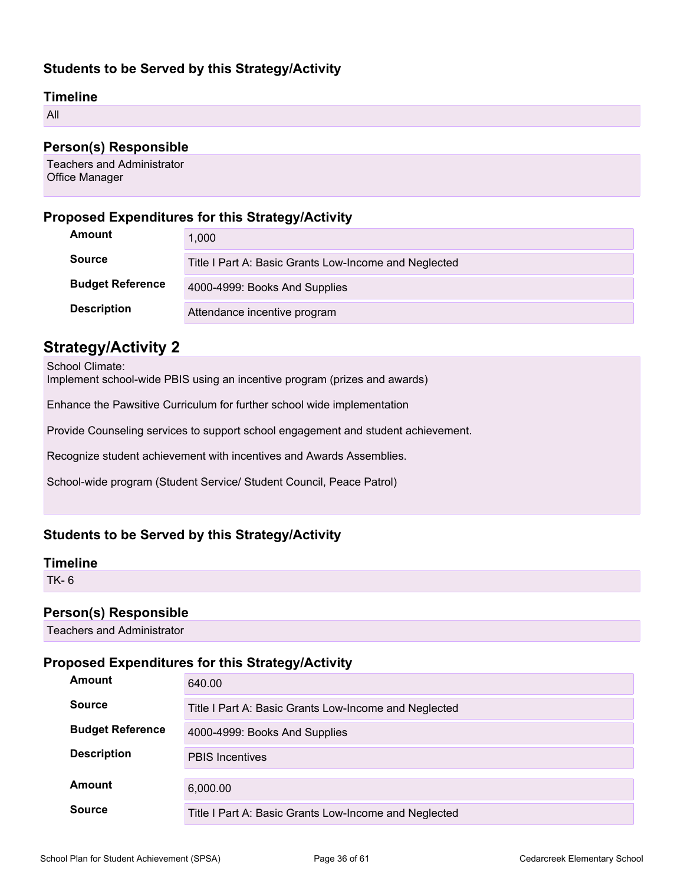### Students to be Served by this Strategy/Activity

### Timeline

All

### Person(s) Responsible

Teachers and Administrator
Office Manager

### Proposed Expenditures for this Strategy/Activity

| | |
|---|---|
| **Amount** | 1,000 |
| **Source** | Title I Part A: Basic Grants Low-Income and Neglected |
| **Budget Reference** | 4000-4999: Books And Supplies |
| **Description** | Attendance incentive program |

## Strategy/Activity 2

School Climate:
Implement school-wide PBIS using an incentive program (prizes and awards)

Enhance the Pawsitive Curriculum for further school wide implementation

Provide Counseling services to support school engagement and student achievement.

Recognize student achievement with incentives and Awards Assemblies.

School-wide program (Student Service/ Student Council, Peace Patrol)

### Students to be Served by this Strategy/Activity

### Timeline

TK- 6

### Person(s) Responsible

Teachers and Administrator

### Proposed Expenditures for this Strategy/Activity

| | |
|---|---|
| **Amount** | 640.00 |
| **Source** | Title I Part A: Basic Grants Low-Income and Neglected |
| **Budget Reference** | 4000-4999: Books And Supplies |
| **Description** | PBIS Incentives |

| | |
|---|---|
| **Amount** | 6,000.00 |
| **Source** | Title I Part A: Basic Grants Low-Income and Neglected |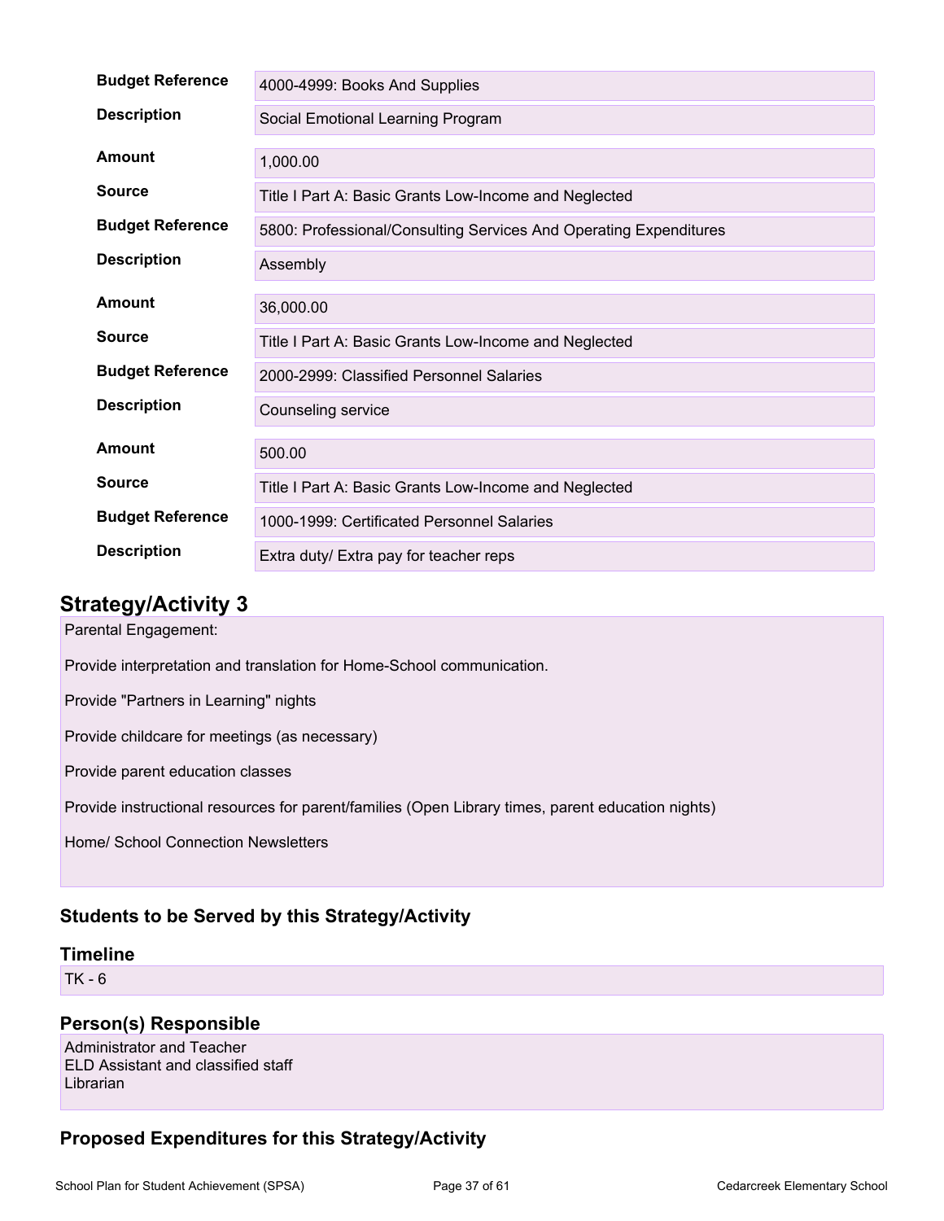| | |
|---|---|
| **Budget Reference** | 4000-4999: Books And Supplies |
| **Description** | Social Emotional Learning Program |

| | |
|---|---|
| **Amount** | 1,000.00 |
| **Source** | Title I Part A: Basic Grants Low-Income and Neglected |
| **Budget Reference** | 5800: Professional/Consulting Services And Operating Expenditures |
| **Description** | Assembly |

| | |
|---|---|
| **Amount** | 36,000.00 |
| **Source** | Title I Part A: Basic Grants Low-Income and Neglected |
| **Budget Reference** | 2000-2999: Classified Personnel Salaries |
| **Description** | Counseling service |

| | |
|---|---|
| **Amount** | 500.00 |
| **Source** | Title I Part A: Basic Grants Low-Income and Neglected |
| **Budget Reference** | 1000-1999: Certificated Personnel Salaries |
| **Description** | Extra duty/ Extra pay for teacher reps |

## Strategy/Activity 3

Parental Engagement:

Provide interpretation and translation for Home-School communication.

Provide "Partners in Learning" nights

Provide childcare for meetings (as necessary)

Provide parent education classes

Provide instructional resources for parent/families (Open Library times, parent education nights)

Home/ School Connection Newsletters

### Students to be Served by this Strategy/Activity

### Timeline

TK - 6

### Person(s) Responsible

Administrator and Teacher
ELD Assistant and classified staff
Librarian

### Proposed Expenditures for this Strategy/Activity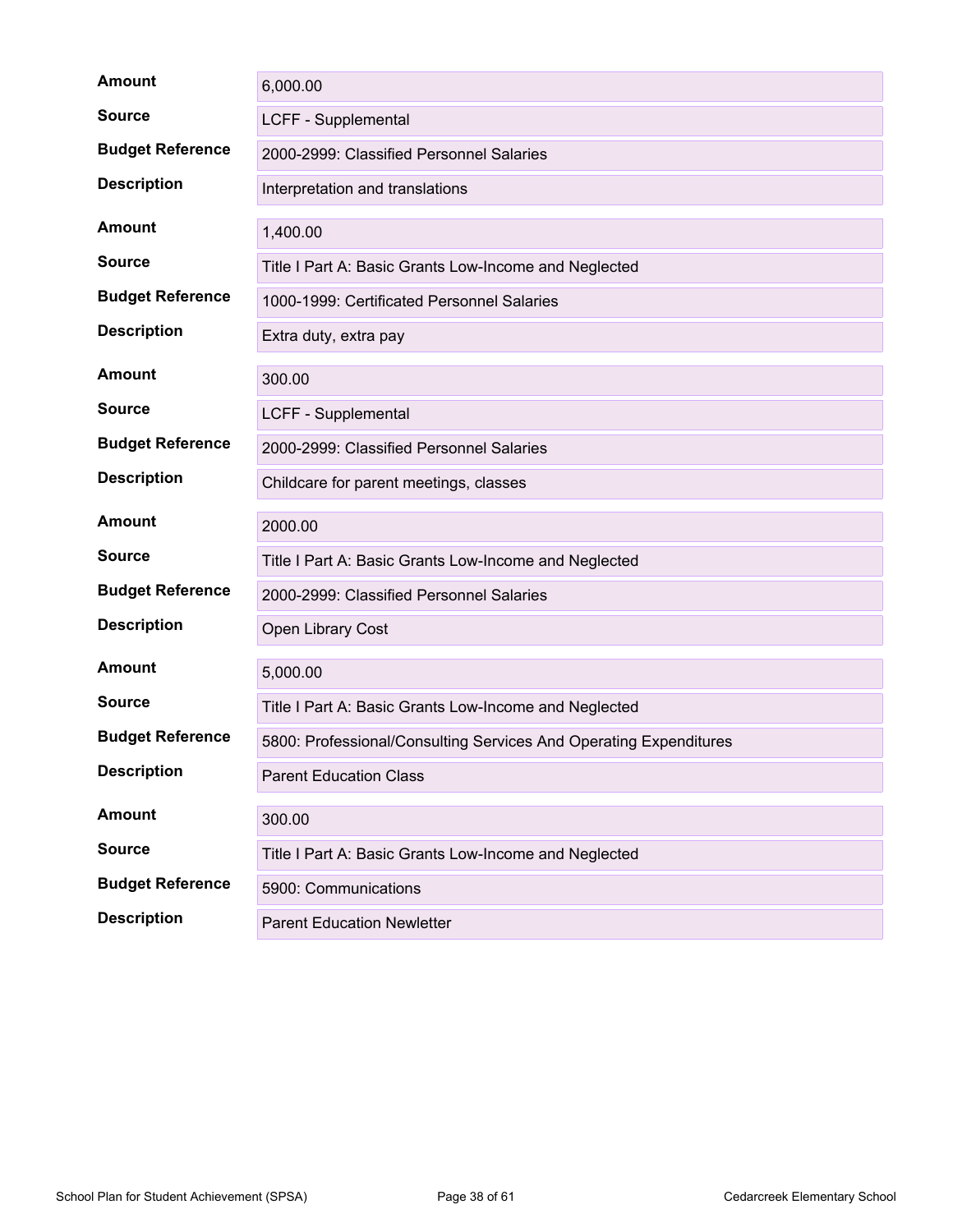| | |
|---|---|
| **Amount** | 6,000.00 |
| **Source** | LCFF - Supplemental |
| **Budget Reference** | 2000-2999: Classified Personnel Salaries |
| **Description** | Interpretation and translations |

| | |
|---|---|
| **Amount** | 1,400.00 |
| **Source** | Title I Part A: Basic Grants Low-Income and Neglected |
| **Budget Reference** | 1000-1999: Certificated Personnel Salaries |
| **Description** | Extra duty, extra pay |

| | |
|---|---|
| **Amount** | 300.00 |
| **Source** | LCFF - Supplemental |
| **Budget Reference** | 2000-2999: Classified Personnel Salaries |
| **Description** | Childcare for parent meetings, classes |

| | |
|---|---|
| **Amount** | 2000.00 |
| **Source** | Title I Part A: Basic Grants Low-Income and Neglected |
| **Budget Reference** | 2000-2999: Classified Personnel Salaries |
| **Description** | Open Library Cost |

| | |
|---|---|
| **Amount** | 5,000.00 |
| **Source** | Title I Part A: Basic Grants Low-Income and Neglected |
| **Budget Reference** | 5800: Professional/Consulting Services And Operating Expenditures |
| **Description** | Parent Education Class |

| | |
|---|---|
| **Amount** | 300.00 |
| **Source** | Title I Part A: Basic Grants Low-Income and Neglected |
| **Budget Reference** | 5900: Communications |
| **Description** | Parent Education Newletter |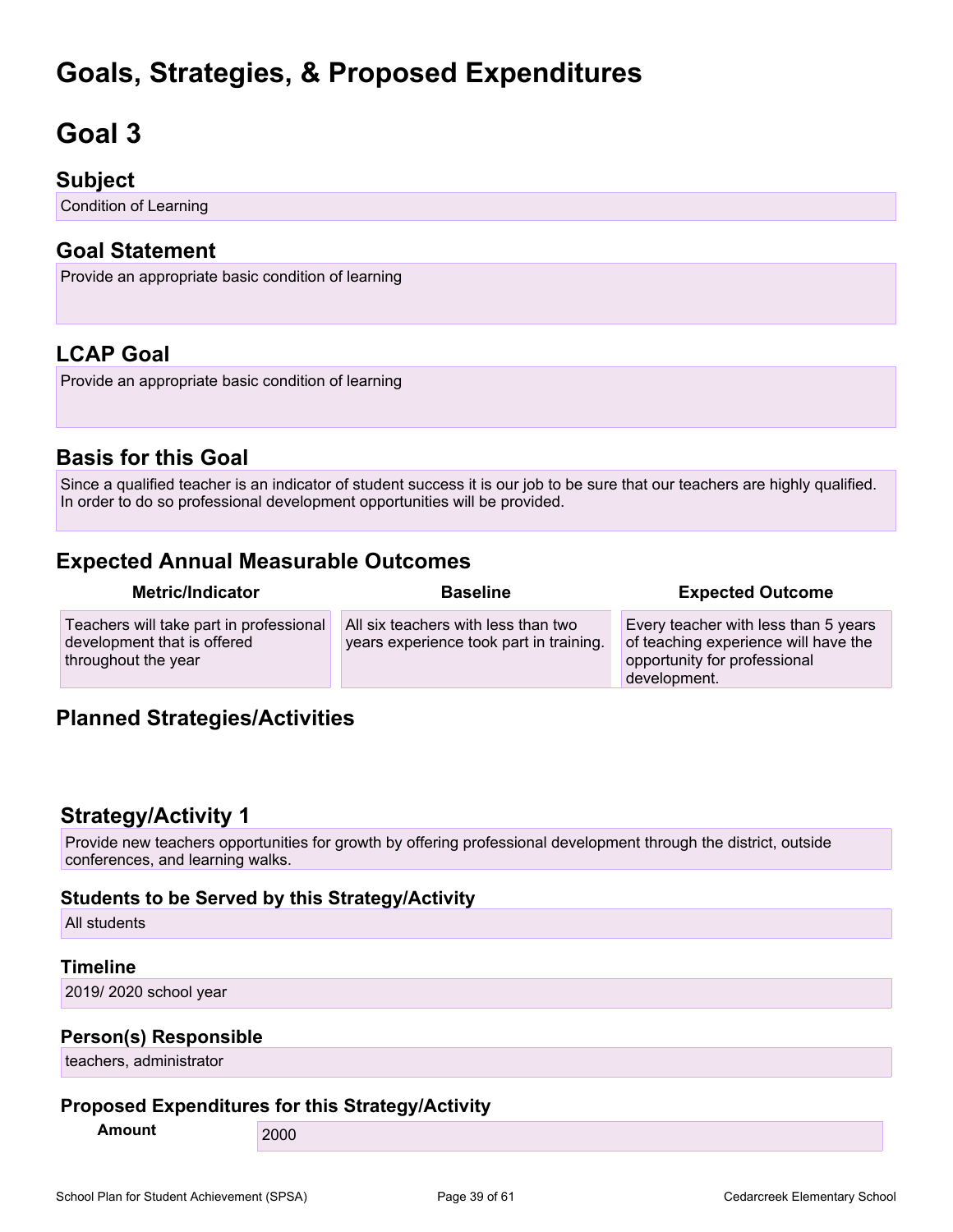# Goals, Strategies, & Proposed Expenditures

# Goal 3

## Subject

Condition of Learning

## Goal Statement

Provide an appropriate basic condition of learning

## LCAP Goal

Provide an appropriate basic condition of learning

## Basis for this Goal

Since a qualified teacher is an indicator of student success it is our job to be sure that our teachers are highly qualified. In order to do so professional development opportunities will be provided.

## Expected Annual Measurable Outcomes

| Metric/Indicator | Baseline | Expected Outcome |
|---|---|---|
| Teachers will take part in professional development that is offered throughout the year | All six teachers with less than two years experience took part in training. | Every teacher with less than 5 years of teaching experience will have the opportunity for professional development. |

## Planned Strategies/Activities

### Strategy/Activity 1

Provide new teachers opportunities for growth by offering professional development through the district, outside conferences, and learning walks.

#### Students to be Served by this Strategy/Activity

All students

#### Timeline

2019/ 2020 school year

#### Person(s) Responsible

teachers, administrator

#### Proposed Expenditures for this Strategy/Activity

| Amount | 2000 |
|---|---|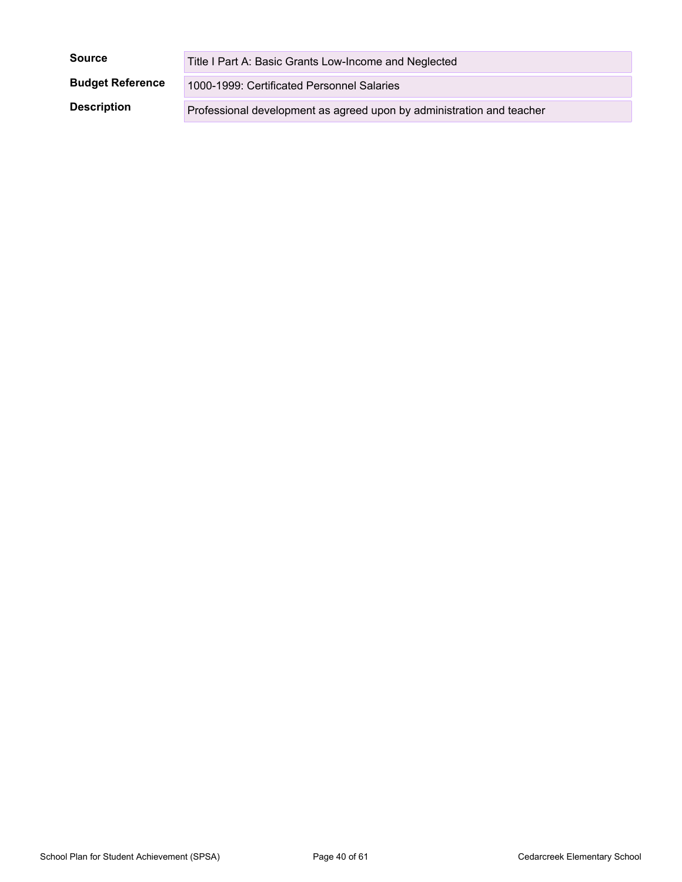| | |
|---|---|
| **Source** | Title I Part A: Basic Grants Low-Income and Neglected |
| **Budget Reference** | 1000-1999: Certificated Personnel Salaries |
| **Description** | Professional development as agreed upon by administration and teacher |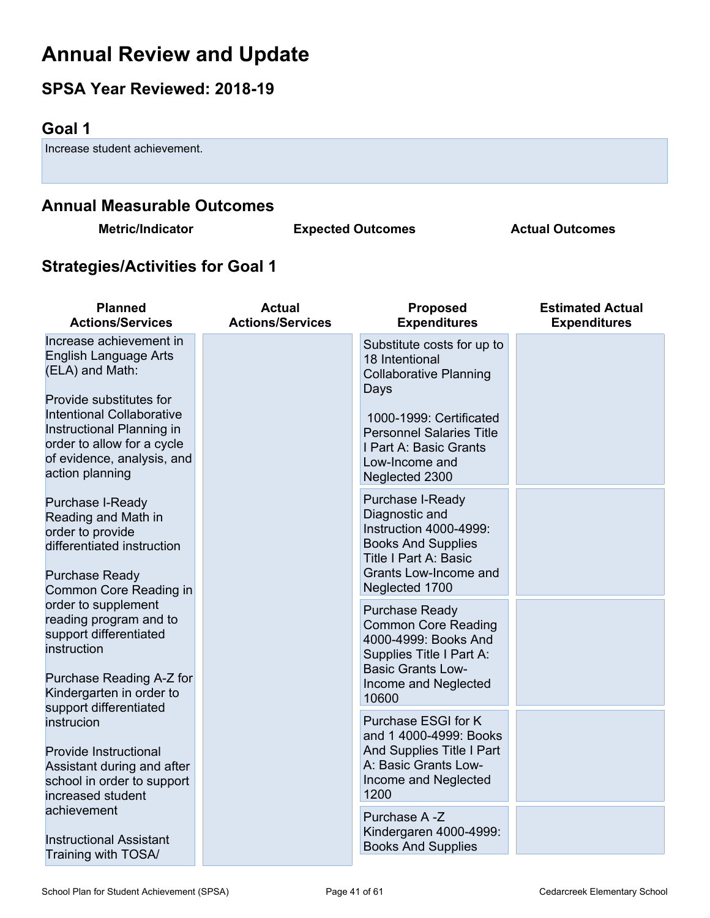# Annual Review and Update

## SPSA Year Reviewed: 2018-19

## Goal 1

Increase student achievement.

## Annual Measurable Outcomes

| Metric/Indicator | Expected Outcomes | Actual Outcomes |
| --- | --- | --- |

## Strategies/Activities for Goal 1

| Planned Actions/Services | Actual Actions/Services | Proposed Expenditures | Estimated Actual Expenditures |
| --- | --- | --- | --- |
| Increase achievement in English Language Arts (ELA) and Math:<br><br>Provide substitutes for Intentional Collaborative Instructional Planning in order to allow for a cycle of evidence, analysis, and action planning<br><br>Purchase I-Ready Reading and Math in order to provide differentiated instruction<br><br>Purchase Ready Common Core Reading in order to supplement reading program and to support differentiated instruction<br><br>Purchase Reading A-Z for Kindergarten in order to support differentiated instrucion<br><br>Provide Instructional Assistant during and after school in order to support increased student achievement<br><br>Instructional Assistant Training with TOSA/ | | Substitute costs for up to 18 Intentional Collaborative Planning Days<br><br>1000-1999: Certificated Personnel Salaries Title I Part A: Basic Grants Low-Income and Neglected 2300 | |
| | | Purchase I-Ready Diagnostic and Instruction 4000-4999: Books And Supplies Title I Part A: Basic Grants Low-Income and Neglected 1700 | |
| | | Purchase Ready Common Core Reading 4000-4999: Books And Supplies Title I Part A: Basic Grants Low-Income and Neglected 10600 | |
| | | Purchase ESGI for K and 1 4000-4999: Books And Supplies Title I Part A: Basic Grants Low-Income and Neglected 1200 | |
| | | Purchase A -Z Kindergaren 4000-4999: Books And Supplies | |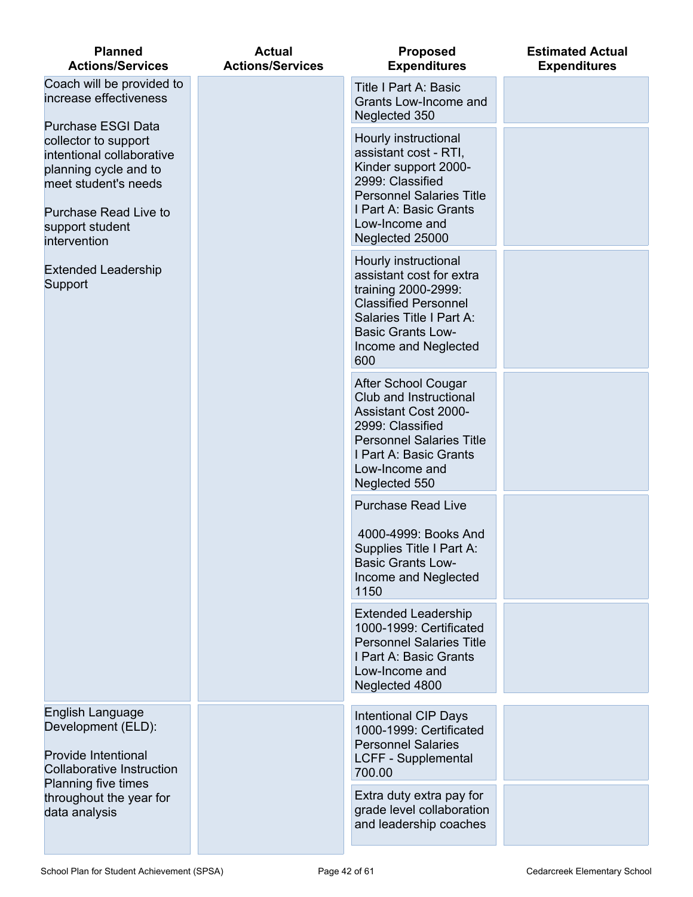| Planned Actions/Services | Actual Actions/Services | Proposed Expenditures | Estimated Actual Expenditures |
|---|---|---|---|
| Coach will be provided to increase effectiveness<br><br>Purchase ESGI Data collector to support intentional collaborative planning cycle and to meet student's needs<br><br>Purchase Read Live to support student intervention<br><br>Extended Leadership Support | | Title I Part A: Basic Grants Low-Income and Neglected 350 | |
| | | Hourly instructional assistant cost - RTI, Kinder support 2000-2999: Classified Personnel Salaries Title I Part A: Basic Grants Low-Income and Neglected 25000 | |
| | | Hourly instructional assistant cost for extra training 2000-2999: Classified Personnel Salaries Title I Part A: Basic Grants Low-Income and Neglected 600 | |
| | | After School Cougar Club and Instructional Assistant Cost 2000-2999: Classified Personnel Salaries Title I Part A: Basic Grants Low-Income and Neglected 550 | |
| | | Purchase Read Live<br><br>4000-4999: Books And Supplies Title I Part A: Basic Grants Low-Income and Neglected 1150 | |
| | | Extended Leadership 1000-1999: Certificated Personnel Salaries Title I Part A: Basic Grants Low-Income and Neglected 4800 | |
| English Language Development (ELD):<br><br>Provide Intentional Collaborative Instruction Planning five times throughout the year for data analysis | | Intentional CIP Days 1000-1999: Certificated Personnel Salaries LCFF - Supplemental 700.00 | |
| | | Extra duty extra pay for grade level collaboration and leadership coaches | |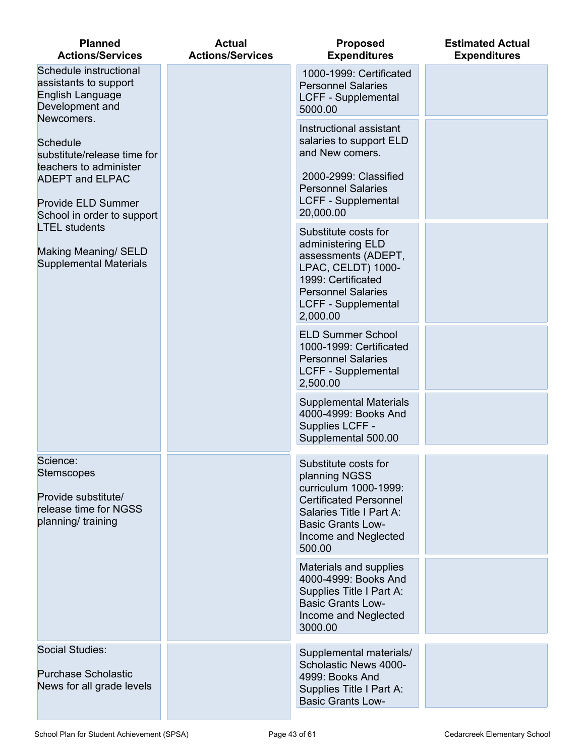| Planned Actions/Services | Actual Actions/Services | Proposed Expenditures | Estimated Actual Expenditures |
|---|---|---|---|
| Schedule instructional assistants to support English Language Development and Newcomers.<br><br>Schedule substitute/release time for teachers to administer ADEPT and ELPAC<br><br>Provide ELD Summer School in order to support LTEL students<br><br>Making Meaning/ SELD Supplemental Materials | | 1000-1999: Certificated Personnel Salaries LCFF - Supplemental 5000.00 | |
| | | Instructional assistant salaries to support ELD and New comers.<br><br>2000-2999: Classified Personnel Salaries LCFF - Supplemental 20,000.00 | |
| | | Substitute costs for administering ELD assessments (ADEPT, LPAC, CELDT) 1000-1999: Certificated Personnel Salaries LCFF - Supplemental 2,000.00 | |
| | | ELD Summer School 1000-1999: Certificated Personnel Salaries LCFF - Supplemental 2,500.00 | |
| | | Supplemental Materials 4000-4999: Books And Supplies LCFF - Supplemental 500.00 | |
| Science:<br>Stemscopes<br><br>Provide substitute/ release time for NGSS planning/ training | | Substitute costs for planning NGSS curriculum 1000-1999: Certificated Personnel Salaries Title I Part A: Basic Grants Low-Income and Neglected 500.00 | |
| | | Materials and supplies 4000-4999: Books And Supplies Title I Part A: Basic Grants Low-Income and Neglected 3000.00 | |
| Social Studies:<br><br>Purchase Scholastic News for all grade levels | | Supplemental materials/ Scholastic News 4000-4999: Books And Supplies Title I Part A: Basic Grants Low- | |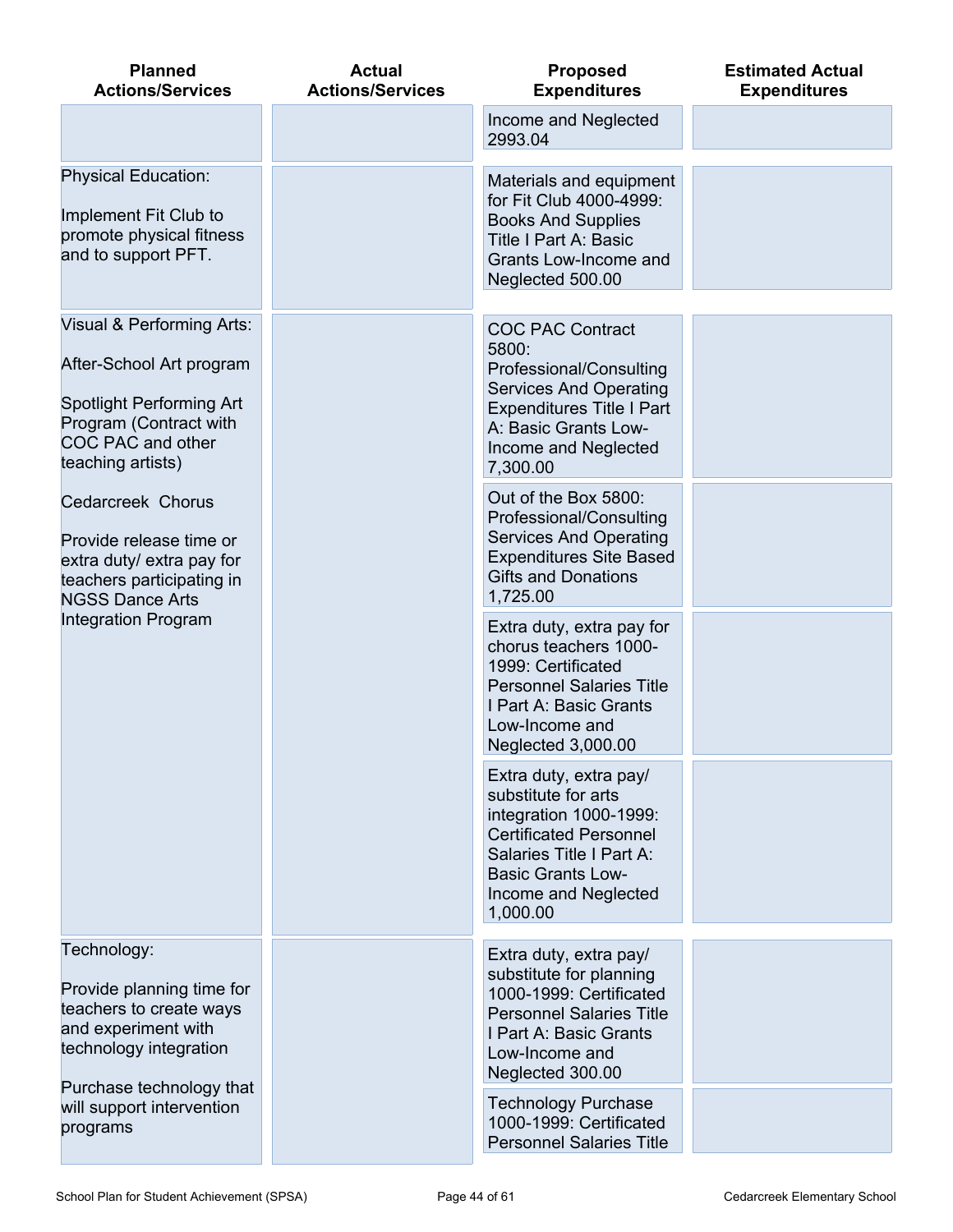| Planned Actions/Services | Actual Actions/Services | Proposed Expenditures | Estimated Actual Expenditures |
|---|---|---|---|
| | | Income and Neglected 2993.04 | |
| Physical Education:<br><br>Implement Fit Club to promote physical fitness and to support PFT. | | Materials and equipment for Fit Club 4000-4999: Books And Supplies Title I Part A: Basic Grants Low-Income and Neglected 500.00 | |
| Visual & Performing Arts:<br><br>After-School Art program<br><br>Spotlight Performing Art Program (Contract with COC PAC and other teaching artists)<br><br>Cedarcreek Chorus<br><br>Provide release time or extra duty/ extra pay for teachers participating in NGSS Dance Arts Integration Program | | COC PAC Contract 5800: Professional/Consulting Services And Operating Expenditures Title I Part A: Basic Grants Low-Income and Neglected 7,300.00 | |
| | | Out of the Box 5800: Professional/Consulting Services And Operating Expenditures Site Based Gifts and Donations 1,725.00 | |
| | | Extra duty, extra pay for chorus teachers 1000-1999: Certificated Personnel Salaries Title I Part A: Basic Grants Low-Income and Neglected 3,000.00 | |
| | | Extra duty, extra pay/ substitute for arts integration 1000-1999: Certificated Personnel Salaries Title I Part A: Basic Grants Low-Income and Neglected 1,000.00 | |
| Technology:<br><br>Provide planning time for teachers to create ways and experiment with technology integration<br><br>Purchase technology that will support intervention programs | | Extra duty, extra pay/ substitute for planning 1000-1999: Certificated Personnel Salaries Title I Part A: Basic Grants Low-Income and Neglected 300.00 | |
| | | Technology Purchase 1000-1999: Certificated Personnel Salaries Title | |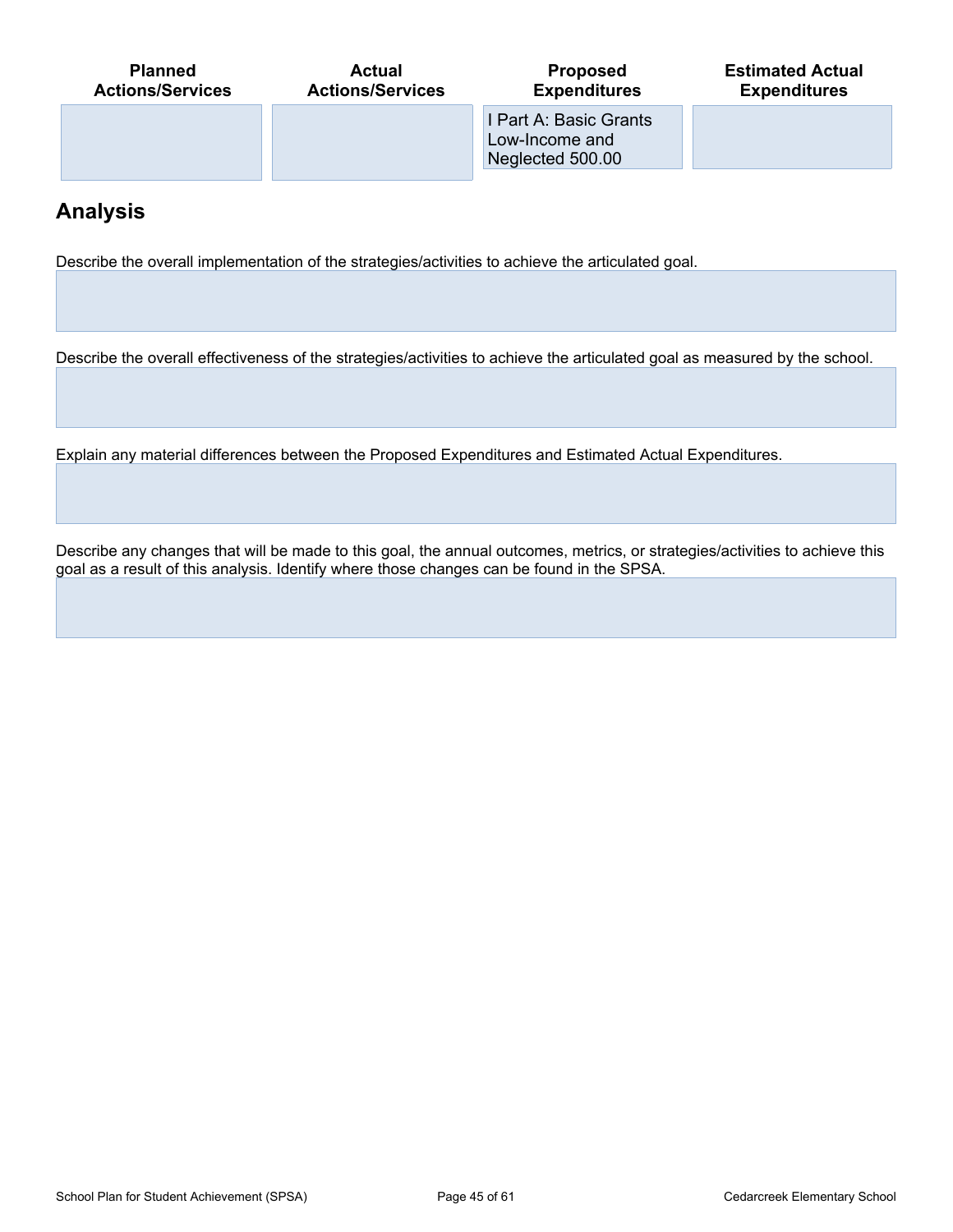| Planned Actions/Services | Actual Actions/Services | Proposed Expenditures | Estimated Actual Expenditures |
|---|---|---|---|
| | | I Part A: Basic Grants Low-Income and Neglected 500.00 | |

## Analysis

Describe the overall implementation of the strategies/activities to achieve the articulated goal.

Describe the overall effectiveness of the strategies/activities to achieve the articulated goal as measured by the school.

Explain any material differences between the Proposed Expenditures and Estimated Actual Expenditures.

Describe any changes that will be made to this goal, the annual outcomes, metrics, or strategies/activities to achieve this goal as a result of this analysis. Identify where those changes can be found in the SPSA.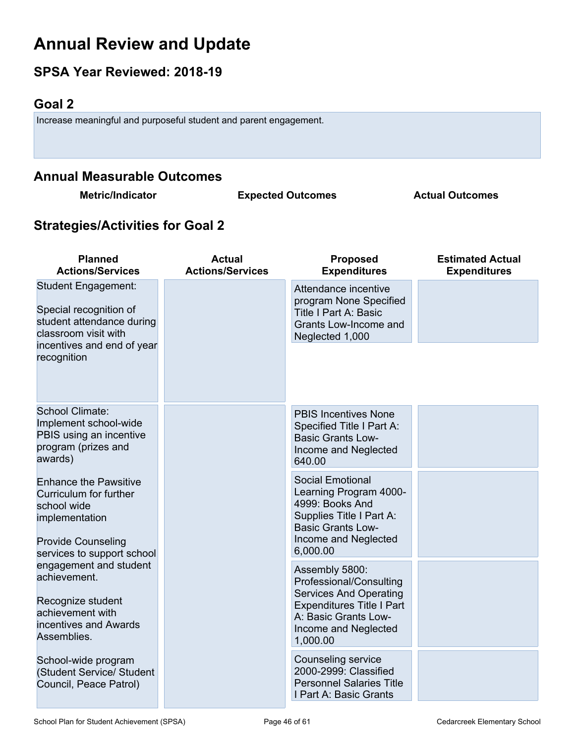# Annual Review and Update

## SPSA Year Reviewed: 2018-19

## Goal 2

Increase meaningful and purposeful student and parent engagement.

## Annual Measurable Outcomes

| Metric/Indicator | Expected Outcomes | Actual Outcomes |
|---|---|---|

## Strategies/Activities for Goal 2

| Planned Actions/Services | Actual Actions/Services | Proposed Expenditures | Estimated Actual Expenditures |
|---|---|---|---|
| Student Engagement:<br><br>Special recognition of student attendance during classroom visit with incentives and end of year recognition | | Attendance incentive program None Specified Title I Part A: Basic Grants Low-Income and Neglected 1,000 | |
| School Climate: Implement school-wide PBIS using an incentive program (prizes and awards)<br><br>Enhance the Pawsitive Curriculum for further school wide implementation<br><br>Provide Counseling services to support school engagement and student achievement.<br><br>Recognize student achievement with incentives and Awards Assemblies.<br><br>School-wide program (Student Service/ Student Council, Peace Patrol) | | PBIS Incentives None Specified Title I Part A: Basic Grants Low-Income and Neglected 640.00 | |
| | | Social Emotional Learning Program 4000-4999: Books And Supplies Title I Part A: Basic Grants Low-Income and Neglected 6,000.00 | |
| | | Assembly 5800: Professional/Consulting Services And Operating Expenditures Title I Part A: Basic Grants Low-Income and Neglected 1,000.00 | |
| | | Counseling service 2000-2999: Classified Personnel Salaries Title I Part A: Basic Grants | |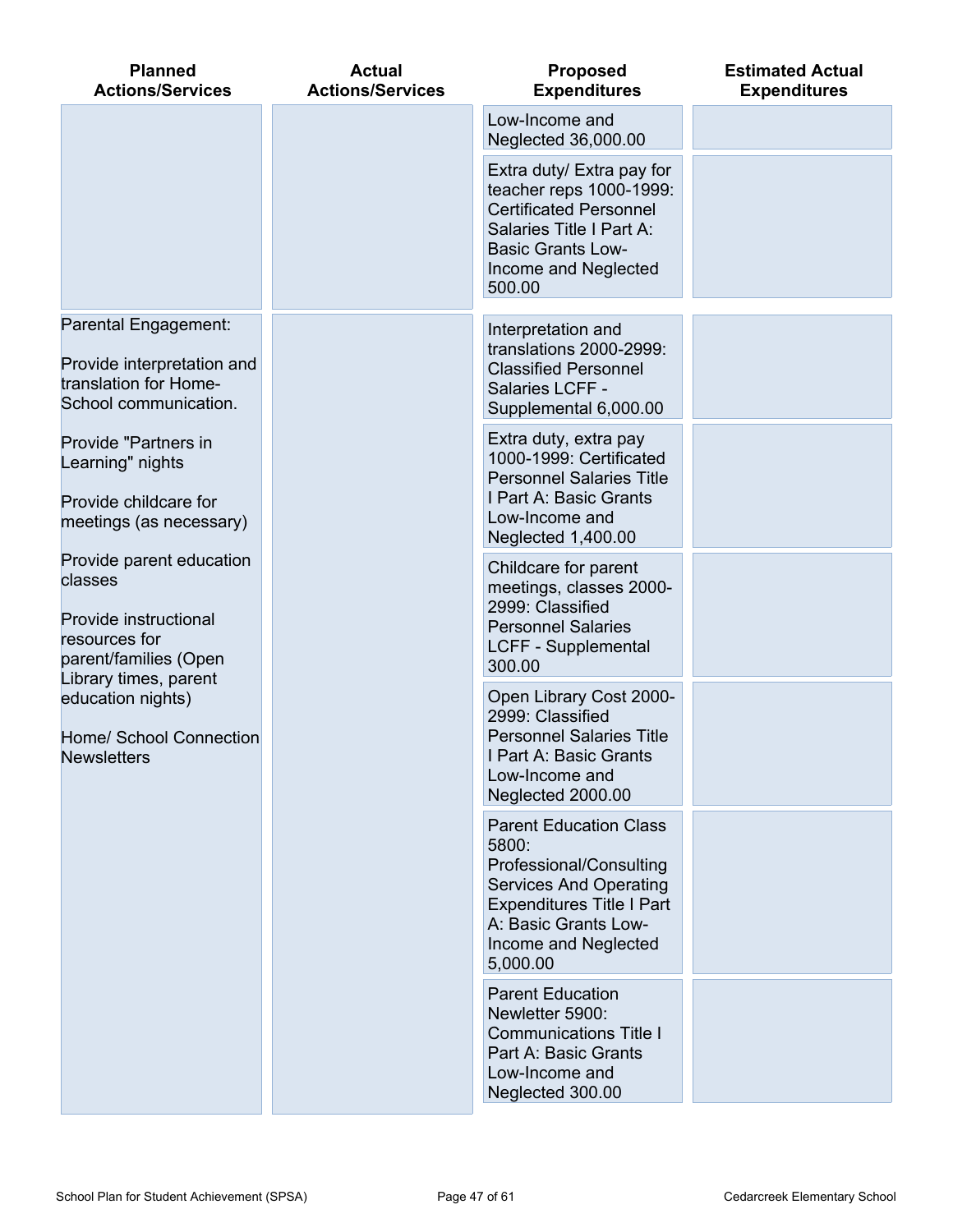| Planned Actions/Services | Actual Actions/Services | Proposed Expenditures | Estimated Actual Expenditures |
|---|---|---|---|
| | | Low-Income and Neglected 36,000.00 | |
| | | Extra duty/ Extra pay for teacher reps 1000-1999: Certificated Personnel Salaries Title I Part A: Basic Grants Low-Income and Neglected 500.00 | |
| Parental Engagement:<br><br>Provide interpretation and translation for Home-School communication.<br><br>Provide "Partners in Learning" nights<br><br>Provide childcare for meetings (as necessary)<br><br>Provide parent education classes<br><br>Provide instructional resources for parent/families (Open Library times, parent education nights)<br><br>Home/ School Connection Newsletters | | Interpretation and translations 2000-2999: Classified Personnel Salaries LCFF - Supplemental 6,000.00 | |
| | | Extra duty, extra pay 1000-1999: Certificated Personnel Salaries Title I Part A: Basic Grants Low-Income and Neglected 1,400.00 | |
| | | Childcare for parent meetings, classes 2000-2999: Classified Personnel Salaries LCFF - Supplemental 300.00 | |
| | | Open Library Cost 2000-2999: Classified Personnel Salaries Title I Part A: Basic Grants Low-Income and Neglected 2000.00 | |
| | | Parent Education Class 5800: Professional/Consulting Services And Operating Expenditures Title I Part A: Basic Grants Low-Income and Neglected 5,000.00 | |
| | | Parent Education Newletter 5900: Communications Title I Part A: Basic Grants Low-Income and Neglected 300.00 | |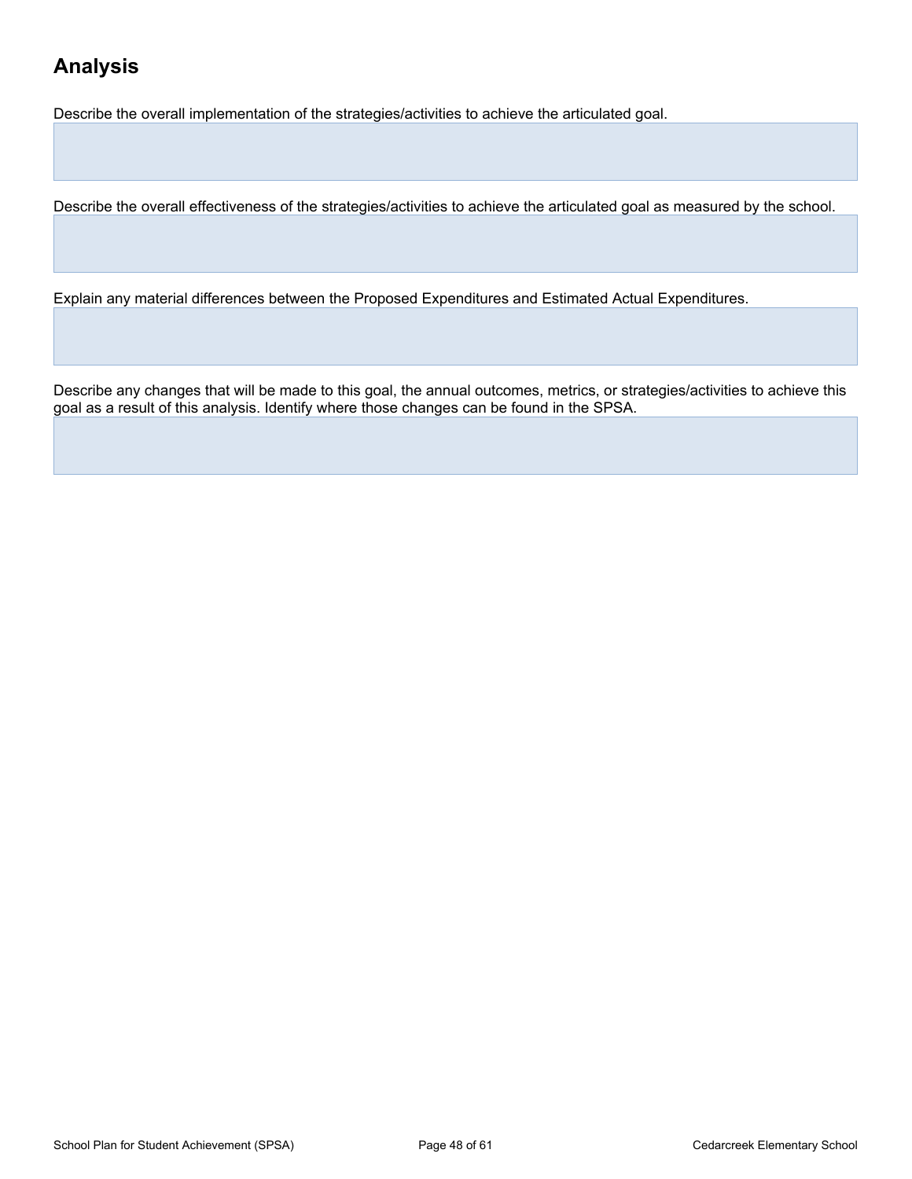## Analysis

Describe the overall implementation of the strategies/activities to achieve the articulated goal.

Describe the overall effectiveness of the strategies/activities to achieve the articulated goal as measured by the school.

Explain any material differences between the Proposed Expenditures and Estimated Actual Expenditures.

Describe any changes that will be made to this goal, the annual outcomes, metrics, or strategies/activities to achieve this goal as a result of this analysis. Identify where those changes can be found in the SPSA.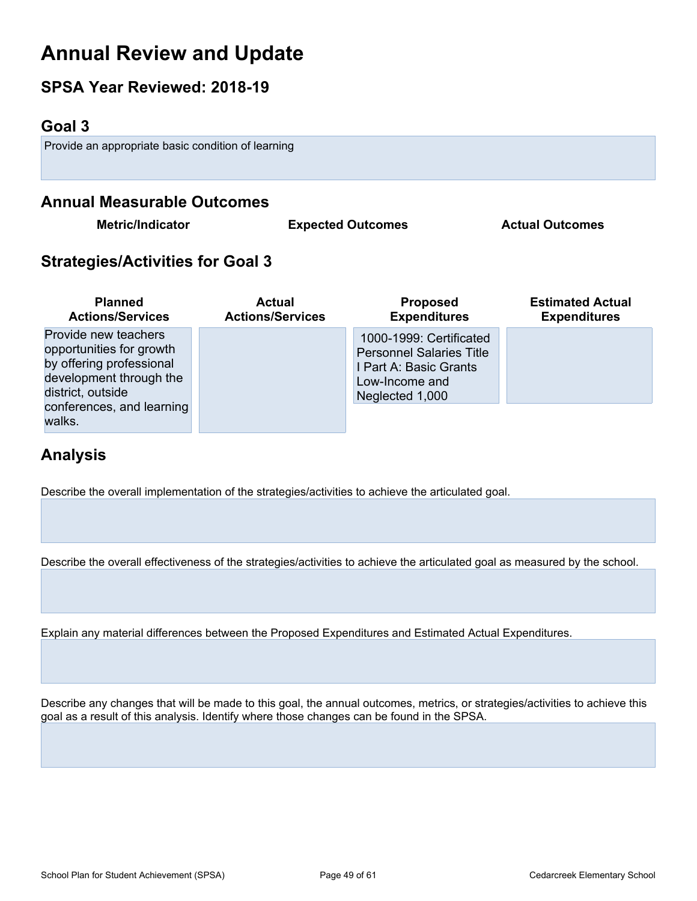# Annual Review and Update

## SPSA Year Reviewed: 2018-19

## Goal 3

Provide an appropriate basic condition of learning

## Annual Measurable Outcomes

| Metric/Indicator | Expected Outcomes | Actual Outcomes |
| --- | --- | --- |

## Strategies/Activities for Goal 3

| Planned Actions/Services | Actual Actions/Services | Proposed Expenditures | Estimated Actual Expenditures |
| --- | --- | --- | --- |
| Provide new teachers opportunities for growth by offering professional development through the district, outside conferences, and learning walks. | | 1000-1999: Certificated Personnel Salaries Title I Part A: Basic Grants Low-Income and Neglected 1,000 | |

## Analysis

Describe the overall implementation of the strategies/activities to achieve the articulated goal.

Describe the overall effectiveness of the strategies/activities to achieve the articulated goal as measured by the school.

Explain any material differences between the Proposed Expenditures and Estimated Actual Expenditures.

Describe any changes that will be made to this goal, the annual outcomes, metrics, or strategies/activities to achieve this goal as a result of this analysis. Identify where those changes can be found in the SPSA.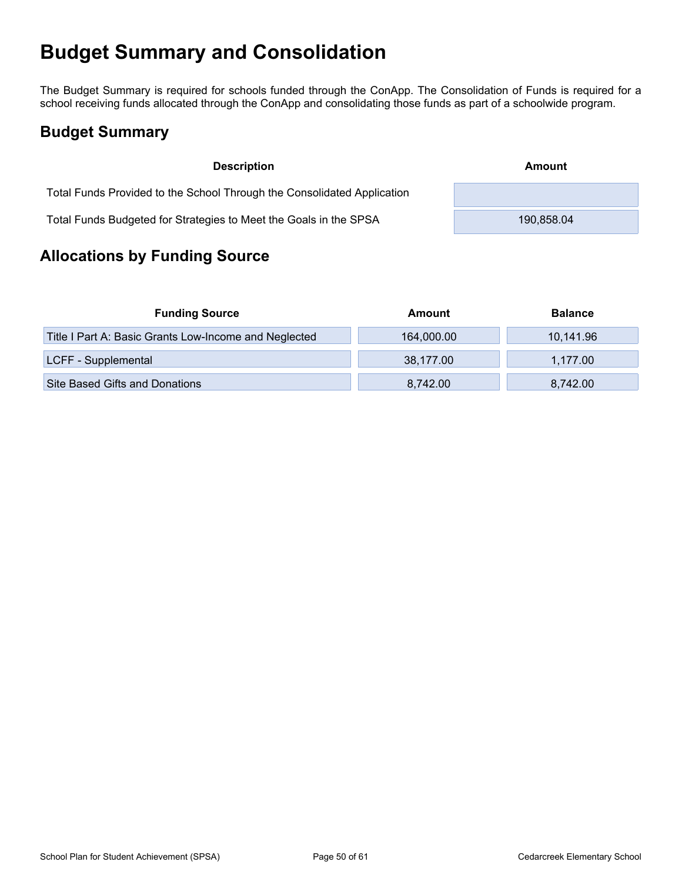# Budget Summary and Consolidation

The Budget Summary is required for schools funded through the ConApp. The Consolidation of Funds is required for a school receiving funds allocated through the ConApp and consolidating those funds as part of a schoolwide program.

## Budget Summary

| Description | Amount |
| --- | --- |
| Total Funds Provided to the School Through the Consolidated Application | |
| Total Funds Budgeted for Strategies to Meet the Goals in the SPSA | 190,858.04 |

## Allocations by Funding Source

| Funding Source | Amount | Balance |
| --- | --- | --- |
| Title I Part A: Basic Grants Low-Income and Neglected | 164,000.00 | 10,141.96 |
| LCFF - Supplemental | 38,177.00 | 1,177.00 |
| Site Based Gifts and Donations | 8,742.00 | 8,742.00 |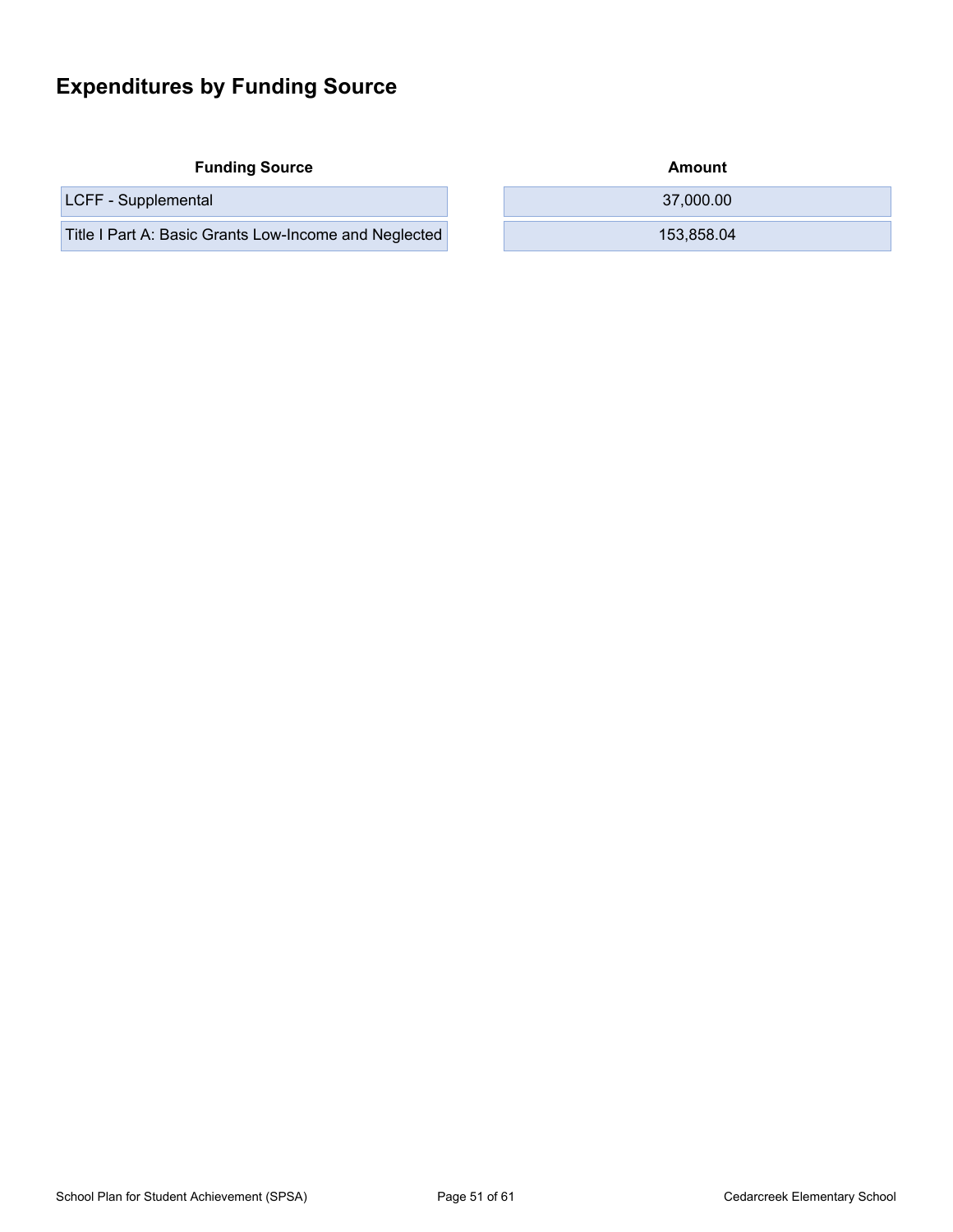## Expenditures by Funding Source

| Funding Source | Amount |
| --- | --- |
| LCFF - Supplemental | 37,000.00 |
| Title I Part A: Basic Grants Low-Income and Neglected | 153,858.04 |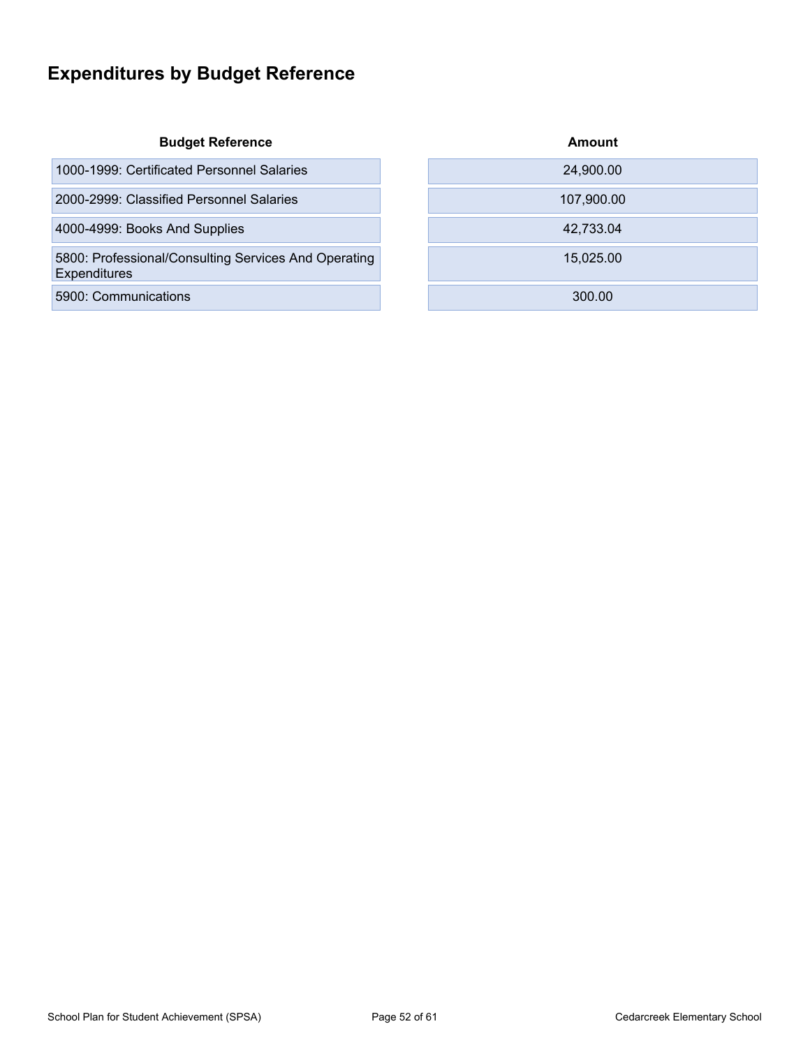## Expenditures by Budget Reference

| Budget Reference | Amount |
| --- | --- |
| 1000-1999: Certificated Personnel Salaries | 24,900.00 |
| 2000-2999: Classified Personnel Salaries | 107,900.00 |
| 4000-4999: Books And Supplies | 42,733.04 |
| 5800: Professional/Consulting Services And Operating Expenditures | 15,025.00 |
| 5900: Communications | 300.00 |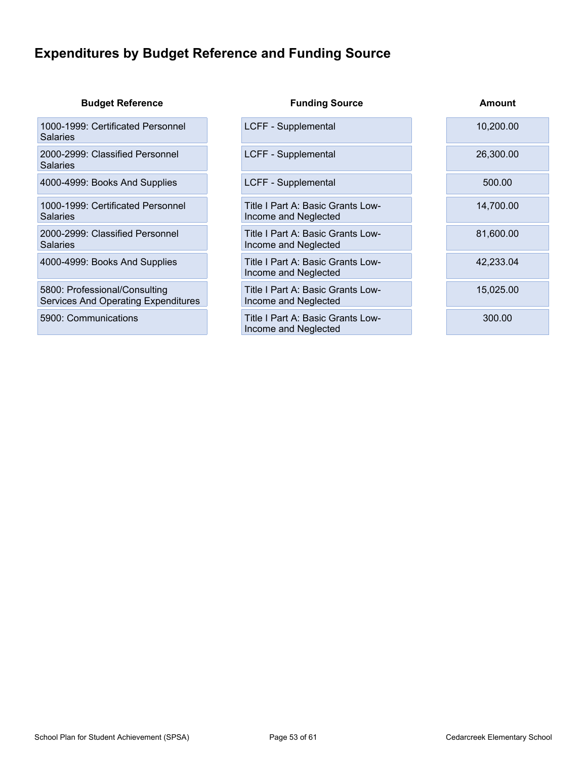# Expenditures by Budget Reference and Funding Source

| Budget Reference | Funding Source | Amount |
|---|---|---|
| 1000-1999: Certificated Personnel Salaries | LCFF - Supplemental | 10,200.00 |
| 2000-2999: Classified Personnel Salaries | LCFF - Supplemental | 26,300.00 |
| 4000-4999: Books And Supplies | LCFF - Supplemental | 500.00 |
| 1000-1999: Certificated Personnel Salaries | Title I Part A: Basic Grants Low-Income and Neglected | 14,700.00 |
| 2000-2999: Classified Personnel Salaries | Title I Part A: Basic Grants Low-Income and Neglected | 81,600.00 |
| 4000-4999: Books And Supplies | Title I Part A: Basic Grants Low-Income and Neglected | 42,233.04 |
| 5800: Professional/Consulting Services And Operating Expenditures | Title I Part A: Basic Grants Low-Income and Neglected | 15,025.00 |
| 5900: Communications | Title I Part A: Basic Grants Low-Income and Neglected | 300.00 |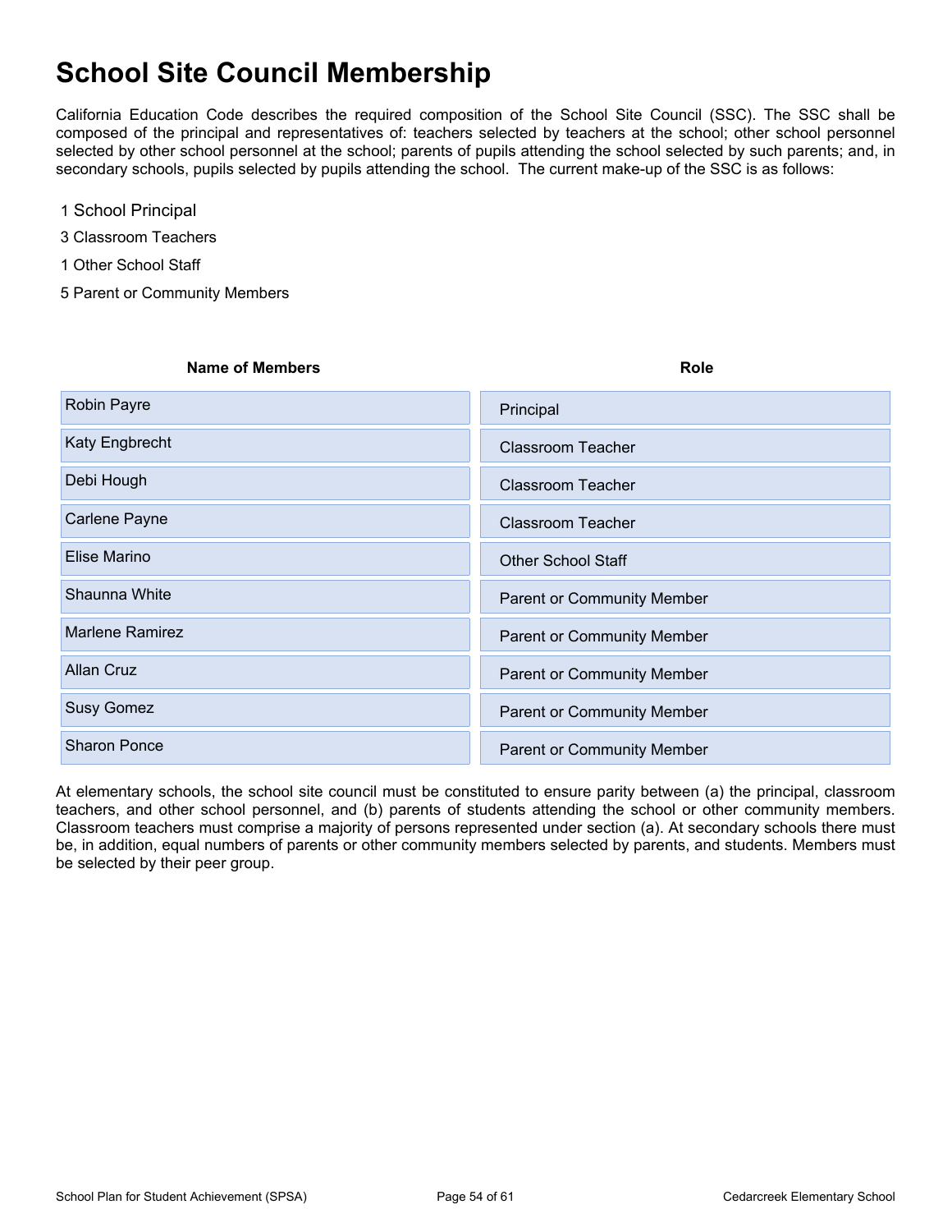# School Site Council Membership

California Education Code describes the required composition of the School Site Council (SSC). The SSC shall be composed of the principal and representatives of: teachers selected by teachers at the school; other school personnel selected by other school personnel at the school; parents of pupils attending the school selected by such parents; and, in secondary schools, pupils selected by pupils attending the school. The current make-up of the SSC is as follows:

1 School Principal

3 Classroom Teachers

1 Other School Staff

5 Parent or Community Members

| Name of Members | Role |
|---|---|
| Robin Payre | Principal |
| Katy Engbrecht | Classroom Teacher |
| Debi Hough | Classroom Teacher |
| Carlene Payne | Classroom Teacher |
| Elise Marino | Other School Staff |
| Shaunna White | Parent or Community Member |
| Marlene Ramirez | Parent or Community Member |
| Allan Cruz | Parent or Community Member |
| Susy Gomez | Parent or Community Member |
| Sharon Ponce | Parent or Community Member |

At elementary schools, the school site council must be constituted to ensure parity between (a) the principal, classroom teachers, and other school personnel, and (b) parents of students attending the school or other community members. Classroom teachers must comprise a majority of persons represented under section (a). At secondary schools there must be, in addition, equal numbers of parents or other community members selected by parents, and students. Members must be selected by their peer group.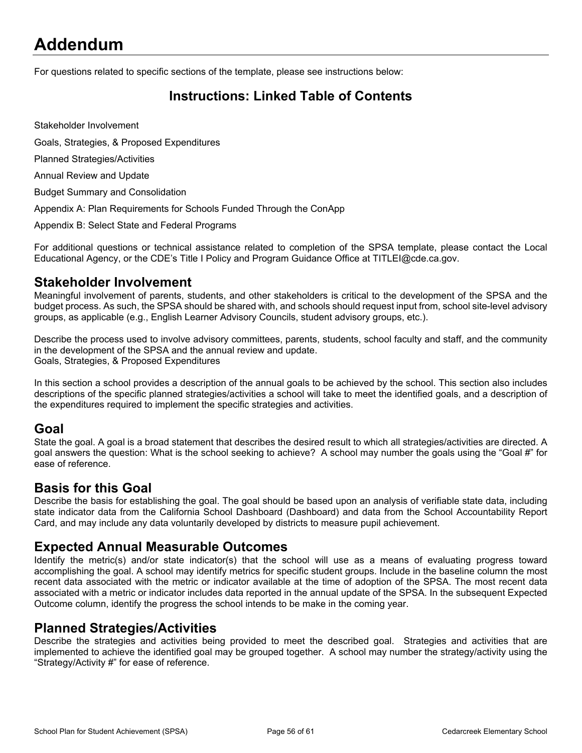# Addendum

For questions related to specific sections of the template, please see instructions below:

## Instructions: Linked Table of Contents

Stakeholder Involvement

Goals, Strategies, & Proposed Expenditures

Planned Strategies/Activities

Annual Review and Update

Budget Summary and Consolidation

Appendix A: Plan Requirements for Schools Funded Through the ConApp

Appendix B: Select State and Federal Programs

For additional questions or technical assistance related to completion of the SPSA template, please contact the Local Educational Agency, or the CDE's Title I Policy and Program Guidance Office at TITLEI@cde.ca.gov.

## Stakeholder Involvement

Meaningful involvement of parents, students, and other stakeholders is critical to the development of the SPSA and the budget process. As such, the SPSA should be shared with, and schools should request input from, school site-level advisory groups, as applicable (e.g., English Learner Advisory Councils, student advisory groups, etc.).

Describe the process used to involve advisory committees, parents, students, school faculty and staff, and the community in the development of the SPSA and the annual review and update.
Goals, Strategies, & Proposed Expenditures

In this section a school provides a description of the annual goals to be achieved by the school. This section also includes descriptions of the specific planned strategies/activities a school will take to meet the identified goals, and a description of the expenditures required to implement the specific strategies and activities.

## Goal

State the goal. A goal is a broad statement that describes the desired result to which all strategies/activities are directed. A goal answers the question: What is the school seeking to achieve? A school may number the goals using the "Goal #" for ease of reference.

## Basis for this Goal

Describe the basis for establishing the goal. The goal should be based upon an analysis of verifiable state data, including state indicator data from the California School Dashboard (Dashboard) and data from the School Accountability Report Card, and may include any data voluntarily developed by districts to measure pupil achievement.

## Expected Annual Measurable Outcomes

Identify the metric(s) and/or state indicator(s) that the school will use as a means of evaluating progress toward accomplishing the goal. A school may identify metrics for specific student groups. Include in the baseline column the most recent data associated with the metric or indicator available at the time of adoption of the SPSA. The most recent data associated with a metric or indicator includes data reported in the annual update of the SPSA. In the subsequent Expected Outcome column, identify the progress the school intends to be make in the coming year.

## Planned Strategies/Activities

Describe the strategies and activities being provided to meet the described goal. Strategies and activities that are implemented to achieve the identified goal may be grouped together. A school may number the strategy/activity using the "Strategy/Activity #" for ease of reference.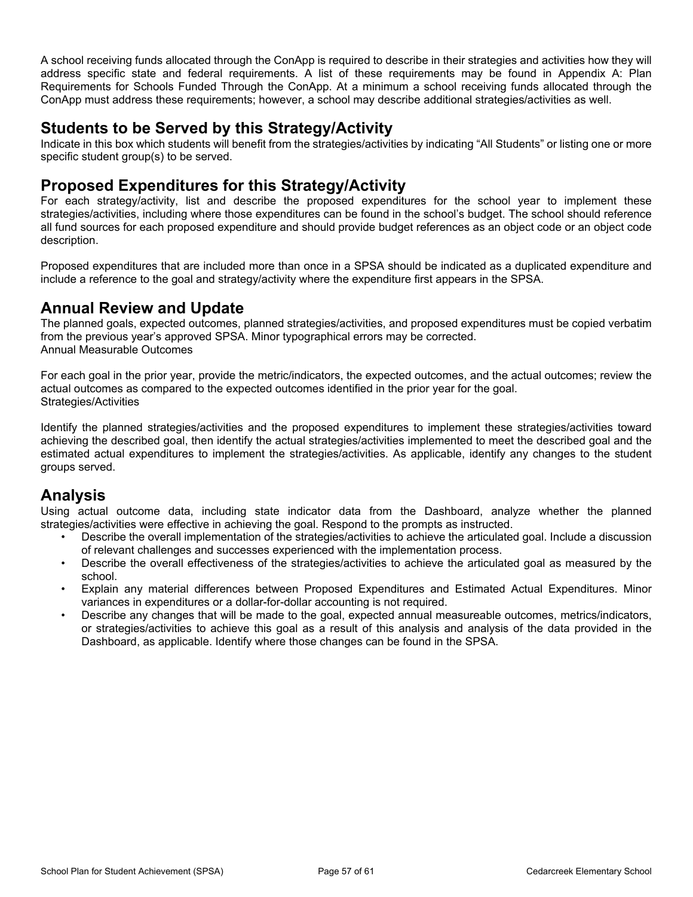A school receiving funds allocated through the ConApp is required to describe in their strategies and activities how they will address specific state and federal requirements. A list of these requirements may be found in Appendix A: Plan Requirements for Schools Funded Through the ConApp. At a minimum a school receiving funds allocated through the ConApp must address these requirements; however, a school may describe additional strategies/activities as well.

## Students to be Served by this Strategy/Activity

Indicate in this box which students will benefit from the strategies/activities by indicating "All Students" or listing one or more specific student group(s) to be served.

## Proposed Expenditures for this Strategy/Activity

For each strategy/activity, list and describe the proposed expenditures for the school year to implement these strategies/activities, including where those expenditures can be found in the school's budget. The school should reference all fund sources for each proposed expenditure and should provide budget references as an object code or an object code description.

Proposed expenditures that are included more than once in a SPSA should be indicated as a duplicated expenditure and include a reference to the goal and strategy/activity where the expenditure first appears in the SPSA.

## Annual Review and Update

The planned goals, expected outcomes, planned strategies/activities, and proposed expenditures must be copied verbatim from the previous year's approved SPSA. Minor typographical errors may be corrected.
Annual Measurable Outcomes

For each goal in the prior year, provide the metric/indicators, the expected outcomes, and the actual outcomes; review the actual outcomes as compared to the expected outcomes identified in the prior year for the goal.
Strategies/Activities

Identify the planned strategies/activities and the proposed expenditures to implement these strategies/activities toward achieving the described goal, then identify the actual strategies/activities implemented to meet the described goal and the estimated actual expenditures to implement the strategies/activities. As applicable, identify any changes to the student groups served.

## Analysis

Using actual outcome data, including state indicator data from the Dashboard, analyze whether the planned strategies/activities were effective in achieving the goal. Respond to the prompts as instructed.

- Describe the overall implementation of the strategies/activities to achieve the articulated goal. Include a discussion of relevant challenges and successes experienced with the implementation process.
- Describe the overall effectiveness of the strategies/activities to achieve the articulated goal as measured by the school.
- Explain any material differences between Proposed Expenditures and Estimated Actual Expenditures. Minor variances in expenditures or a dollar-for-dollar accounting is not required.
- Describe any changes that will be made to the goal, expected annual measureable outcomes, metrics/indicators, or strategies/activities to achieve this goal as a result of this analysis and analysis of the data provided in the Dashboard, as applicable. Identify where those changes can be found in the SPSA.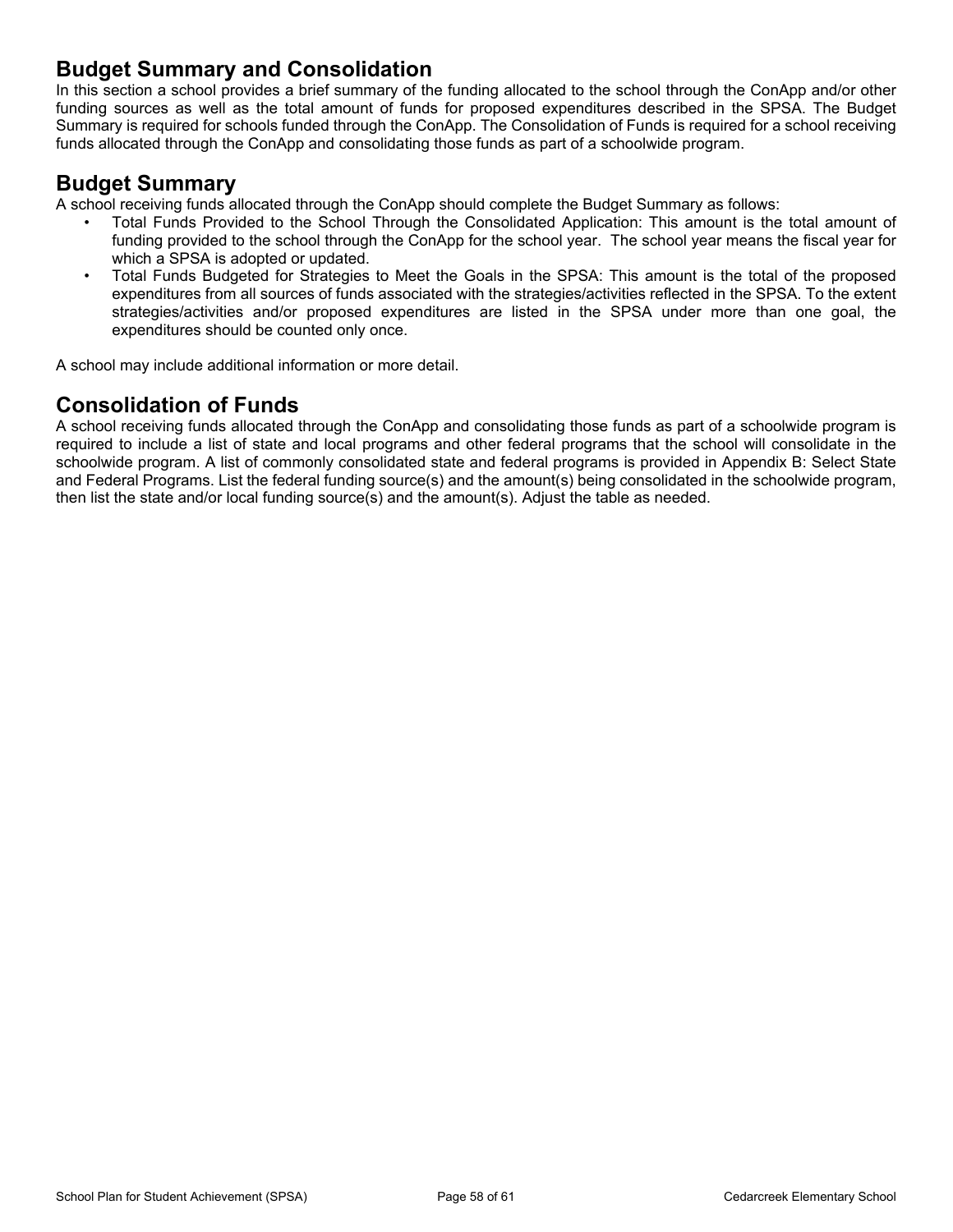## Budget Summary and Consolidation

In this section a school provides a brief summary of the funding allocated to the school through the ConApp and/or other funding sources as well as the total amount of funds for proposed expenditures described in the SPSA. The Budget Summary is required for schools funded through the ConApp. The Consolidation of Funds is required for a school receiving funds allocated through the ConApp and consolidating those funds as part of a schoolwide program.

## Budget Summary

A school receiving funds allocated through the ConApp should complete the Budget Summary as follows:

- Total Funds Provided to the School Through the Consolidated Application: This amount is the total amount of funding provided to the school through the ConApp for the school year. The school year means the fiscal year for which a SPSA is adopted or updated.
- Total Funds Budgeted for Strategies to Meet the Goals in the SPSA: This amount is the total of the proposed expenditures from all sources of funds associated with the strategies/activities reflected in the SPSA. To the extent strategies/activities and/or proposed expenditures are listed in the SPSA under more than one goal, the expenditures should be counted only once.

A school may include additional information or more detail.

## Consolidation of Funds

A school receiving funds allocated through the ConApp and consolidating those funds as part of a schoolwide program is required to include a list of state and local programs and other federal programs that the school will consolidate in the schoolwide program. A list of commonly consolidated state and federal programs is provided in Appendix B: Select State and Federal Programs. List the federal funding source(s) and the amount(s) being consolidated in the schoolwide program, then list the state and/or local funding source(s) and the amount(s). Adjust the table as needed.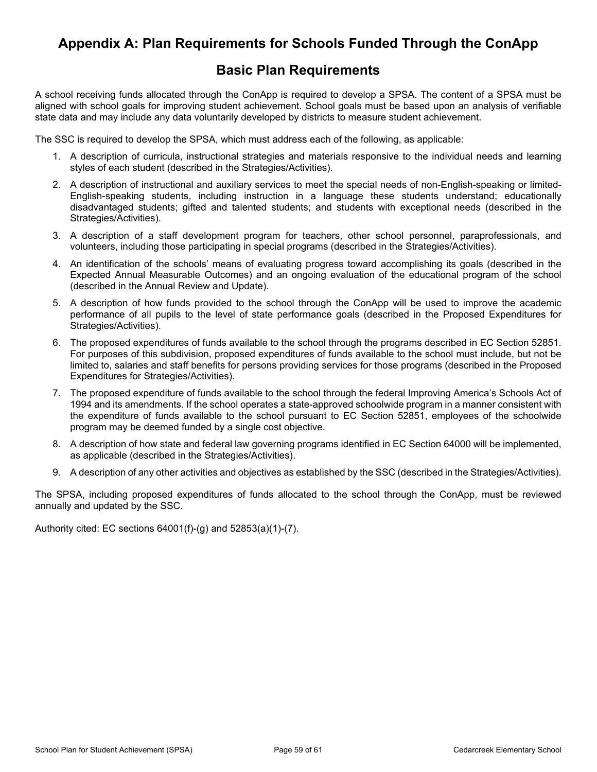# Appendix A: Plan Requirements for Schools Funded Through the ConApp

## Basic Plan Requirements

A school receiving funds allocated through the ConApp is required to develop a SPSA. The content of a SPSA must be aligned with school goals for improving student achievement. School goals must be based upon an analysis of verifiable state data and may include any data voluntarily developed by districts to measure student achievement.

The SSC is required to develop the SPSA, which must address each of the following, as applicable:

1. A description of curricula, instructional strategies and materials responsive to the individual needs and learning styles of each student (described in the Strategies/Activities).
2. A description of instructional and auxiliary services to meet the special needs of non-English-speaking or limited-English-speaking students, including instruction in a language these students understand; educationally disadvantaged students; gifted and talented students; and students with exceptional needs (described in the Strategies/Activities).
3. A description of a staff development program for teachers, other school personnel, paraprofessionals, and volunteers, including those participating in special programs (described in the Strategies/Activities).
4. An identification of the schools' means of evaluating progress toward accomplishing its goals (described in the Expected Annual Measurable Outcomes) and an ongoing evaluation of the educational program of the school (described in the Annual Review and Update).
5. A description of how funds provided to the school through the ConApp will be used to improve the academic performance of all pupils to the level of state performance goals (described in the Proposed Expenditures for Strategies/Activities).
6. The proposed expenditures of funds available to the school through the programs described in EC Section 52851. For purposes of this subdivision, proposed expenditures of funds available to the school must include, but not be limited to, salaries and staff benefits for persons providing services for those programs (described in the Proposed Expenditures for Strategies/Activities).
7. The proposed expenditure of funds available to the school through the federal Improving America's Schools Act of 1994 and its amendments. If the school operates a state-approved schoolwide program in a manner consistent with the expenditure of funds available to the school pursuant to EC Section 52851, employees of the schoolwide program may be deemed funded by a single cost objective.
8. A description of how state and federal law governing programs identified in EC Section 64000 will be implemented, as applicable (described in the Strategies/Activities).
9. A description of any other activities and objectives as established by the SSC (described in the Strategies/Activities).

The SPSA, including proposed expenditures of funds allocated to the school through the ConApp, must be reviewed annually and updated by the SSC.

Authority cited: EC sections 64001(f)-(g) and 52853(a)(1)-(7).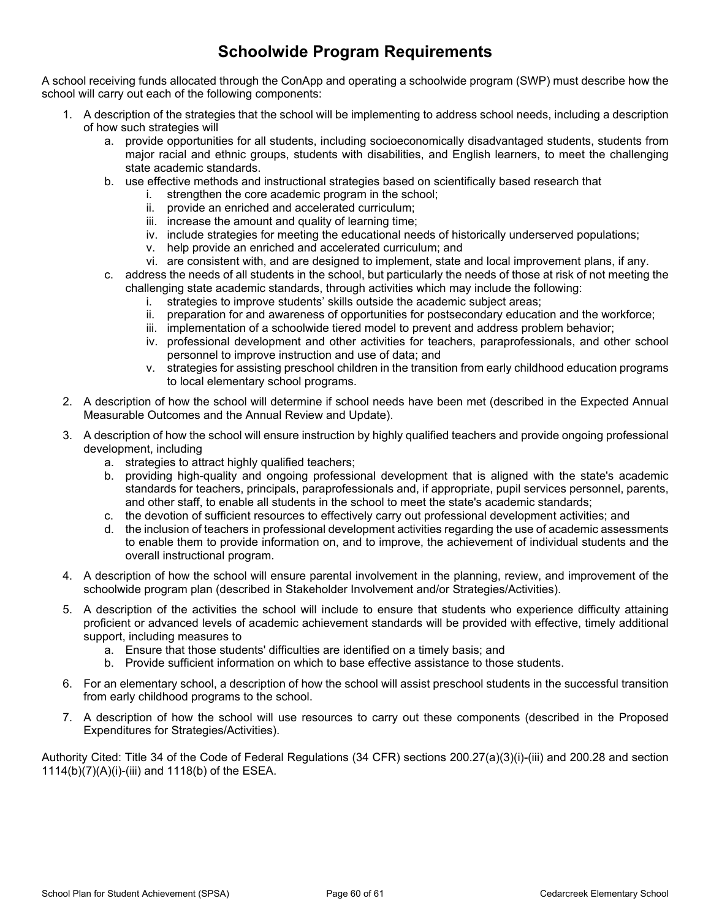# Schoolwide Program Requirements

A school receiving funds allocated through the ConApp and operating a schoolwide program (SWP) must describe how the school will carry out each of the following components:

1. A description of the strategies that the school will be implementing to address school needs, including a description of how such strategies will
   a. provide opportunities for all students, including socioeconomically disadvantaged students, students from major racial and ethnic groups, students with disabilities, and English learners, to meet the challenging state academic standards.
   b. use effective methods and instructional strategies based on scientifically based research that
      i. strengthen the core academic program in the school;
      ii. provide an enriched and accelerated curriculum;
      iii. increase the amount and quality of learning time;
      iv. include strategies for meeting the educational needs of historically underserved populations;
      v. help provide an enriched and accelerated curriculum; and
      vi. are consistent with, and are designed to implement, state and local improvement plans, if any.
   c. address the needs of all students in the school, but particularly the needs of those at risk of not meeting the challenging state academic standards, through activities which may include the following:
      i. strategies to improve students' skills outside the academic subject areas;
      ii. preparation for and awareness of opportunities for postsecondary education and the workforce;
      iii. implementation of a schoolwide tiered model to prevent and address problem behavior;
      iv. professional development and other activities for teachers, paraprofessionals, and other school personnel to improve instruction and use of data; and
      v. strategies for assisting preschool children in the transition from early childhood education programs to local elementary school programs.
2. A description of how the school will determine if school needs have been met (described in the Expected Annual Measurable Outcomes and the Annual Review and Update).
3. A description of how the school will ensure instruction by highly qualified teachers and provide ongoing professional development, including
   a. strategies to attract highly qualified teachers;
   b. providing high-quality and ongoing professional development that is aligned with the state's academic standards for teachers, principals, paraprofessionals and, if appropriate, pupil services personnel, parents, and other staff, to enable all students in the school to meet the state's academic standards;
   c. the devotion of sufficient resources to effectively carry out professional development activities; and
   d. the inclusion of teachers in professional development activities regarding the use of academic assessments to enable them to provide information on, and to improve, the achievement of individual students and the overall instructional program.
4. A description of how the school will ensure parental involvement in the planning, review, and improvement of the schoolwide program plan (described in Stakeholder Involvement and/or Strategies/Activities).
5. A description of the activities the school will include to ensure that students who experience difficulty attaining proficient or advanced levels of academic achievement standards will be provided with effective, timely additional support, including measures to
   a. Ensure that those students' difficulties are identified on a timely basis; and
   b. Provide sufficient information on which to base effective assistance to those students.
6. For an elementary school, a description of how the school will assist preschool students in the successful transition from early childhood programs to the school.
7. A description of how the school will use resources to carry out these components (described in the Proposed Expenditures for Strategies/Activities).

Authority Cited: Title 34 of the Code of Federal Regulations (34 CFR) sections 200.27(a)(3)(i)-(iii) and 200.28 and section 1114(b)(7)(A)(i)-(iii) and 1118(b) of the ESEA.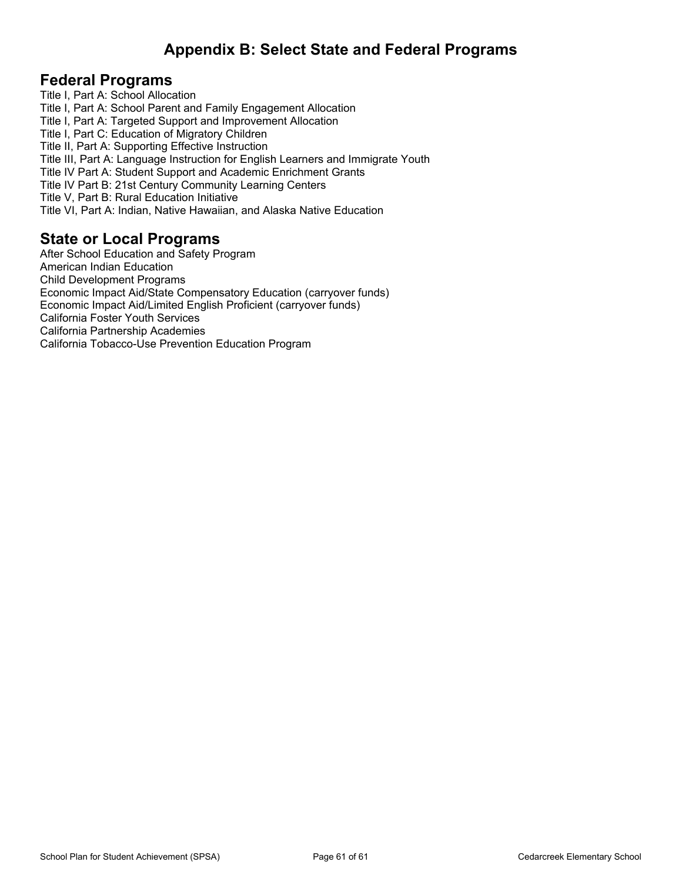# Appendix B: Select State and Federal Programs

## Federal Programs

Title I, Part A: School Allocation
Title I, Part A: School Parent and Family Engagement Allocation
Title I, Part A: Targeted Support and Improvement Allocation
Title I, Part C: Education of Migratory Children
Title II, Part A: Supporting Effective Instruction
Title III, Part A: Language Instruction for English Learners and Immigrate Youth
Title IV Part A: Student Support and Academic Enrichment Grants
Title IV Part B: 21st Century Community Learning Centers
Title V, Part B: Rural Education Initiative
Title VI, Part A: Indian, Native Hawaiian, and Alaska Native Education

## State or Local Programs

After School Education and Safety Program
American Indian Education
Child Development Programs
Economic Impact Aid/State Compensatory Education (carryover funds)
Economic Impact Aid/Limited English Proficient (carryover funds)
California Foster Youth Services
California Partnership Academies
California Tobacco-Use Prevention Education Program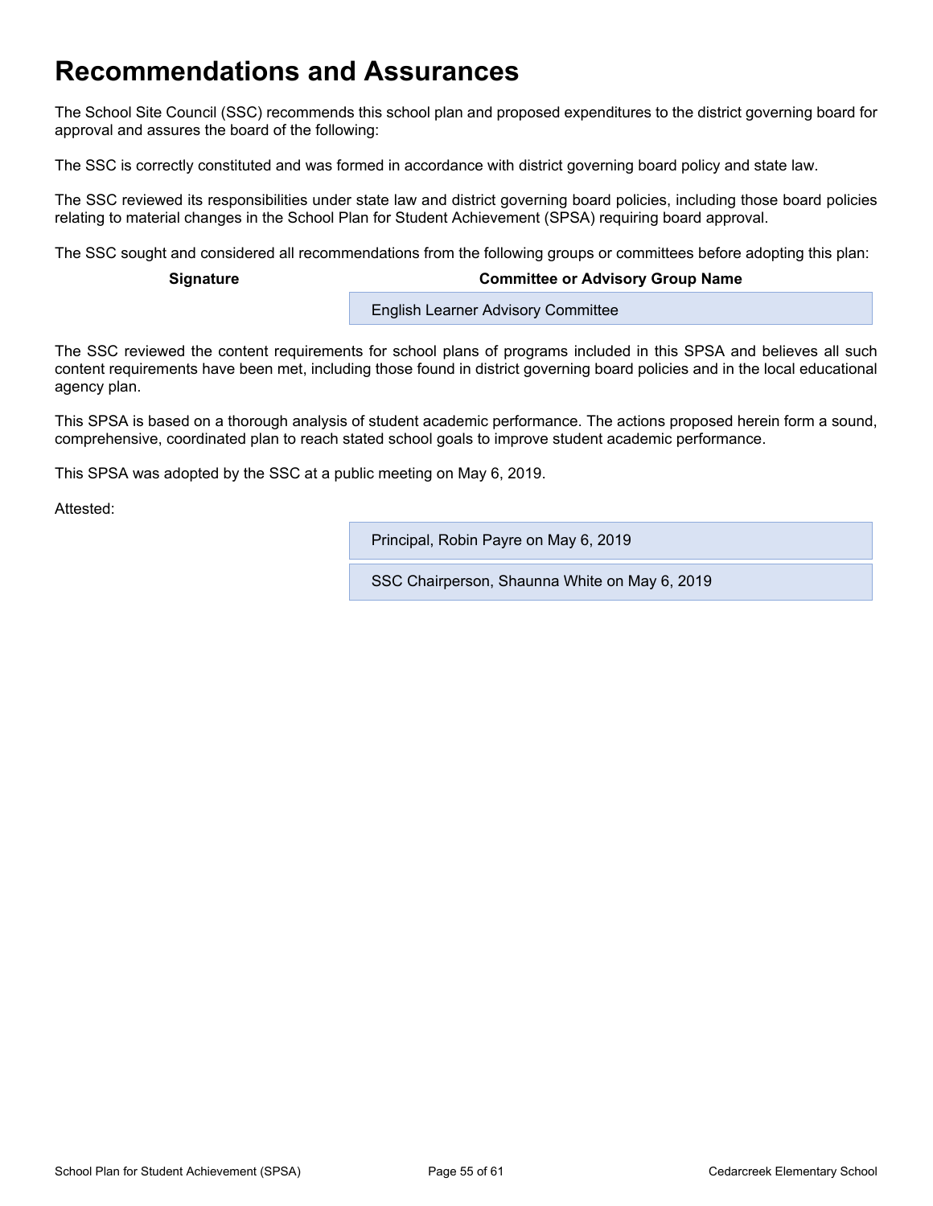# Recommendations and Assurances

The School Site Council (SSC) recommends this school plan and proposed expenditures to the district governing board for approval and assures the board of the following:

The SSC is correctly constituted and was formed in accordance with district governing board policy and state law.

The SSC reviewed its responsibilities under state law and district governing board policies, including those board policies relating to material changes in the School Plan for Student Achievement (SPSA) requiring board approval.

The SSC sought and considered all recommendations from the following groups or committees before adopting this plan:

| Signature | Committee or Advisory Group Name |
| --- | --- |
| | English Learner Advisory Committee |

The SSC reviewed the content requirements for school plans of programs included in this SPSA and believes all such content requirements have been met, including those found in district governing board policies and in the local educational agency plan.

This SPSA is based on a thorough analysis of student academic performance. The actions proposed herein form a sound, comprehensive, coordinated plan to reach stated school goals to improve student academic performance.

This SPSA was adopted by the SSC at a public meeting on May 6, 2019.

Attested:

| | |
| --- | --- |
| | Principal, Robin Payre on May 6, 2019 |
| | SSC Chairperson, Shaunna White on May 6, 2019 |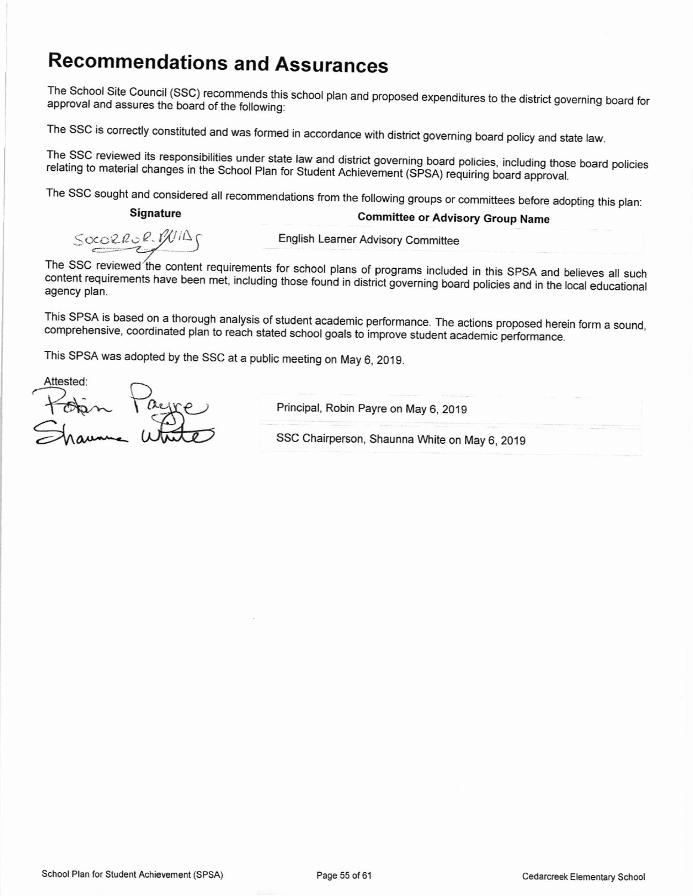# Recommendations and Assurances

The School Site Council (SSC) recommends this school plan and proposed expenditures to the district governing board for approval and assures the board of the following:

The SSC is correctly constituted and was formed in accordance with district governing board policy and state law.

The SSC reviewed its responsibilities under state law and district governing board policies, including those board policies relating to material changes in the School Plan for Student Achievement (SPSA) requiring board approval.

The SSC sought and considered all recommendations from the following groups or committees before adopting this plan:

| Signature | Committee or Advisory Group Name |
|---|---|
| SOCORRO R. RUIZ | English Learner Advisory Committee |

The SSC reviewed the content requirements for school plans of programs included in this SPSA and believes all such content requirements have been met, including those found in district governing board policies and in the local educational agency plan.

This SPSA is based on a thorough analysis of student academic performance. The actions proposed herein form a sound, comprehensive, coordinated plan to reach stated school goals to improve student academic performance.

This SPSA was adopted by the SSC at a public meeting on May 6, 2019.

Attested:

| | |
|---|---|
| Robin Payre | Principal, Robin Payre on May 6, 2019 |
| Shaunna White | SSC Chairperson, Shaunna White on May 6, 2019 |